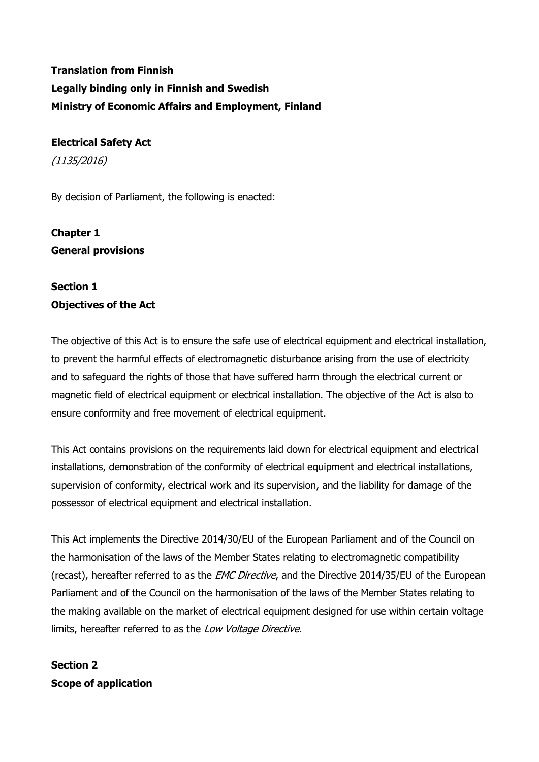**Translation from Finnish**
**Legally binding only in Finnish and Swedish**
**Ministry of Economic Affairs and Employment, Finland**

# Electrical Safety Act

*(1135/2016)*

By decision of Parliament, the following is enacted:

## Chapter 1
## General provisions

### Section 1
### Objectives of the Act

The objective of this Act is to ensure the safe use of electrical equipment and electrical installation, to prevent the harmful effects of electromagnetic disturbance arising from the use of electricity and to safeguard the rights of those that have suffered harm through the electrical current or magnetic field of electrical equipment or electrical installation. The objective of the Act is also to ensure conformity and free movement of electrical equipment.

This Act contains provisions on the requirements laid down for electrical equipment and electrical installations, demonstration of the conformity of electrical equipment and electrical installations, supervision of conformity, electrical work and its supervision, and the liability for damage of the possessor of electrical equipment and electrical installation.

This Act implements the Directive 2014/30/EU of the European Parliament and of the Council on the harmonisation of the laws of the Member States relating to electromagnetic compatibility (recast), hereafter referred to as the *EMC Directive*, and the Directive 2014/35/EU of the European Parliament and of the Council on the harmonisation of the laws of the Member States relating to the making available on the market of electrical equipment designed for use within certain voltage limits, hereafter referred to as the *Low Voltage Directive*.

### Section 2
### Scope of application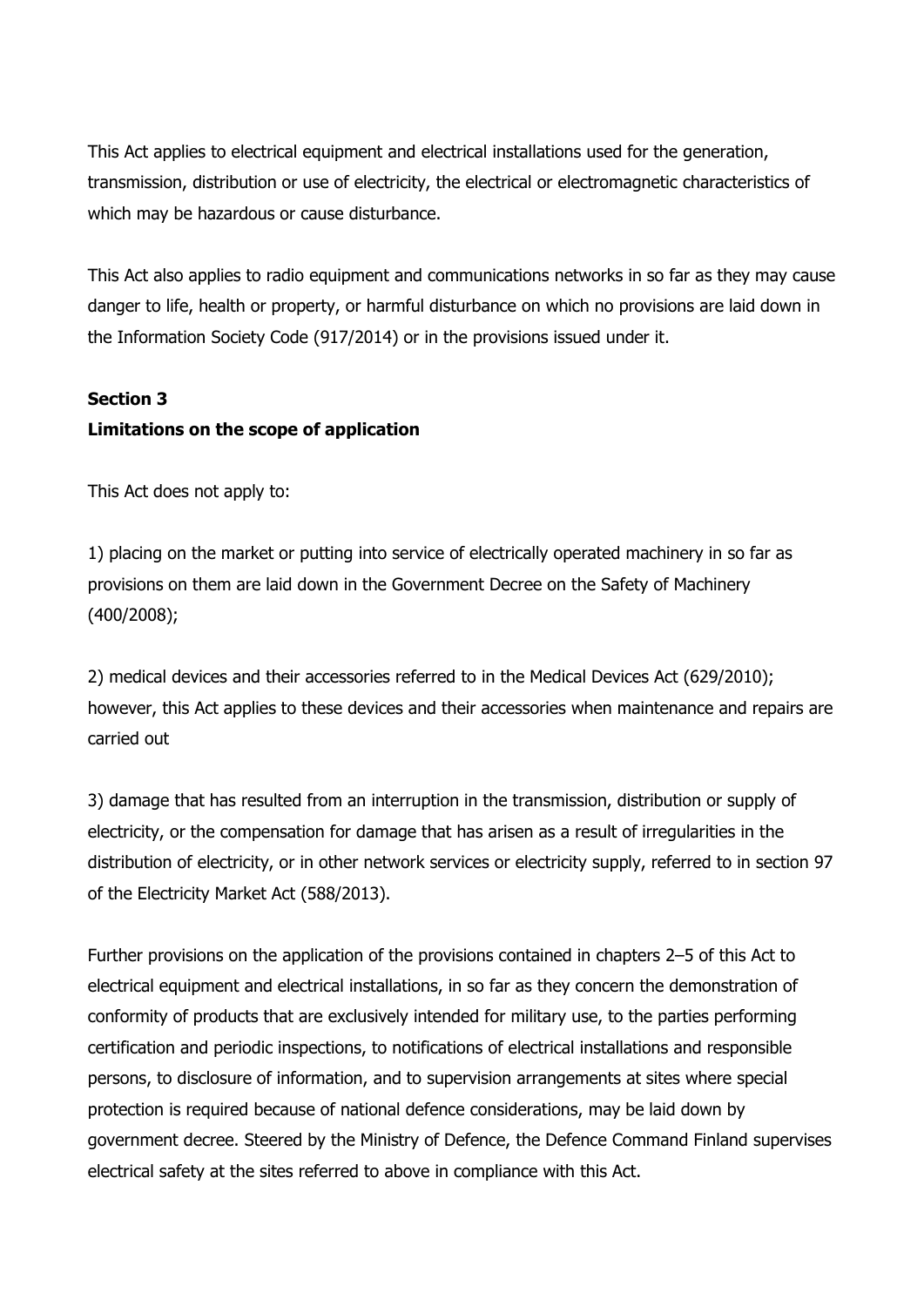This Act applies to electrical equipment and electrical installations used for the generation, transmission, distribution or use of electricity, the electrical or electromagnetic characteristics of which may be hazardous or cause disturbance.

This Act also applies to radio equipment and communications networks in so far as they may cause danger to life, health or property, or harmful disturbance on which no provisions are laid down in the Information Society Code (917/2014) or in the provisions issued under it.

**Section 3**
**Limitations on the scope of application**

This Act does not apply to:

1) placing on the market or putting into service of electrically operated machinery in so far as provisions on them are laid down in the Government Decree on the Safety of Machinery (400/2008);

2) medical devices and their accessories referred to in the Medical Devices Act (629/2010); however, this Act applies to these devices and their accessories when maintenance and repairs are carried out

3) damage that has resulted from an interruption in the transmission, distribution or supply of electricity, or the compensation for damage that has arisen as a result of irregularities in the distribution of electricity, or in other network services or electricity supply, referred to in section 97 of the Electricity Market Act (588/2013).

Further provisions on the application of the provisions contained in chapters 2–5 of this Act to electrical equipment and electrical installations, in so far as they concern the demonstration of conformity of products that are exclusively intended for military use, to the parties performing certification and periodic inspections, to notifications of electrical installations and responsible persons, to disclosure of information, and to supervision arrangements at sites where special protection is required because of national defence considerations, may be laid down by government decree. Steered by the Ministry of Defence, the Defence Command Finland supervises electrical safety at the sites referred to above in compliance with this Act.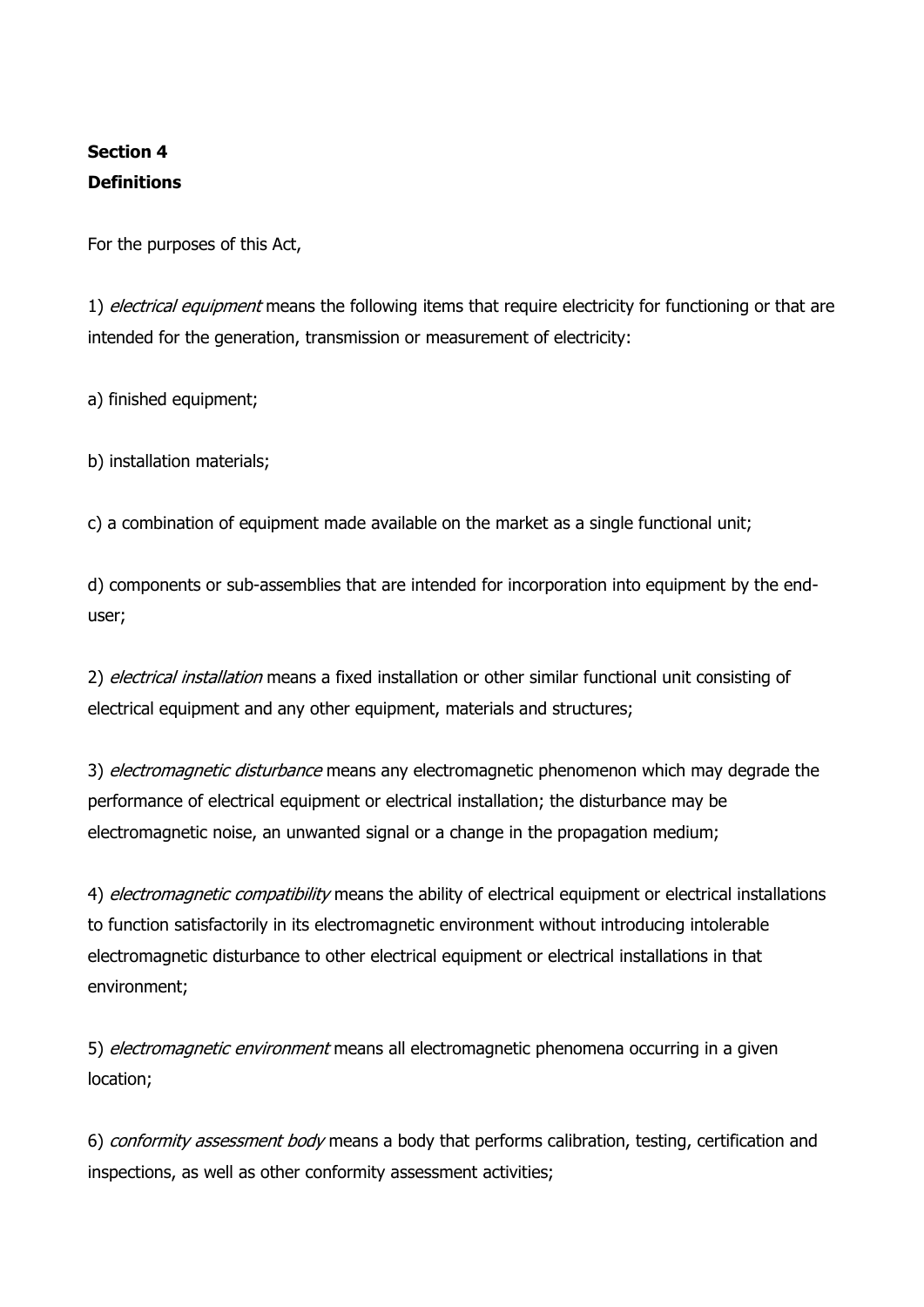**Section 4**
**Definitions**

For the purposes of this Act,

1) *electrical equipment* means the following items that require electricity for functioning or that are intended for the generation, transmission or measurement of electricity:

a) finished equipment;

b) installation materials;

c) a combination of equipment made available on the market as a single functional unit;

d) components or sub-assemblies that are intended for incorporation into equipment by the end-user;

2) *electrical installation* means a fixed installation or other similar functional unit consisting of electrical equipment and any other equipment, materials and structures;

3) *electromagnetic disturbance* means any electromagnetic phenomenon which may degrade the performance of electrical equipment or electrical installation; the disturbance may be electromagnetic noise, an unwanted signal or a change in the propagation medium;

4) *electromagnetic compatibility* means the ability of electrical equipment or electrical installations to function satisfactorily in its electromagnetic environment without introducing intolerable electromagnetic disturbance to other electrical equipment or electrical installations in that environment;

5) *electromagnetic environment* means all electromagnetic phenomena occurring in a given location;

6) *conformity assessment body* means a body that performs calibration, testing, certification and inspections, as well as other conformity assessment activities;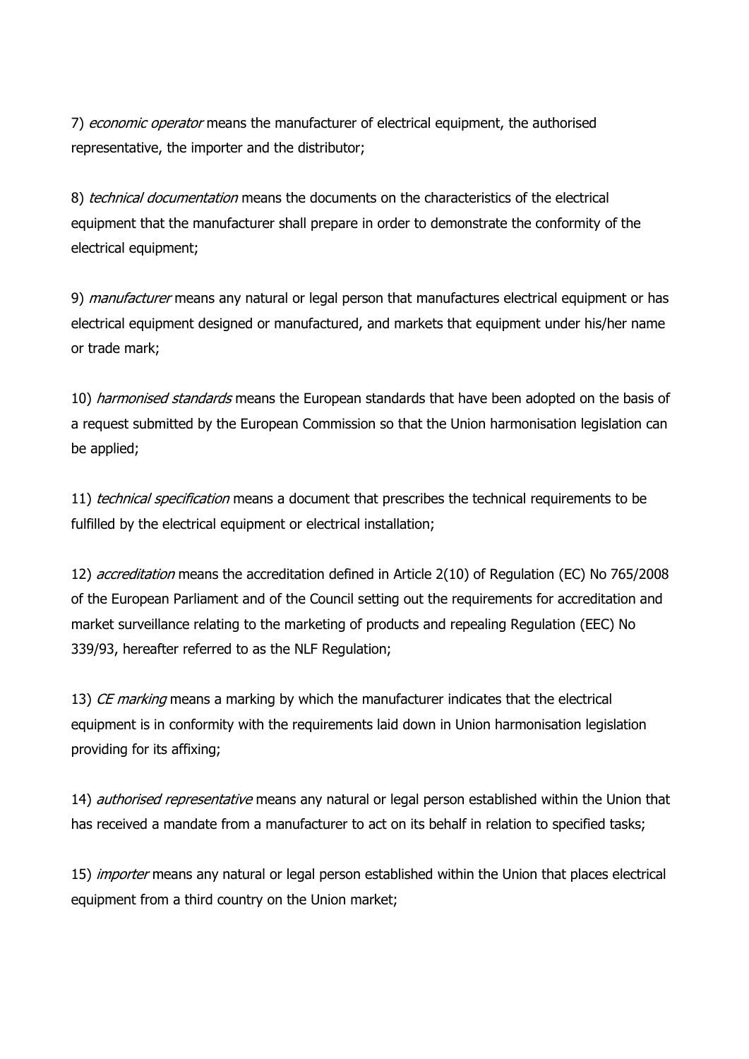7) *economic operator* means the manufacturer of electrical equipment, the authorised representative, the importer and the distributor;

8) *technical documentation* means the documents on the characteristics of the electrical equipment that the manufacturer shall prepare in order to demonstrate the conformity of the electrical equipment;

9) *manufacturer* means any natural or legal person that manufactures electrical equipment or has electrical equipment designed or manufactured, and markets that equipment under his/her name or trade mark;

10) *harmonised standards* means the European standards that have been adopted on the basis of a request submitted by the European Commission so that the Union harmonisation legislation can be applied;

11) *technical specification* means a document that prescribes the technical requirements to be fulfilled by the electrical equipment or electrical installation;

12) *accreditation* means the accreditation defined in Article 2(10) of Regulation (EC) No 765/2008 of the European Parliament and of the Council setting out the requirements for accreditation and market surveillance relating to the marketing of products and repealing Regulation (EEC) No 339/93, hereafter referred to as the NLF Regulation;

13) *CE marking* means a marking by which the manufacturer indicates that the electrical equipment is in conformity with the requirements laid down in Union harmonisation legislation providing for its affixing;

14) *authorised representative* means any natural or legal person established within the Union that has received a mandate from a manufacturer to act on its behalf in relation to specified tasks;

15) *importer* means any natural or legal person established within the Union that places electrical equipment from a third country on the Union market;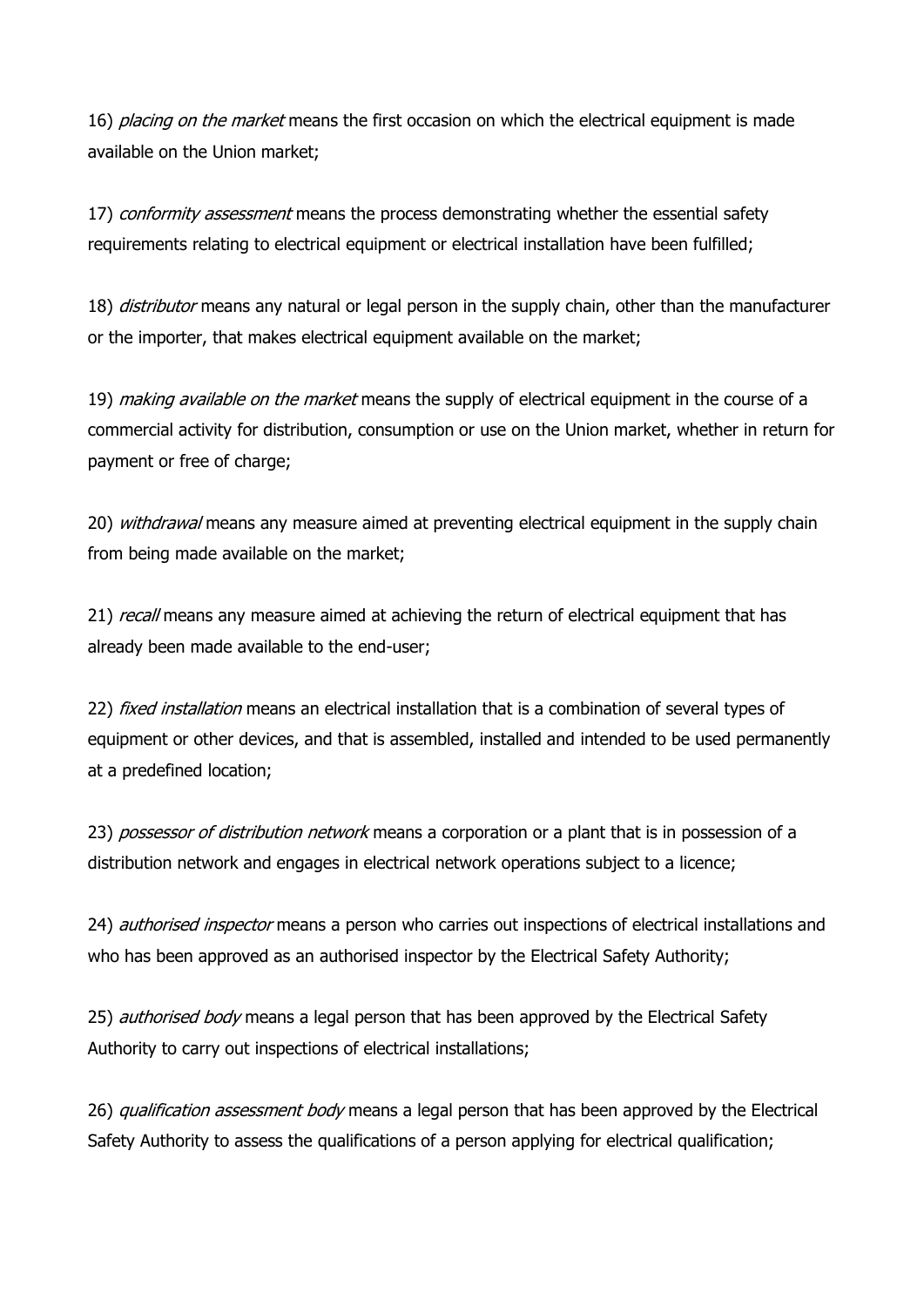16) *placing on the market* means the first occasion on which the electrical equipment is made available on the Union market;

17) *conformity assessment* means the process demonstrating whether the essential safety requirements relating to electrical equipment or electrical installation have been fulfilled;

18) *distributor* means any natural or legal person in the supply chain, other than the manufacturer or the importer, that makes electrical equipment available on the market;

19) *making available on the market* means the supply of electrical equipment in the course of a commercial activity for distribution, consumption or use on the Union market, whether in return for payment or free of charge;

20) *withdrawal* means any measure aimed at preventing electrical equipment in the supply chain from being made available on the market;

21) *recall* means any measure aimed at achieving the return of electrical equipment that has already been made available to the end-user;

22) *fixed installation* means an electrical installation that is a combination of several types of equipment or other devices, and that is assembled, installed and intended to be used permanently at a predefined location;

23) *possessor of distribution network* means a corporation or a plant that is in possession of a distribution network and engages in electrical network operations subject to a licence;

24) *authorised inspector* means a person who carries out inspections of electrical installations and who has been approved as an authorised inspector by the Electrical Safety Authority;

25) *authorised body* means a legal person that has been approved by the Electrical Safety Authority to carry out inspections of electrical installations;

26) *qualification assessment body* means a legal person that has been approved by the Electrical Safety Authority to assess the qualifications of a person applying for electrical qualification;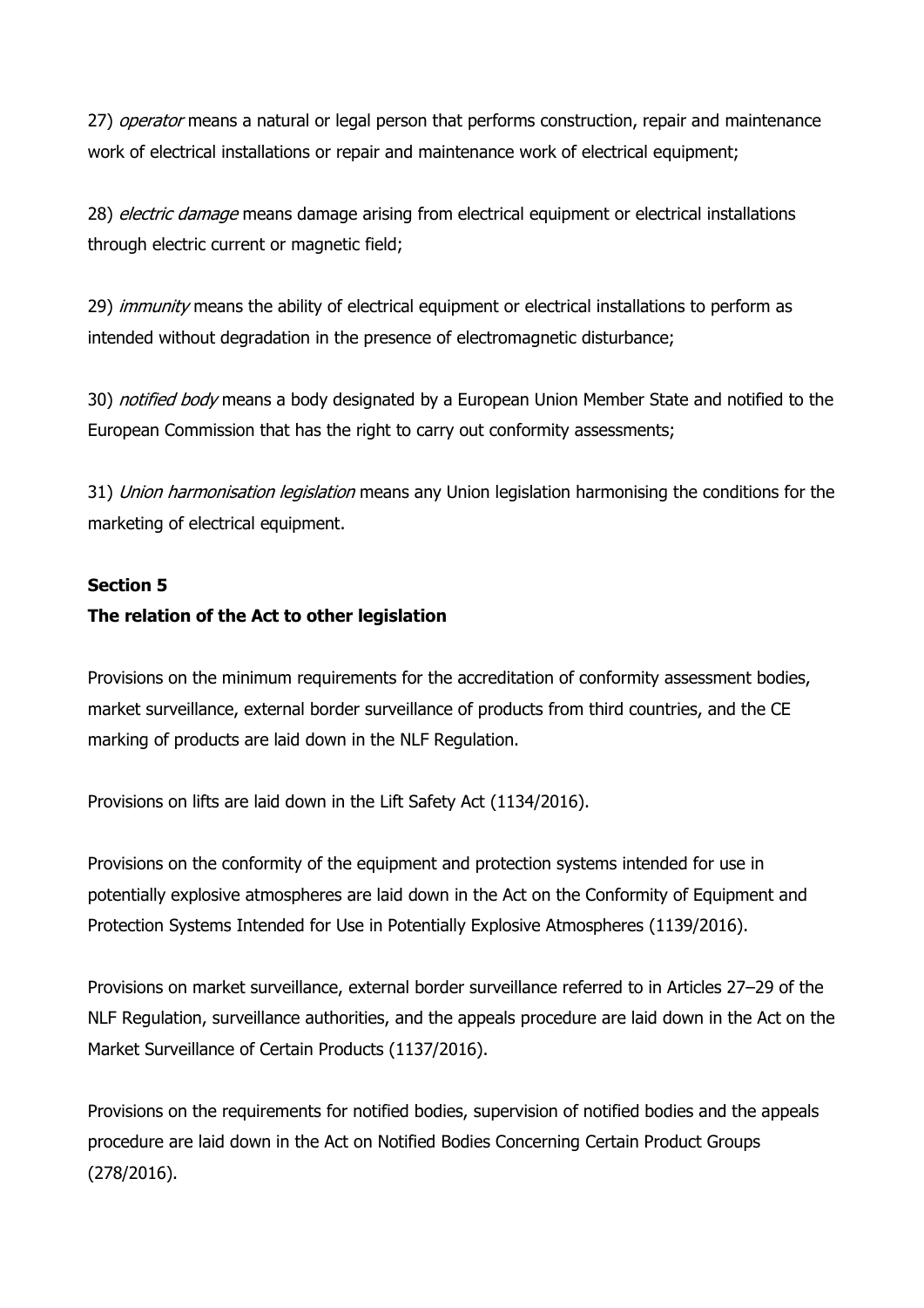27) *operator* means a natural or legal person that performs construction, repair and maintenance work of electrical installations or repair and maintenance work of electrical equipment;

28) *electric damage* means damage arising from electrical equipment or electrical installations through electric current or magnetic field;

29) *immunity* means the ability of electrical equipment or electrical installations to perform as intended without degradation in the presence of electromagnetic disturbance;

30) *notified body* means a body designated by a European Union Member State and notified to the European Commission that has the right to carry out conformity assessments;

31) *Union harmonisation legislation* means any Union legislation harmonising the conditions for the marketing of electrical equipment.

**Section 5**
**The relation of the Act to other legislation**

Provisions on the minimum requirements for the accreditation of conformity assessment bodies, market surveillance, external border surveillance of products from third countries, and the CE marking of products are laid down in the NLF Regulation.

Provisions on lifts are laid down in the Lift Safety Act (1134/2016).

Provisions on the conformity of the equipment and protection systems intended for use in potentially explosive atmospheres are laid down in the Act on the Conformity of Equipment and Protection Systems Intended for Use in Potentially Explosive Atmospheres (1139/2016).

Provisions on market surveillance, external border surveillance referred to in Articles 27–29 of the NLF Regulation, surveillance authorities, and the appeals procedure are laid down in the Act on the Market Surveillance of Certain Products (1137/2016).

Provisions on the requirements for notified bodies, supervision of notified bodies and the appeals procedure are laid down in the Act on Notified Bodies Concerning Certain Product Groups (278/2016).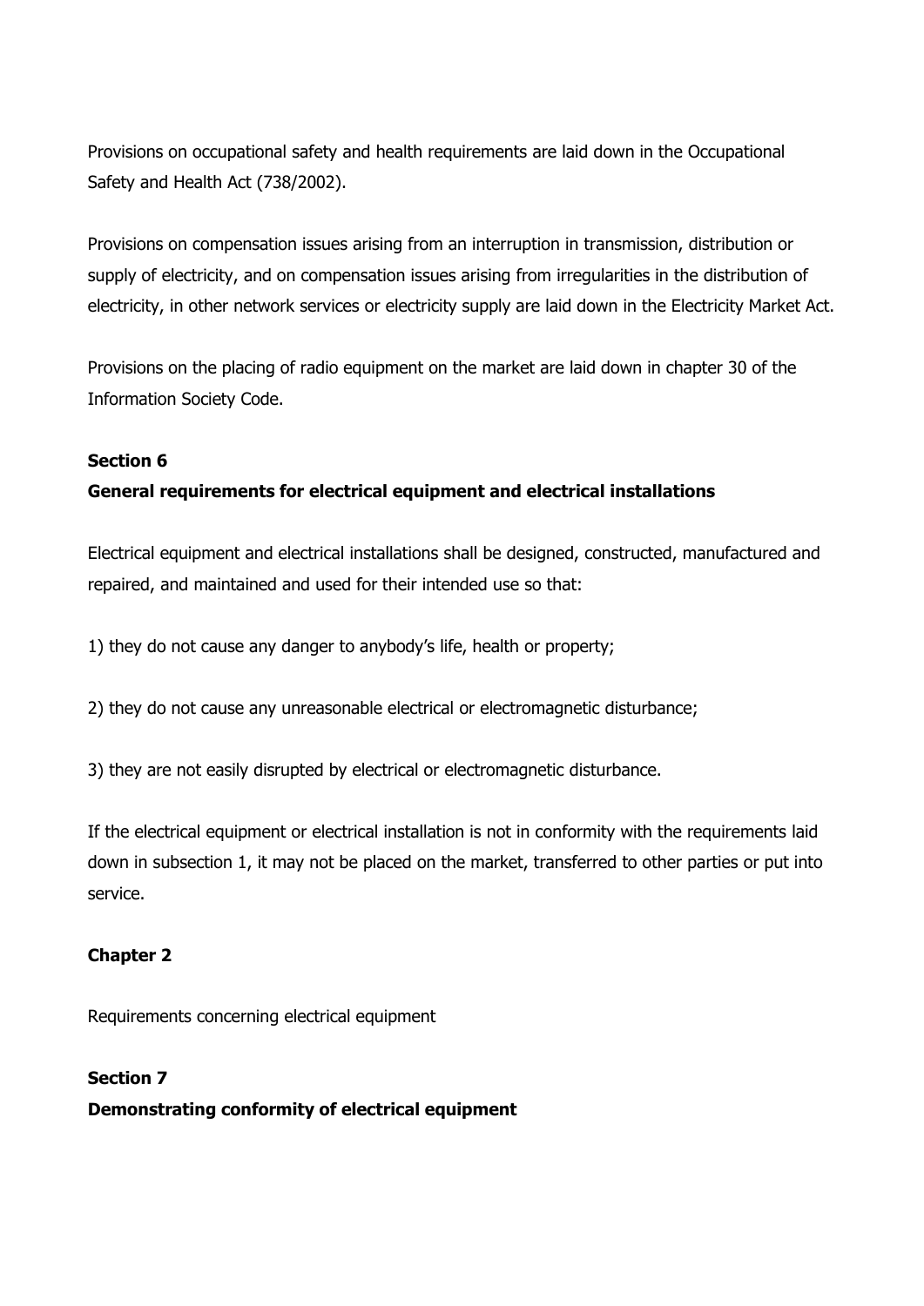Provisions on occupational safety and health requirements are laid down in the Occupational Safety and Health Act (738/2002).

Provisions on compensation issues arising from an interruption in transmission, distribution or supply of electricity, and on compensation issues arising from irregularities in the distribution of electricity, in other network services or electricity supply are laid down in the Electricity Market Act.

Provisions on the placing of radio equipment on the market are laid down in chapter 30 of the Information Society Code.

**Section 6**

**General requirements for electrical equipment and electrical installations**

Electrical equipment and electrical installations shall be designed, constructed, manufactured and repaired, and maintained and used for their intended use so that:

1) they do not cause any danger to anybody's life, health or property;

2) they do not cause any unreasonable electrical or electromagnetic disturbance;

3) they are not easily disrupted by electrical or electromagnetic disturbance.

If the electrical equipment or electrical installation is not in conformity with the requirements laid down in subsection 1, it may not be placed on the market, transferred to other parties or put into service.

## Chapter 2

Requirements concerning electrical equipment

**Section 7**

**Demonstrating conformity of electrical equipment**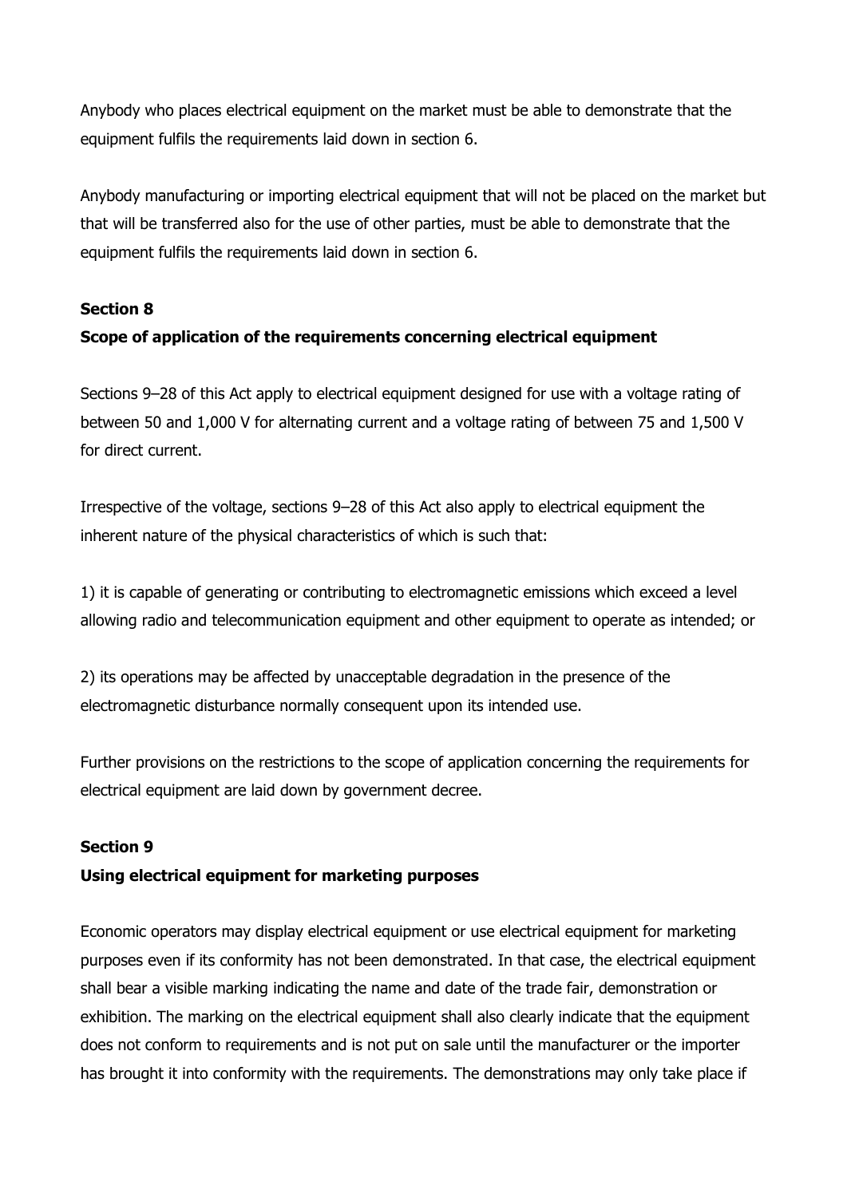Anybody who places electrical equipment on the market must be able to demonstrate that the equipment fulfils the requirements laid down in section 6.

Anybody manufacturing or importing electrical equipment that will not be placed on the market but that will be transferred also for the use of other parties, must be able to demonstrate that the equipment fulfils the requirements laid down in section 6.

**Section 8**

**Scope of application of the requirements concerning electrical equipment**

Sections 9–28 of this Act apply to electrical equipment designed for use with a voltage rating of between 50 and 1,000 V for alternating current and a voltage rating of between 75 and 1,500 V for direct current.

Irrespective of the voltage, sections 9–28 of this Act also apply to electrical equipment the inherent nature of the physical characteristics of which is such that:

1) it is capable of generating or contributing to electromagnetic emissions which exceed a level allowing radio and telecommunication equipment and other equipment to operate as intended; or

2) its operations may be affected by unacceptable degradation in the presence of the electromagnetic disturbance normally consequent upon its intended use.

Further provisions on the restrictions to the scope of application concerning the requirements for electrical equipment are laid down by government decree.

**Section 9**

**Using electrical equipment for marketing purposes**

Economic operators may display electrical equipment or use electrical equipment for marketing purposes even if its conformity has not been demonstrated. In that case, the electrical equipment shall bear a visible marking indicating the name and date of the trade fair, demonstration or exhibition. The marking on the electrical equipment shall also clearly indicate that the equipment does not conform to requirements and is not put on sale until the manufacturer or the importer has brought it into conformity with the requirements. The demonstrations may only take place if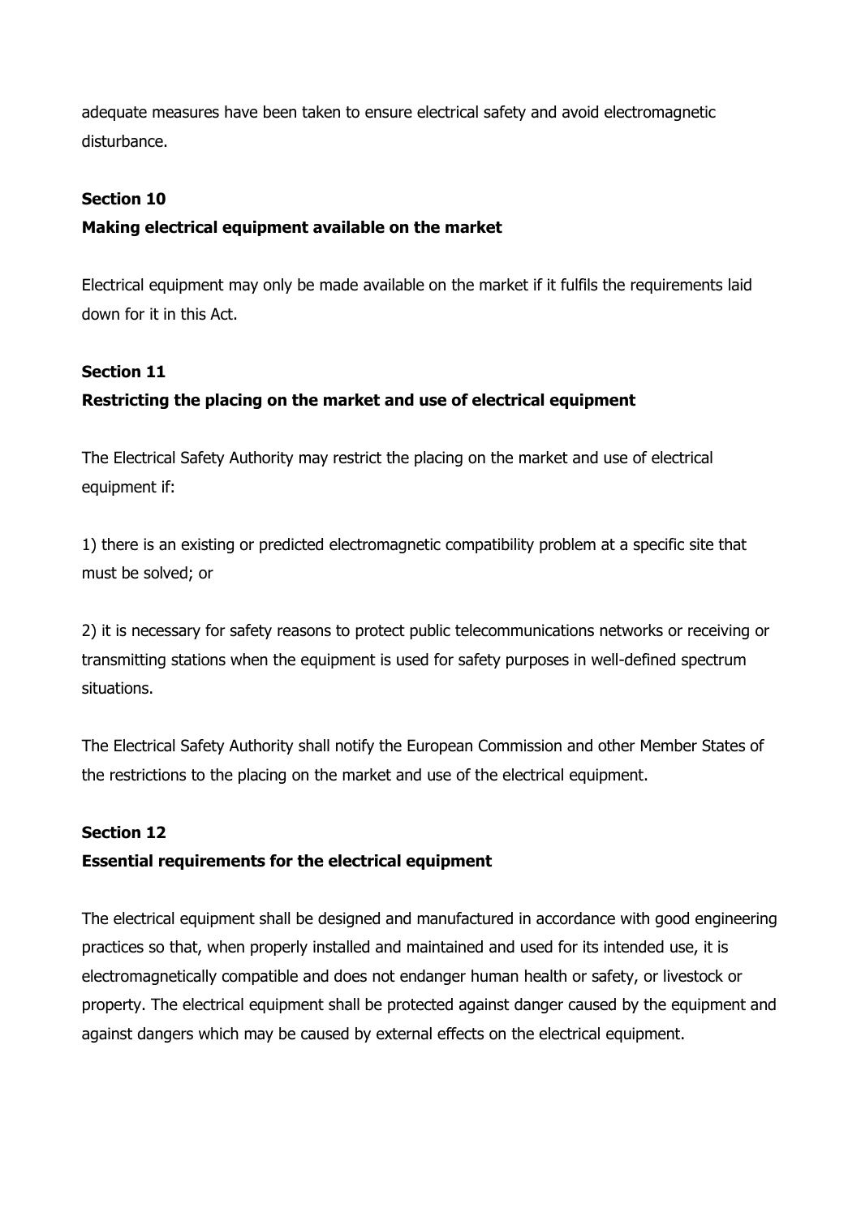adequate measures have been taken to ensure electrical safety and avoid electromagnetic disturbance.

**Section 10**
**Making electrical equipment available on the market**

Electrical equipment may only be made available on the market if it fulfils the requirements laid down for it in this Act.

**Section 11**
**Restricting the placing on the market and use of electrical equipment**

The Electrical Safety Authority may restrict the placing on the market and use of electrical equipment if:

1) there is an existing or predicted electromagnetic compatibility problem at a specific site that must be solved; or

2) it is necessary for safety reasons to protect public telecommunications networks or receiving or transmitting stations when the equipment is used for safety purposes in well-defined spectrum situations.

The Electrical Safety Authority shall notify the European Commission and other Member States of the restrictions to the placing on the market and use of the electrical equipment.

**Section 12**
**Essential requirements for the electrical equipment**

The electrical equipment shall be designed and manufactured in accordance with good engineering practices so that, when properly installed and maintained and used for its intended use, it is electromagnetically compatible and does not endanger human health or safety, or livestock or property. The electrical equipment shall be protected against danger caused by the equipment and against dangers which may be caused by external effects on the electrical equipment.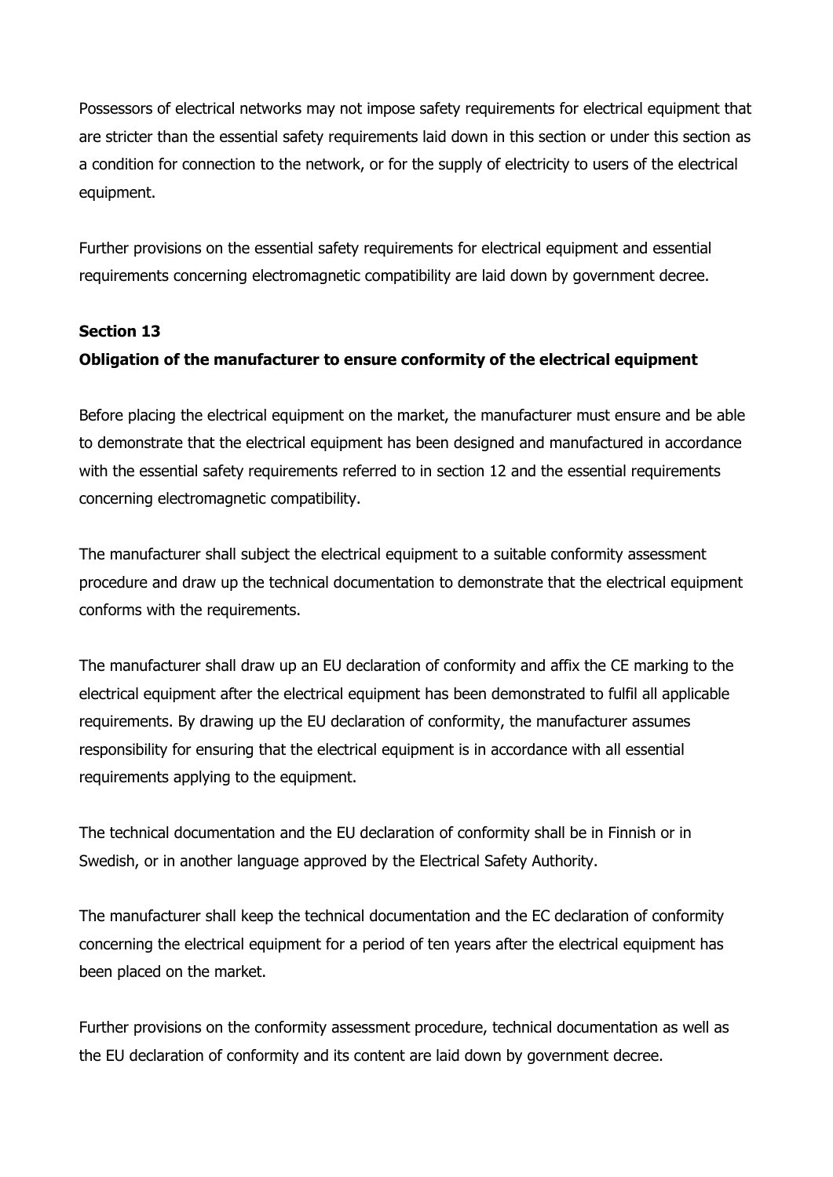Possessors of electrical networks may not impose safety requirements for electrical equipment that are stricter than the essential safety requirements laid down in this section or under this section as a condition for connection to the network, or for the supply of electricity to users of the electrical equipment.

Further provisions on the essential safety requirements for electrical equipment and essential requirements concerning electromagnetic compatibility are laid down by government decree.

**Section 13**

**Obligation of the manufacturer to ensure conformity of the electrical equipment**

Before placing the electrical equipment on the market, the manufacturer must ensure and be able to demonstrate that the electrical equipment has been designed and manufactured in accordance with the essential safety requirements referred to in section 12 and the essential requirements concerning electromagnetic compatibility.

The manufacturer shall subject the electrical equipment to a suitable conformity assessment procedure and draw up the technical documentation to demonstrate that the electrical equipment conforms with the requirements.

The manufacturer shall draw up an EU declaration of conformity and affix the CE marking to the electrical equipment after the electrical equipment has been demonstrated to fulfil all applicable requirements. By drawing up the EU declaration of conformity, the manufacturer assumes responsibility for ensuring that the electrical equipment is in accordance with all essential requirements applying to the equipment.

The technical documentation and the EU declaration of conformity shall be in Finnish or in Swedish, or in another language approved by the Electrical Safety Authority.

The manufacturer shall keep the technical documentation and the EC declaration of conformity concerning the electrical equipment for a period of ten years after the electrical equipment has been placed on the market.

Further provisions on the conformity assessment procedure, technical documentation as well as the EU declaration of conformity and its content are laid down by government decree.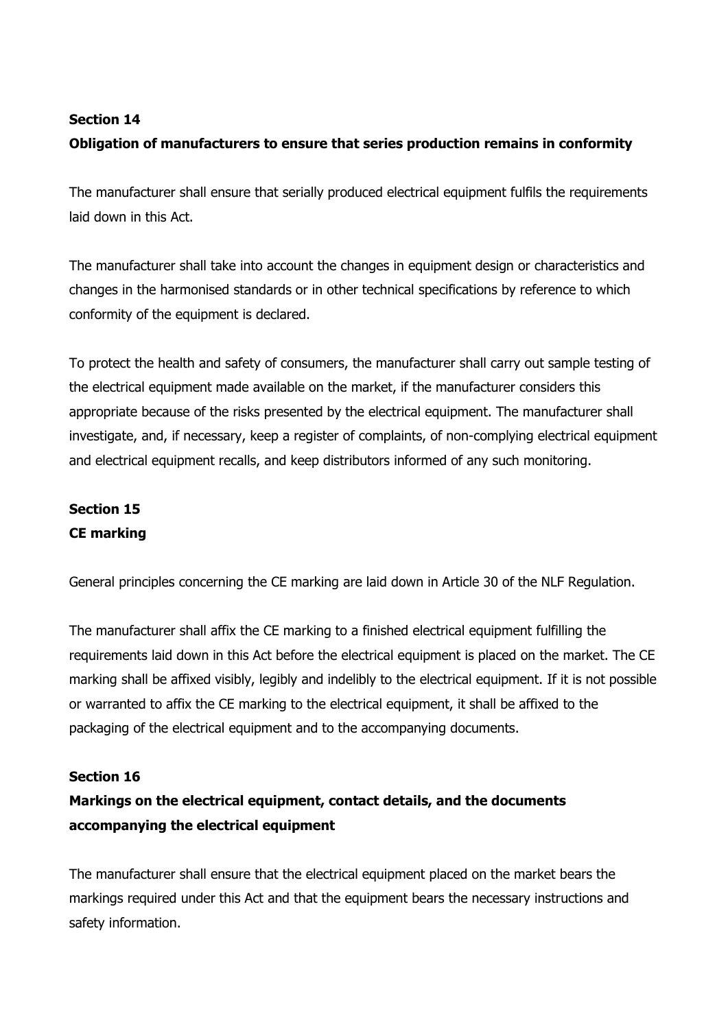## Section 14

### Obligation of manufacturers to ensure that series production remains in conformity

The manufacturer shall ensure that serially produced electrical equipment fulfils the requirements laid down in this Act.

The manufacturer shall take into account the changes in equipment design or characteristics and changes in the harmonised standards or in other technical specifications by reference to which conformity of the equipment is declared.

To protect the health and safety of consumers, the manufacturer shall carry out sample testing of the electrical equipment made available on the market, if the manufacturer considers this appropriate because of the risks presented by the electrical equipment. The manufacturer shall investigate, and, if necessary, keep a register of complaints, of non-complying electrical equipment and electrical equipment recalls, and keep distributors informed of any such monitoring.

## Section 15

### CE marking

General principles concerning the CE marking are laid down in Article 30 of the NLF Regulation.

The manufacturer shall affix the CE marking to a finished electrical equipment fulfilling the requirements laid down in this Act before the electrical equipment is placed on the market. The CE marking shall be affixed visibly, legibly and indelibly to the electrical equipment. If it is not possible or warranted to affix the CE marking to the electrical equipment, it shall be affixed to the packaging of the electrical equipment and to the accompanying documents.

## Section 16

### Markings on the electrical equipment, contact details, and the documents accompanying the electrical equipment

The manufacturer shall ensure that the electrical equipment placed on the market bears the markings required under this Act and that the equipment bears the necessary instructions and safety information.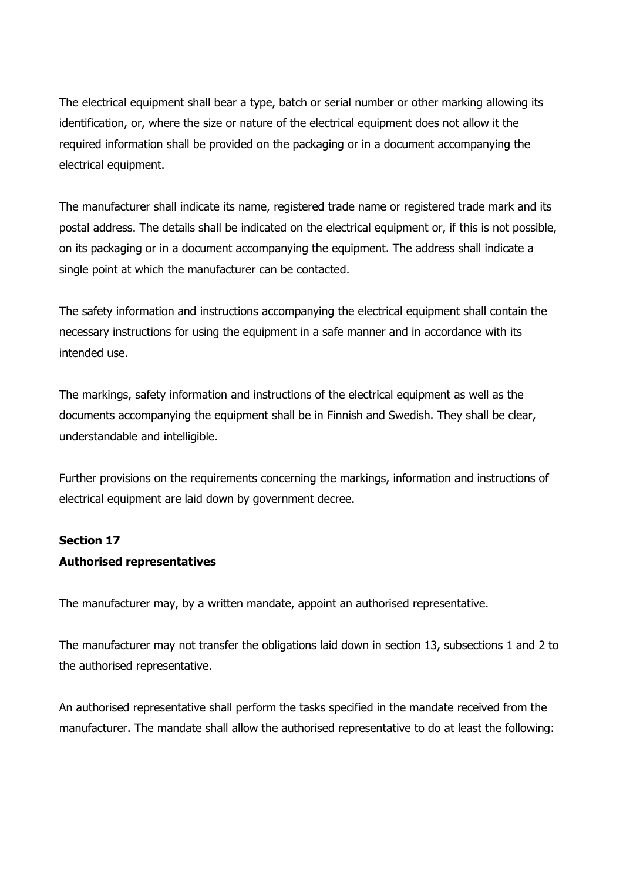The electrical equipment shall bear a type, batch or serial number or other marking allowing its identification, or, where the size or nature of the electrical equipment does not allow it the required information shall be provided on the packaging or in a document accompanying the electrical equipment.

The manufacturer shall indicate its name, registered trade name or registered trade mark and its postal address. The details shall be indicated on the electrical equipment or, if this is not possible, on its packaging or in a document accompanying the equipment. The address shall indicate a single point at which the manufacturer can be contacted.

The safety information and instructions accompanying the electrical equipment shall contain the necessary instructions for using the equipment in a safe manner and in accordance with its intended use.

The markings, safety information and instructions of the electrical equipment as well as the documents accompanying the equipment shall be in Finnish and Swedish. They shall be clear, understandable and intelligible.

Further provisions on the requirements concerning the markings, information and instructions of electrical equipment are laid down by government decree.

**Section 17**
**Authorised representatives**

The manufacturer may, by a written mandate, appoint an authorised representative.

The manufacturer may not transfer the obligations laid down in section 13, subsections 1 and 2 to the authorised representative.

An authorised representative shall perform the tasks specified in the mandate received from the manufacturer. The mandate shall allow the authorised representative to do at least the following: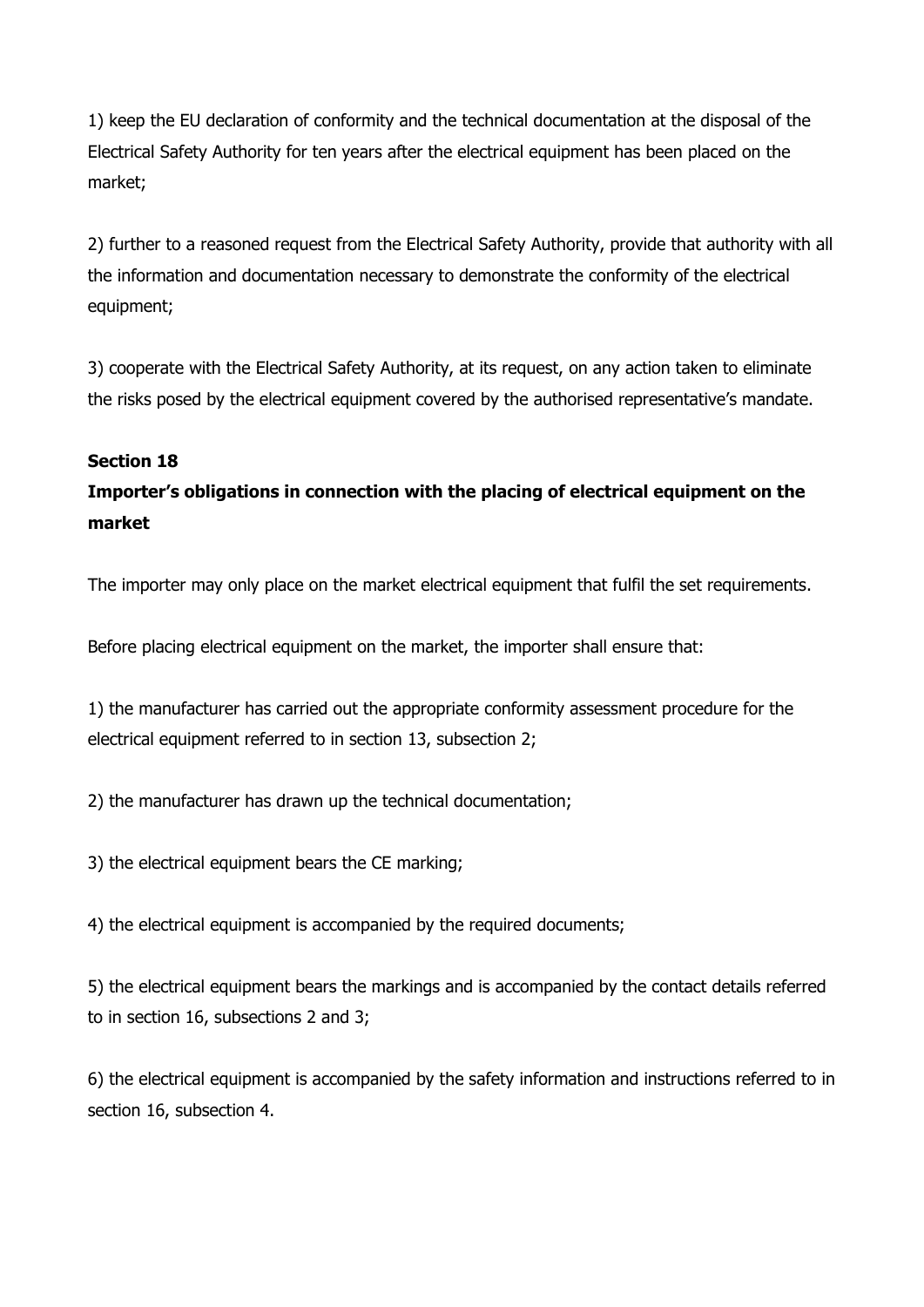1) keep the EU declaration of conformity and the technical documentation at the disposal of the Electrical Safety Authority for ten years after the electrical equipment has been placed on the market;

2) further to a reasoned request from the Electrical Safety Authority, provide that authority with all the information and documentation necessary to demonstrate the conformity of the electrical equipment;

3) cooperate with the Electrical Safety Authority, at its request, on any action taken to eliminate the risks posed by the electrical equipment covered by the authorised representative's mandate.

**Section 18**

**Importer's obligations in connection with the placing of electrical equipment on the market**

The importer may only place on the market electrical equipment that fulfil the set requirements.

Before placing electrical equipment on the market, the importer shall ensure that:

1) the manufacturer has carried out the appropriate conformity assessment procedure for the electrical equipment referred to in section 13, subsection 2;

2) the manufacturer has drawn up the technical documentation;

3) the electrical equipment bears the CE marking;

4) the electrical equipment is accompanied by the required documents;

5) the electrical equipment bears the markings and is accompanied by the contact details referred to in section 16, subsections 2 and 3;

6) the electrical equipment is accompanied by the safety information and instructions referred to in section 16, subsection 4.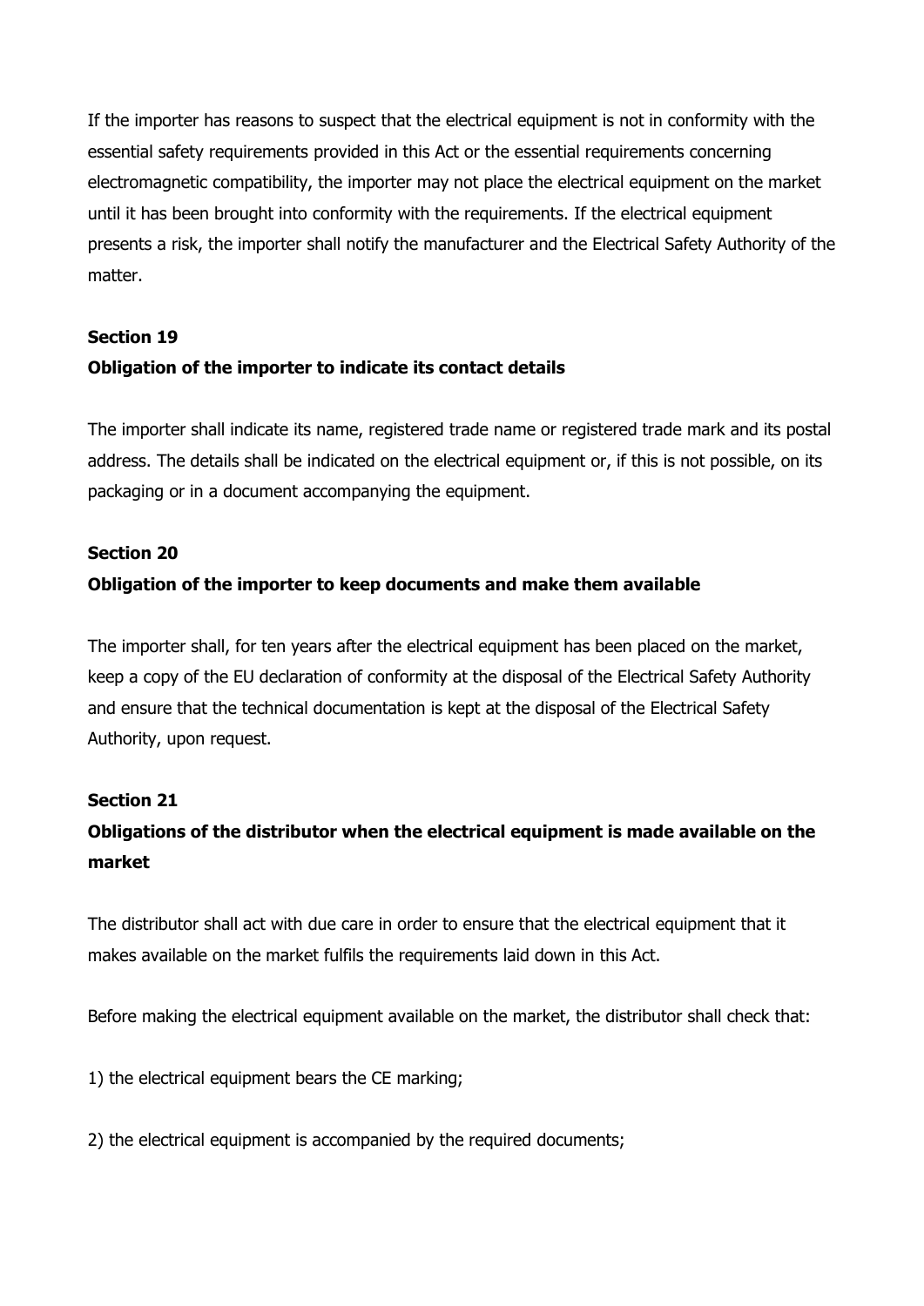If the importer has reasons to suspect that the electrical equipment is not in conformity with the essential safety requirements provided in this Act or the essential requirements concerning electromagnetic compatibility, the importer may not place the electrical equipment on the market until it has been brought into conformity with the requirements. If the electrical equipment presents a risk, the importer shall notify the manufacturer and the Electrical Safety Authority of the matter.

**Section 19**

**Obligation of the importer to indicate its contact details**

The importer shall indicate its name, registered trade name or registered trade mark and its postal address. The details shall be indicated on the electrical equipment or, if this is not possible, on its packaging or in a document accompanying the equipment.

**Section 20**

**Obligation of the importer to keep documents and make them available**

The importer shall, for ten years after the electrical equipment has been placed on the market, keep a copy of the EU declaration of conformity at the disposal of the Electrical Safety Authority and ensure that the technical documentation is kept at the disposal of the Electrical Safety Authority, upon request.

**Section 21**

**Obligations of the distributor when the electrical equipment is made available on the market**

The distributor shall act with due care in order to ensure that the electrical equipment that it makes available on the market fulfils the requirements laid down in this Act.

Before making the electrical equipment available on the market, the distributor shall check that:

1) the electrical equipment bears the CE marking;

2) the electrical equipment is accompanied by the required documents;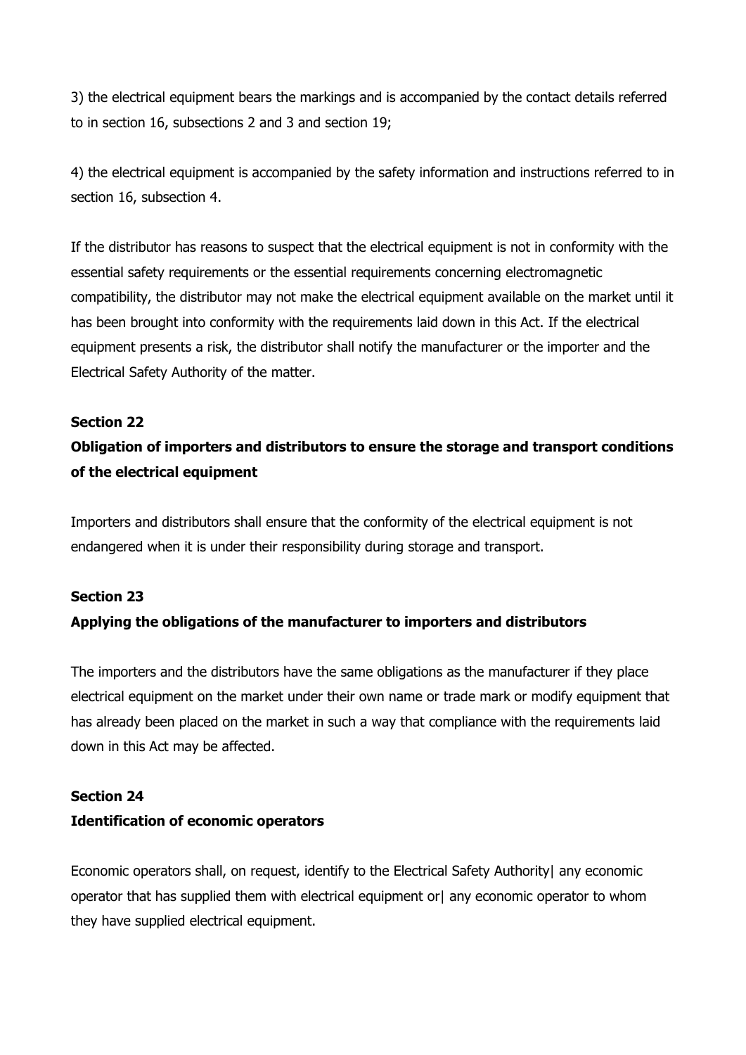3) the electrical equipment bears the markings and is accompanied by the contact details referred to in section 16, subsections 2 and 3 and section 19;

4) the electrical equipment is accompanied by the safety information and instructions referred to in section 16, subsection 4.

If the distributor has reasons to suspect that the electrical equipment is not in conformity with the essential safety requirements or the essential requirements concerning electromagnetic compatibility, the distributor may not make the electrical equipment available on the market until it has been brought into conformity with the requirements laid down in this Act. If the electrical equipment presents a risk, the distributor shall notify the manufacturer or the importer and the Electrical Safety Authority of the matter.

**Section 22**

**Obligation of importers and distributors to ensure the storage and transport conditions of the electrical equipment**

Importers and distributors shall ensure that the conformity of the electrical equipment is not endangered when it is under their responsibility during storage and transport.

**Section 23**

**Applying the obligations of the manufacturer to importers and distributors**

The importers and the distributors have the same obligations as the manufacturer if they place electrical equipment on the market under their own name or trade mark or modify equipment that has already been placed on the market in such a way that compliance with the requirements laid down in this Act may be affected.

**Section 24**

**Identification of economic operators**

Economic operators shall, on request, identify to the Electrical Safety Authority| any economic operator that has supplied them with electrical equipment or| any economic operator to whom they have supplied electrical equipment.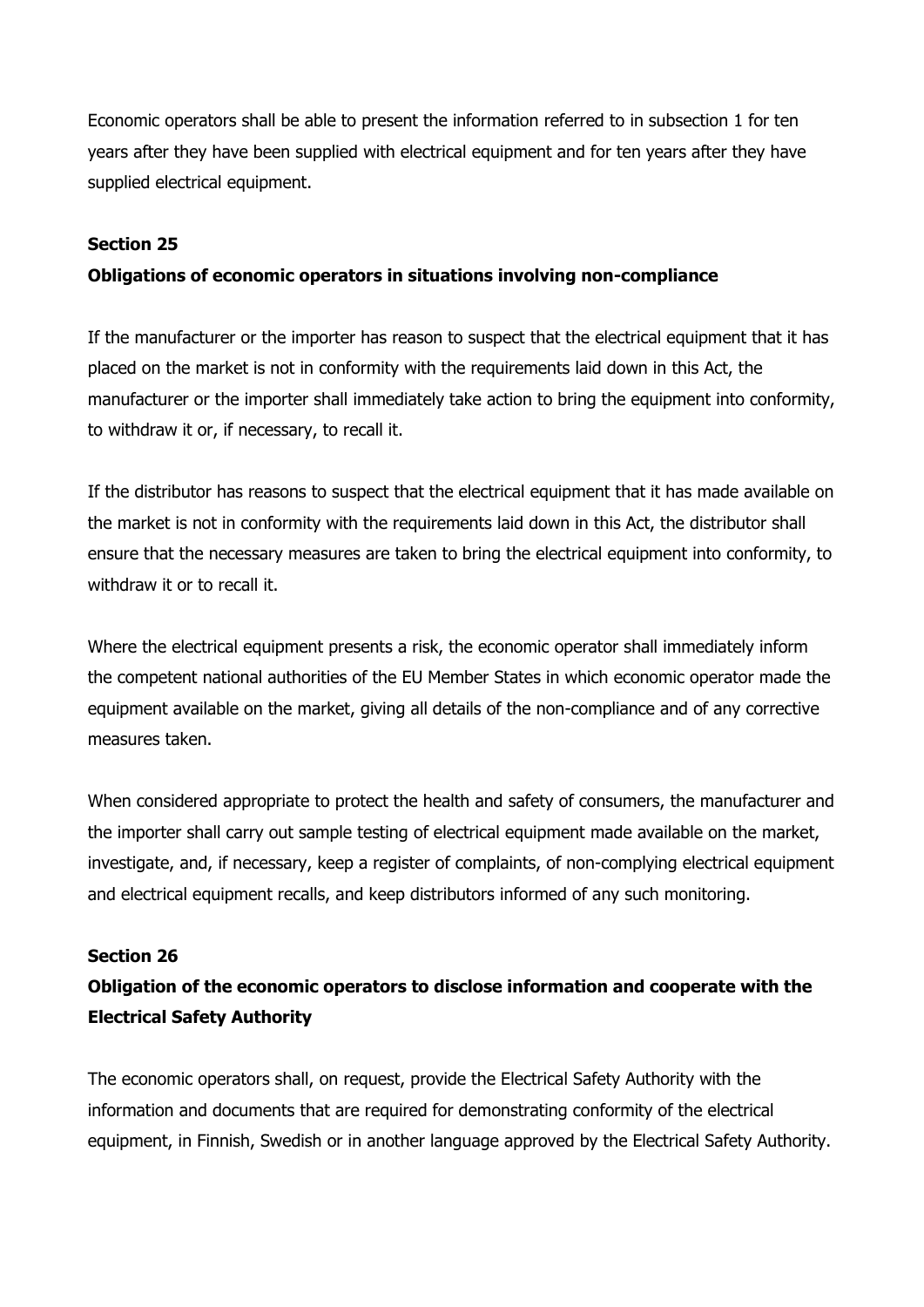Economic operators shall be able to present the information referred to in subsection 1 for ten years after they have been supplied with electrical equipment and for ten years after they have supplied electrical equipment.

**Section 25**

**Obligations of economic operators in situations involving non-compliance**

If the manufacturer or the importer has reason to suspect that the electrical equipment that it has placed on the market is not in conformity with the requirements laid down in this Act, the manufacturer or the importer shall immediately take action to bring the equipment into conformity, to withdraw it or, if necessary, to recall it.

If the distributor has reasons to suspect that the electrical equipment that it has made available on the market is not in conformity with the requirements laid down in this Act, the distributor shall ensure that the necessary measures are taken to bring the electrical equipment into conformity, to withdraw it or to recall it.

Where the electrical equipment presents a risk, the economic operator shall immediately inform the competent national authorities of the EU Member States in which economic operator made the equipment available on the market, giving all details of the non-compliance and of any corrective measures taken.

When considered appropriate to protect the health and safety of consumers, the manufacturer and the importer shall carry out sample testing of electrical equipment made available on the market, investigate, and, if necessary, keep a register of complaints, of non-complying electrical equipment and electrical equipment recalls, and keep distributors informed of any such monitoring.

**Section 26**

**Obligation of the economic operators to disclose information and cooperate with the Electrical Safety Authority**

The economic operators shall, on request, provide the Electrical Safety Authority with the information and documents that are required for demonstrating conformity of the electrical equipment, in Finnish, Swedish or in another language approved by the Electrical Safety Authority.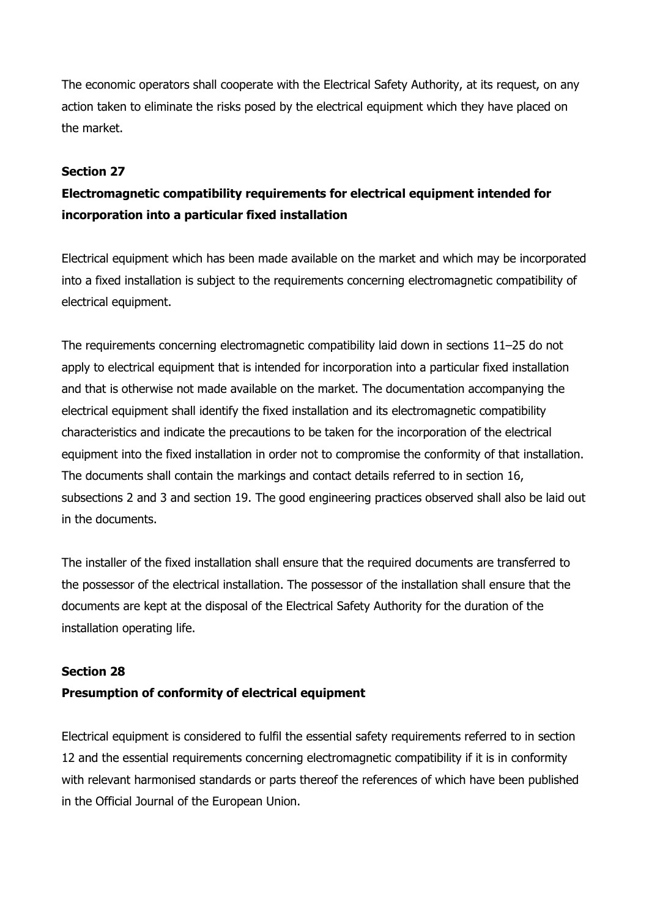The economic operators shall cooperate with the Electrical Safety Authority, at its request, on any action taken to eliminate the risks posed by the electrical equipment which they have placed on the market.

**Section 27**

**Electromagnetic compatibility requirements for electrical equipment intended for incorporation into a particular fixed installation**

Electrical equipment which has been made available on the market and which may be incorporated into a fixed installation is subject to the requirements concerning electromagnetic compatibility of electrical equipment.

The requirements concerning electromagnetic compatibility laid down in sections 11–25 do not apply to electrical equipment that is intended for incorporation into a particular fixed installation and that is otherwise not made available on the market. The documentation accompanying the electrical equipment shall identify the fixed installation and its electromagnetic compatibility characteristics and indicate the precautions to be taken for the incorporation of the electrical equipment into the fixed installation in order not to compromise the conformity of that installation. The documents shall contain the markings and contact details referred to in section 16, subsections 2 and 3 and section 19. The good engineering practices observed shall also be laid out in the documents.

The installer of the fixed installation shall ensure that the required documents are transferred to the possessor of the electrical installation. The possessor of the installation shall ensure that the documents are kept at the disposal of the Electrical Safety Authority for the duration of the installation operating life.

**Section 28**

**Presumption of conformity of electrical equipment**

Electrical equipment is considered to fulfil the essential safety requirements referred to in section 12 and the essential requirements concerning electromagnetic compatibility if it is in conformity with relevant harmonised standards or parts thereof the references of which have been published in the Official Journal of the European Union.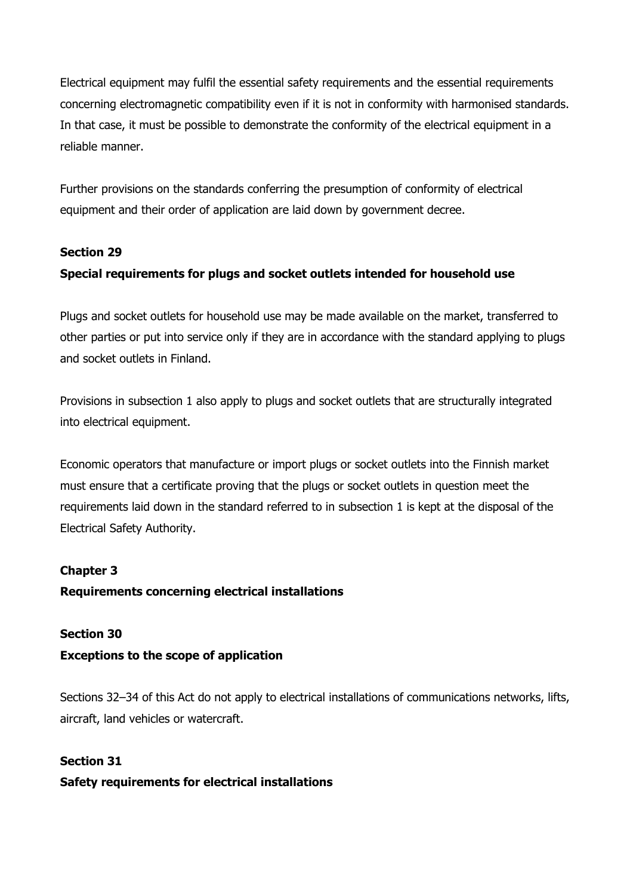Electrical equipment may fulfil the essential safety requirements and the essential requirements concerning electromagnetic compatibility even if it is not in conformity with harmonised standards. In that case, it must be possible to demonstrate the conformity of the electrical equipment in a reliable manner.

Further provisions on the standards conferring the presumption of conformity of electrical equipment and their order of application are laid down by government decree.

**Section 29**
**Special requirements for plugs and socket outlets intended for household use**

Plugs and socket outlets for household use may be made available on the market, transferred to other parties or put into service only if they are in accordance with the standard applying to plugs and socket outlets in Finland.

Provisions in subsection 1 also apply to plugs and socket outlets that are structurally integrated into electrical equipment.

Economic operators that manufacture or import plugs or socket outlets into the Finnish market must ensure that a certificate proving that the plugs or socket outlets in question meet the requirements laid down in the standard referred to in subsection 1 is kept at the disposal of the Electrical Safety Authority.

**Chapter 3**
**Requirements concerning electrical installations**

**Section 30**
**Exceptions to the scope of application**

Sections 32–34 of this Act do not apply to electrical installations of communications networks, lifts, aircraft, land vehicles or watercraft.

**Section 31**
**Safety requirements for electrical installations**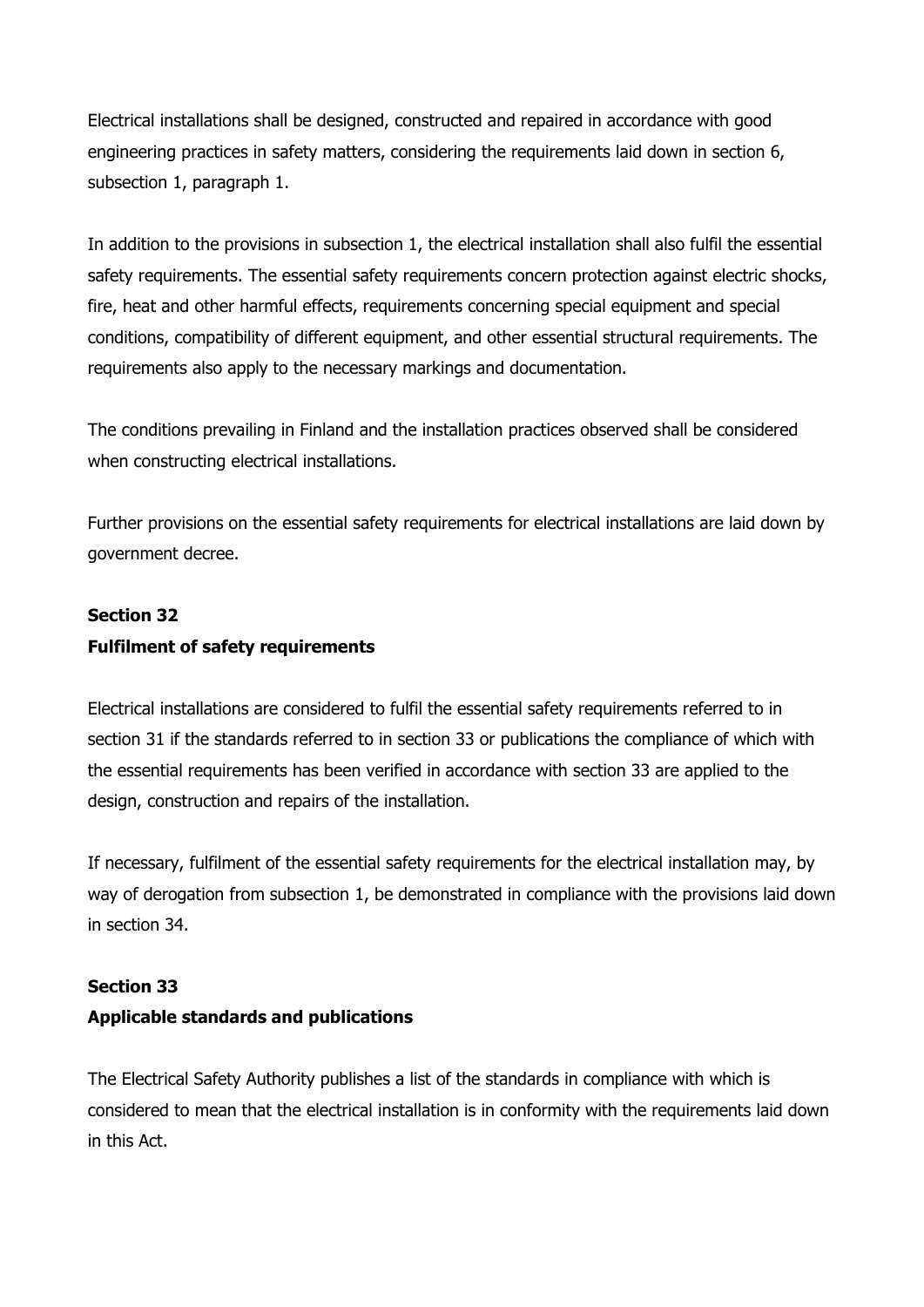Electrical installations shall be designed, constructed and repaired in accordance with good engineering practices in safety matters, considering the requirements laid down in section 6, subsection 1, paragraph 1.

In addition to the provisions in subsection 1, the electrical installation shall also fulfil the essential safety requirements. The essential safety requirements concern protection against electric shocks, fire, heat and other harmful effects, requirements concerning special equipment and special conditions, compatibility of different equipment, and other essential structural requirements. The requirements also apply to the necessary markings and documentation.

The conditions prevailing in Finland and the installation practices observed shall be considered when constructing electrical installations.

Further provisions on the essential safety requirements for electrical installations are laid down by government decree.

**Section 32**
**Fulfilment of safety requirements**

Electrical installations are considered to fulfil the essential safety requirements referred to in section 31 if the standards referred to in section 33 or publications the compliance of which with the essential requirements has been verified in accordance with section 33 are applied to the design, construction and repairs of the installation.

If necessary, fulfilment of the essential safety requirements for the electrical installation may, by way of derogation from subsection 1, be demonstrated in compliance with the provisions laid down in section 34.

**Section 33**
**Applicable standards and publications**

The Electrical Safety Authority publishes a list of the standards in compliance with which is considered to mean that the electrical installation is in conformity with the requirements laid down in this Act.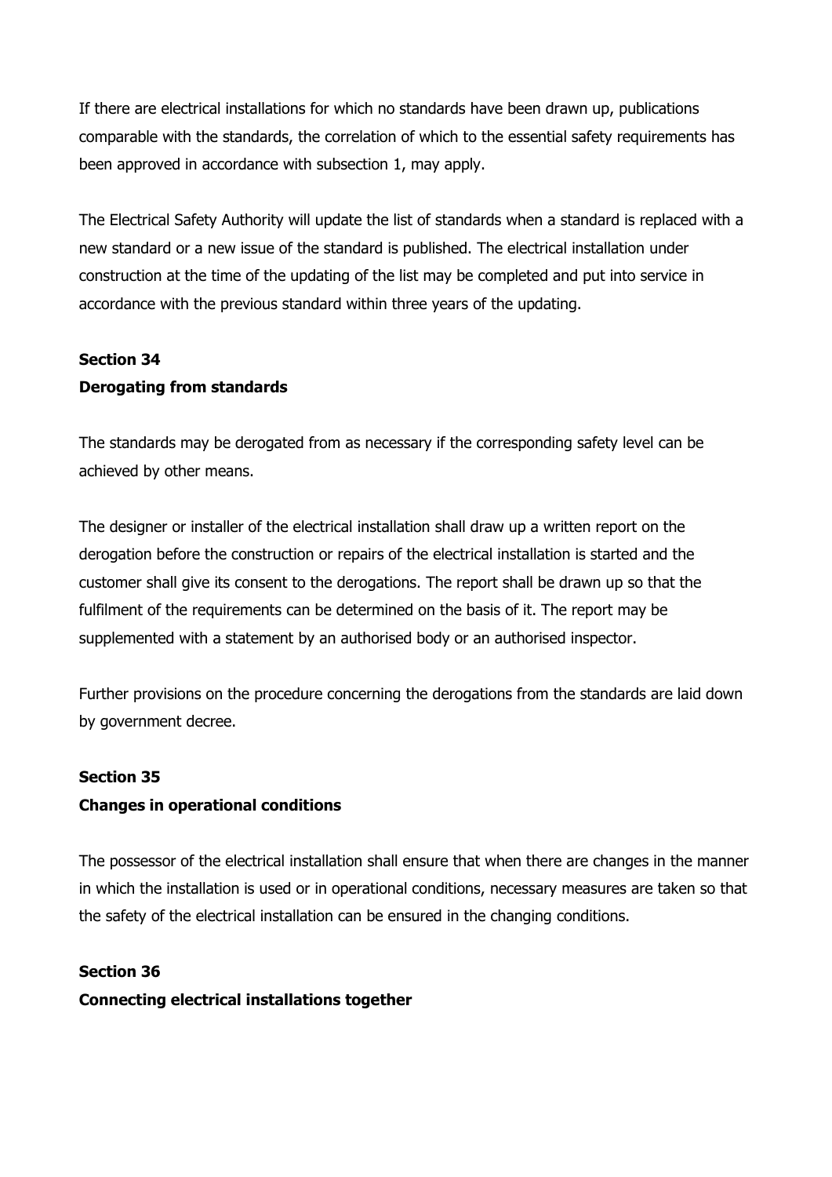If there are electrical installations for which no standards have been drawn up, publications comparable with the standards, the correlation of which to the essential safety requirements has been approved in accordance with subsection 1, may apply.

The Electrical Safety Authority will update the list of standards when a standard is replaced with a new standard or a new issue of the standard is published. The electrical installation under construction at the time of the updating of the list may be completed and put into service in accordance with the previous standard within three years of the updating.

**Section 34**
**Derogating from standards**

The standards may be derogated from as necessary if the corresponding safety level can be achieved by other means.

The designer or installer of the electrical installation shall draw up a written report on the derogation before the construction or repairs of the electrical installation is started and the customer shall give its consent to the derogations. The report shall be drawn up so that the fulfilment of the requirements can be determined on the basis of it. The report may be supplemented with a statement by an authorised body or an authorised inspector.

Further provisions on the procedure concerning the derogations from the standards are laid down by government decree.

**Section 35**
**Changes in operational conditions**

The possessor of the electrical installation shall ensure that when there are changes in the manner in which the installation is used or in operational conditions, necessary measures are taken so that the safety of the electrical installation can be ensured in the changing conditions.

**Section 36**
**Connecting electrical installations together**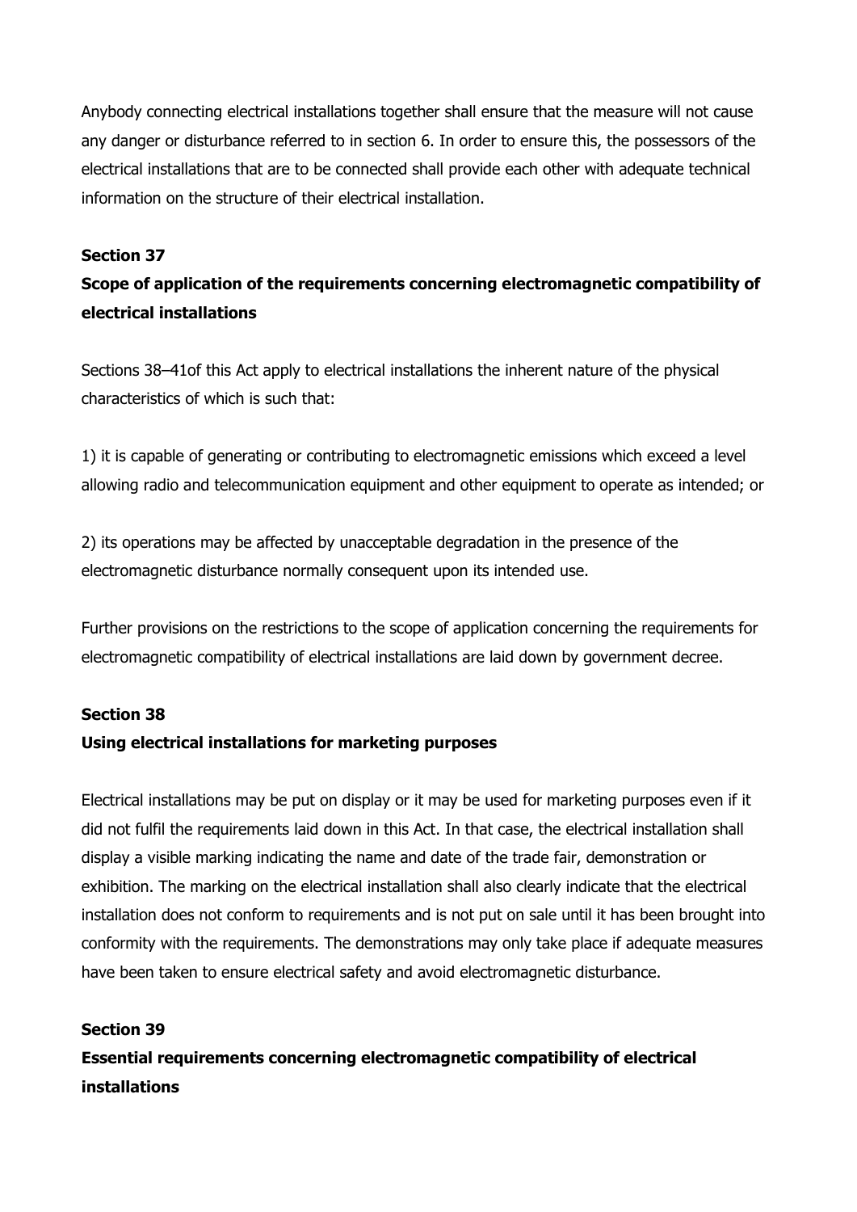Anybody connecting electrical installations together shall ensure that the measure will not cause any danger or disturbance referred to in section 6. In order to ensure this, the possessors of the electrical installations that are to be connected shall provide each other with adequate technical information on the structure of their electrical installation.

**Section 37**

**Scope of application of the requirements concerning electromagnetic compatibility of electrical installations**

Sections 38–41of this Act apply to electrical installations the inherent nature of the physical characteristics of which is such that:

1) it is capable of generating or contributing to electromagnetic emissions which exceed a level allowing radio and telecommunication equipment and other equipment to operate as intended; or

2) its operations may be affected by unacceptable degradation in the presence of the electromagnetic disturbance normally consequent upon its intended use.

Further provisions on the restrictions to the scope of application concerning the requirements for electromagnetic compatibility of electrical installations are laid down by government decree.

**Section 38**

**Using electrical installations for marketing purposes**

Electrical installations may be put on display or it may be used for marketing purposes even if it did not fulfil the requirements laid down in this Act. In that case, the electrical installation shall display a visible marking indicating the name and date of the trade fair, demonstration or exhibition. The marking on the electrical installation shall also clearly indicate that the electrical installation does not conform to requirements and is not put on sale until it has been brought into conformity with the requirements. The demonstrations may only take place if adequate measures have been taken to ensure electrical safety and avoid electromagnetic disturbance.

**Section 39**

**Essential requirements concerning electromagnetic compatibility of electrical installations**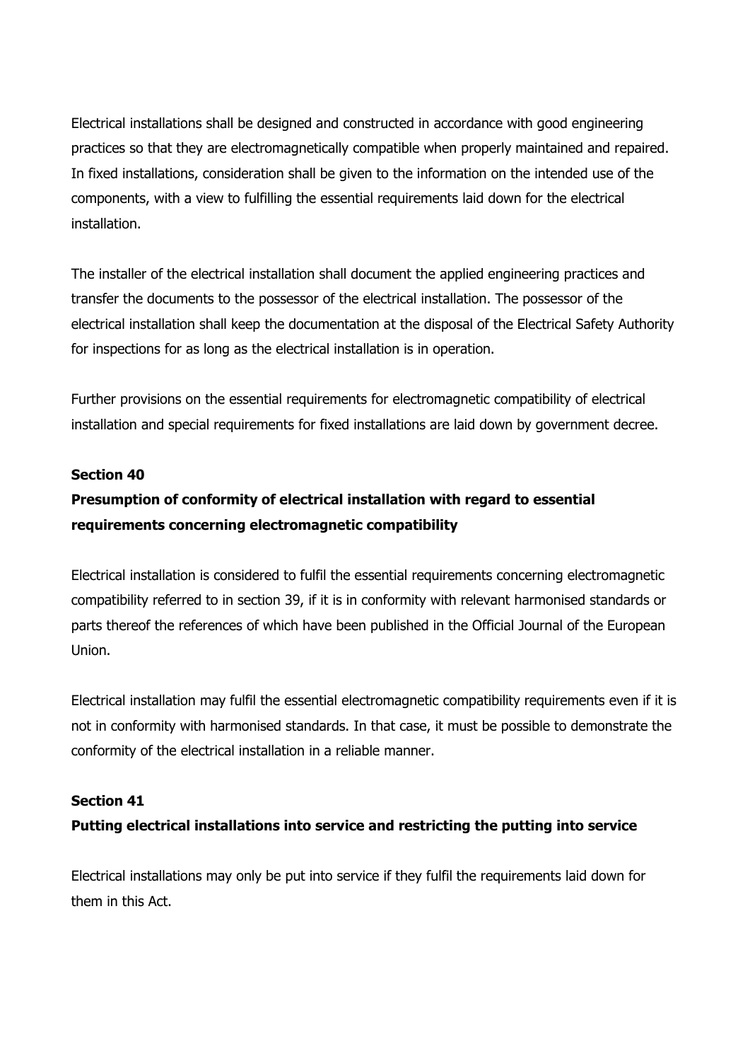Electrical installations shall be designed and constructed in accordance with good engineering practices so that they are electromagnetically compatible when properly maintained and repaired. In fixed installations, consideration shall be given to the information on the intended use of the components, with a view to fulfilling the essential requirements laid down for the electrical installation.

The installer of the electrical installation shall document the applied engineering practices and transfer the documents to the possessor of the electrical installation. The possessor of the electrical installation shall keep the documentation at the disposal of the Electrical Safety Authority for inspections for as long as the electrical installation is in operation.

Further provisions on the essential requirements for electromagnetic compatibility of electrical installation and special requirements for fixed installations are laid down by government decree.

**Section 40**

**Presumption of conformity of electrical installation with regard to essential requirements concerning electromagnetic compatibility**

Electrical installation is considered to fulfil the essential requirements concerning electromagnetic compatibility referred to in section 39, if it is in conformity with relevant harmonised standards or parts thereof the references of which have been published in the Official Journal of the European Union.

Electrical installation may fulfil the essential electromagnetic compatibility requirements even if it is not in conformity with harmonised standards. In that case, it must be possible to demonstrate the conformity of the electrical installation in a reliable manner.

**Section 41**

**Putting electrical installations into service and restricting the putting into service**

Electrical installations may only be put into service if they fulfil the requirements laid down for them in this Act.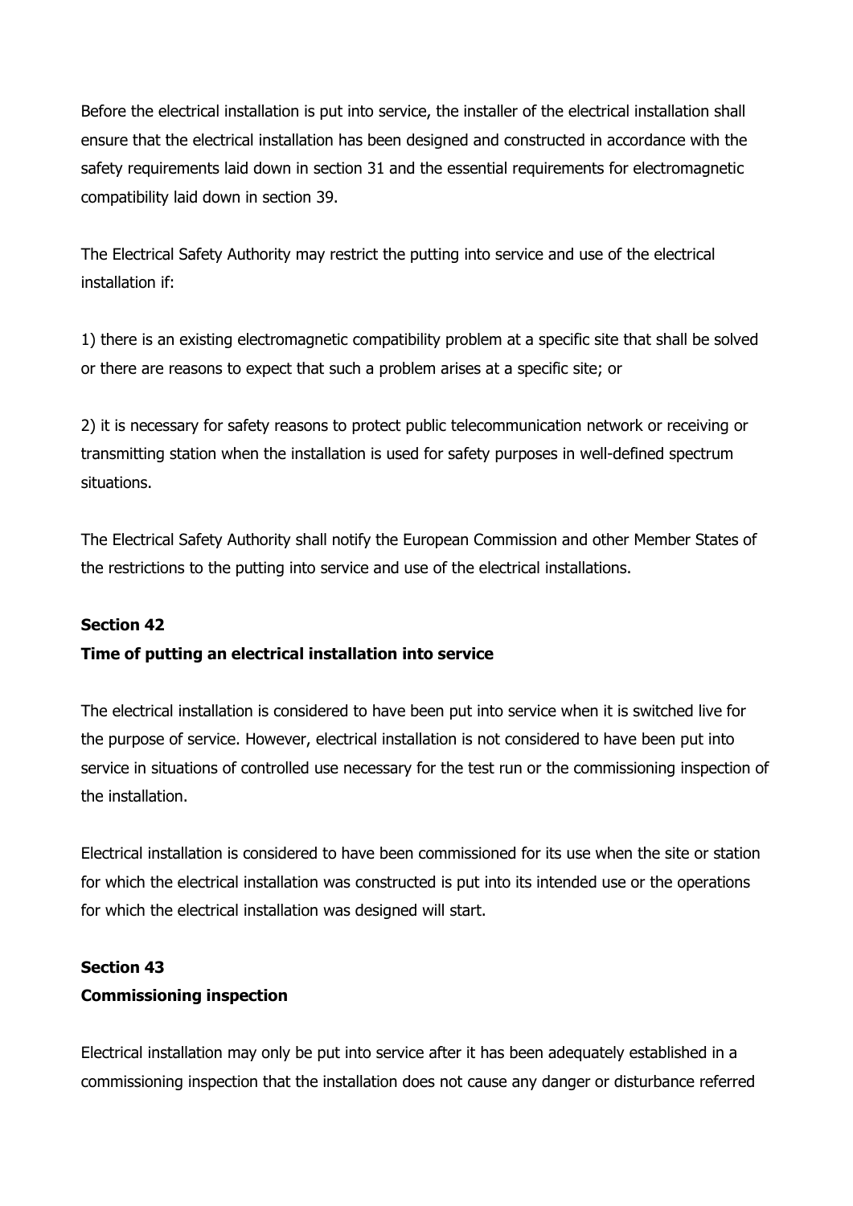Before the electrical installation is put into service, the installer of the electrical installation shall ensure that the electrical installation has been designed and constructed in accordance with the safety requirements laid down in section 31 and the essential requirements for electromagnetic compatibility laid down in section 39.

The Electrical Safety Authority may restrict the putting into service and use of the electrical installation if:

1) there is an existing electromagnetic compatibility problem at a specific site that shall be solved or there are reasons to expect that such a problem arises at a specific site; or

2) it is necessary for safety reasons to protect public telecommunication network or receiving or transmitting station when the installation is used for safety purposes in well-defined spectrum situations.

The Electrical Safety Authority shall notify the European Commission and other Member States of the restrictions to the putting into service and use of the electrical installations.

**Section 42**
**Time of putting an electrical installation into service**

The electrical installation is considered to have been put into service when it is switched live for the purpose of service. However, electrical installation is not considered to have been put into service in situations of controlled use necessary for the test run or the commissioning inspection of the installation.

Electrical installation is considered to have been commissioned for its use when the site or station for which the electrical installation was constructed is put into its intended use or the operations for which the electrical installation was designed will start.

**Section 43**
**Commissioning inspection**

Electrical installation may only be put into service after it has been adequately established in a commissioning inspection that the installation does not cause any danger or disturbance referred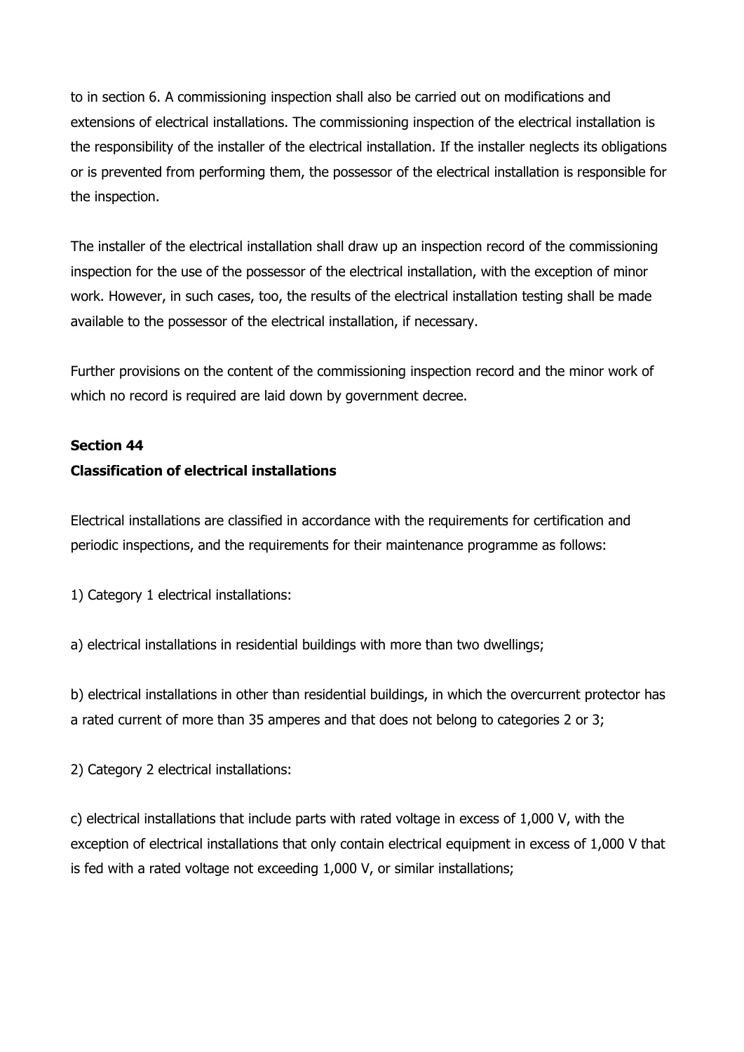to in section 6. A commissioning inspection shall also be carried out on modifications and extensions of electrical installations. The commissioning inspection of the electrical installation is the responsibility of the installer of the electrical installation. If the installer neglects its obligations or is prevented from performing them, the possessor of the electrical installation is responsible for the inspection.

The installer of the electrical installation shall draw up an inspection record of the commissioning inspection for the use of the possessor of the electrical installation, with the exception of minor work. However, in such cases, too, the results of the electrical installation testing shall be made available to the possessor of the electrical installation, if necessary.

Further provisions on the content of the commissioning inspection record and the minor work of which no record is required are laid down by government decree.

**Section 44**
**Classification of electrical installations**

Electrical installations are classified in accordance with the requirements for certification and periodic inspections, and the requirements for their maintenance programme as follows:

1) Category 1 electrical installations:

a) electrical installations in residential buildings with more than two dwellings;

b) electrical installations in other than residential buildings, in which the overcurrent protector has a rated current of more than 35 amperes and that does not belong to categories 2 or 3;

2) Category 2 electrical installations:

c) electrical installations that include parts with rated voltage in excess of 1,000 V, with the exception of electrical installations that only contain electrical equipment in excess of 1,000 V that is fed with a rated voltage not exceeding 1,000 V, or similar installations;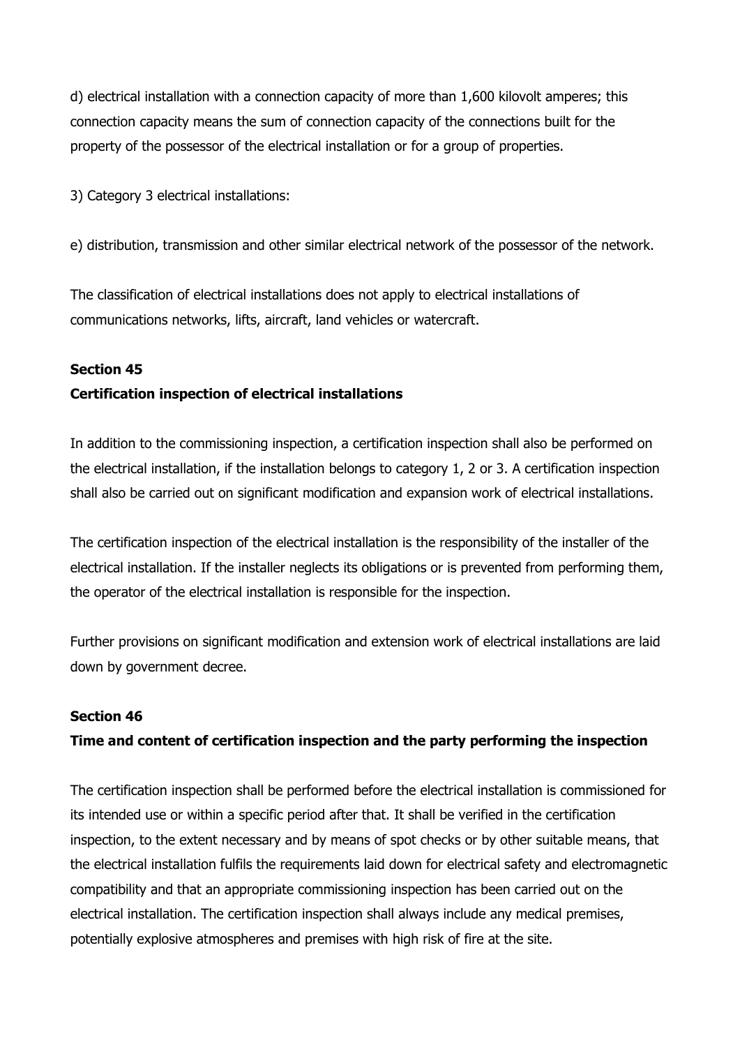d) electrical installation with a connection capacity of more than 1,600 kilovolt amperes; this connection capacity means the sum of connection capacity of the connections built for the property of the possessor of the electrical installation or for a group of properties.

3) Category 3 electrical installations:

e) distribution, transmission and other similar electrical network of the possessor of the network.

The classification of electrical installations does not apply to electrical installations of communications networks, lifts, aircraft, land vehicles or watercraft.

**Section 45**
**Certification inspection of electrical installations**

In addition to the commissioning inspection, a certification inspection shall also be performed on the electrical installation, if the installation belongs to category 1, 2 or 3. A certification inspection shall also be carried out on significant modification and expansion work of electrical installations.

The certification inspection of the electrical installation is the responsibility of the installer of the electrical installation. If the installer neglects its obligations or is prevented from performing them, the operator of the electrical installation is responsible for the inspection.

Further provisions on significant modification and extension work of electrical installations are laid down by government decree.

**Section 46**
**Time and content of certification inspection and the party performing the inspection**

The certification inspection shall be performed before the electrical installation is commissioned for its intended use or within a specific period after that. It shall be verified in the certification inspection, to the extent necessary and by means of spot checks or by other suitable means, that the electrical installation fulfils the requirements laid down for electrical safety and electromagnetic compatibility and that an appropriate commissioning inspection has been carried out on the electrical installation. The certification inspection shall always include any medical premises, potentially explosive atmospheres and premises with high risk of fire at the site.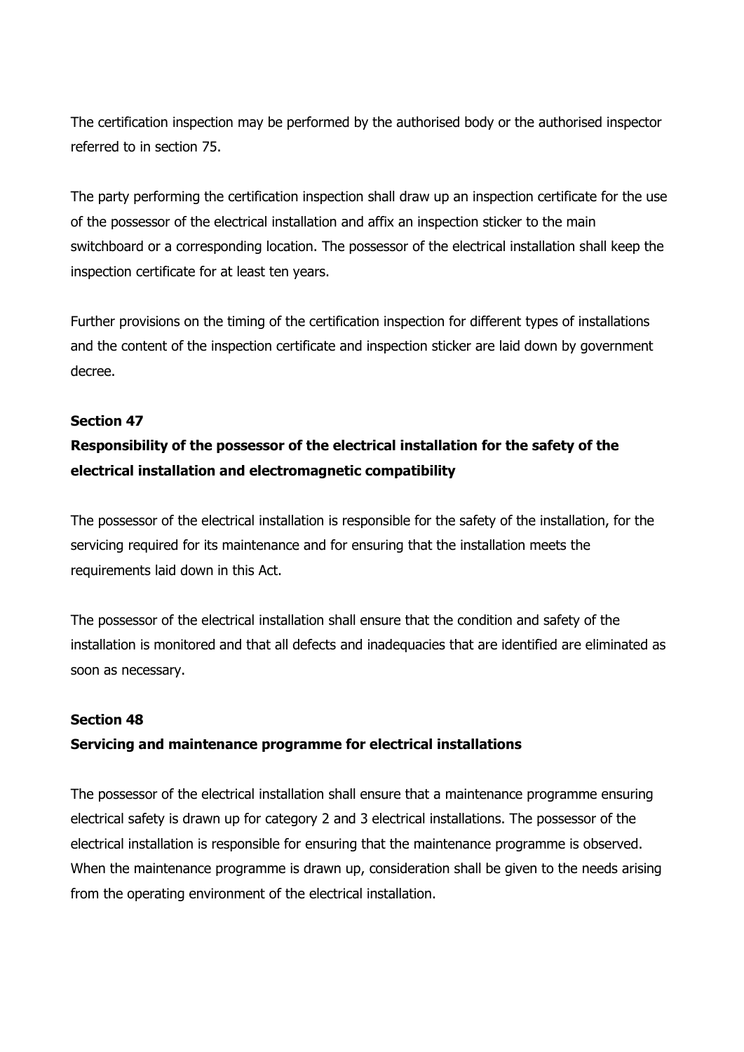The certification inspection may be performed by the authorised body or the authorised inspector referred to in section 75.

The party performing the certification inspection shall draw up an inspection certificate for the use of the possessor of the electrical installation and affix an inspection sticker to the main switchboard or a corresponding location. The possessor of the electrical installation shall keep the inspection certificate for at least ten years.

Further provisions on the timing of the certification inspection for different types of installations and the content of the inspection certificate and inspection sticker are laid down by government decree.

**Section 47**

**Responsibility of the possessor of the electrical installation for the safety of the electrical installation and electromagnetic compatibility**

The possessor of the electrical installation is responsible for the safety of the installation, for the servicing required for its maintenance and for ensuring that the installation meets the requirements laid down in this Act.

The possessor of the electrical installation shall ensure that the condition and safety of the installation is monitored and that all defects and inadequacies that are identified are eliminated as soon as necessary.

**Section 48**

**Servicing and maintenance programme for electrical installations**

The possessor of the electrical installation shall ensure that a maintenance programme ensuring electrical safety is drawn up for category 2 and 3 electrical installations. The possessor of the electrical installation is responsible for ensuring that the maintenance programme is observed. When the maintenance programme is drawn up, consideration shall be given to the needs arising from the operating environment of the electrical installation.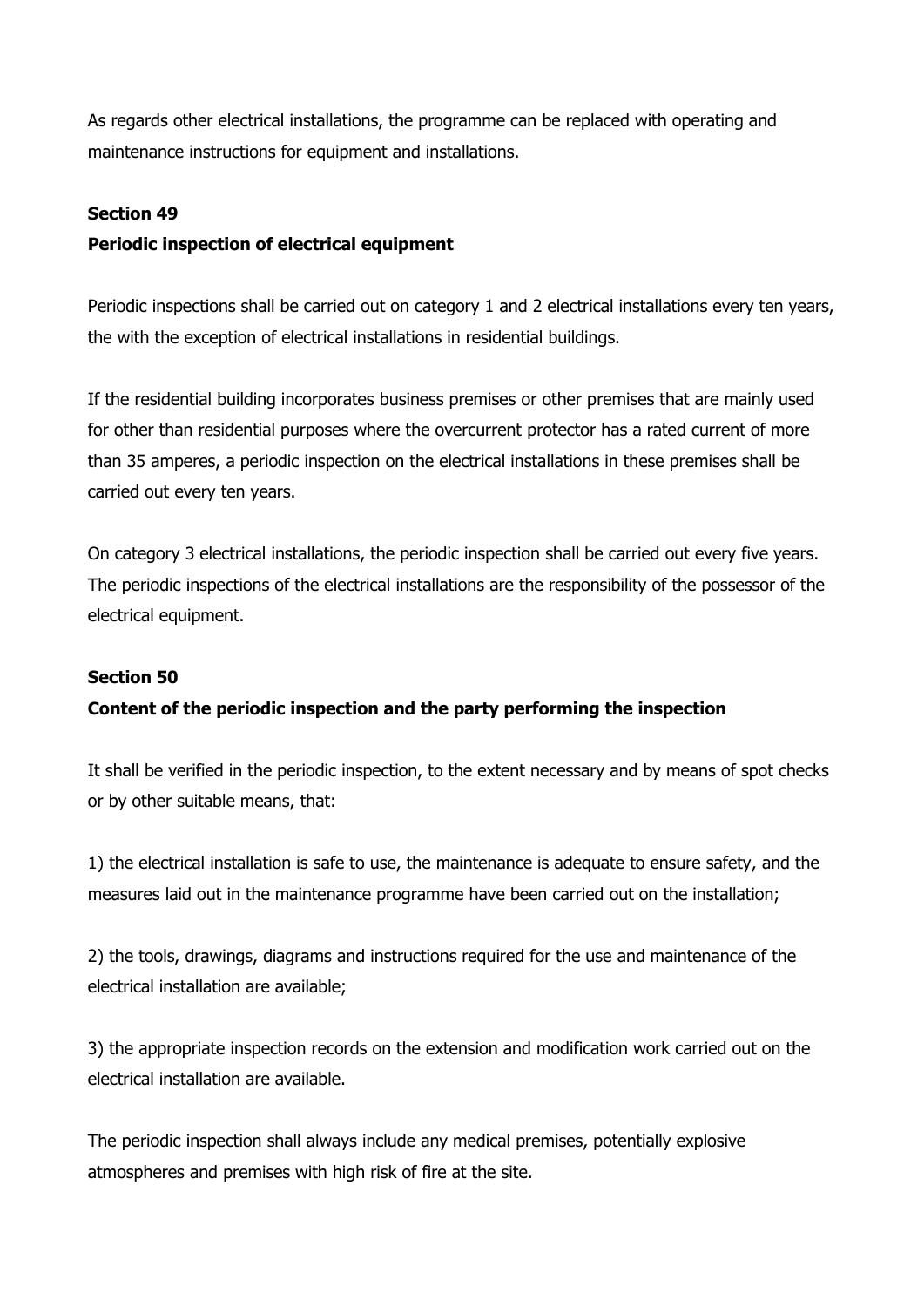As regards other electrical installations, the programme can be replaced with operating and maintenance instructions for equipment and installations.

**Section 49**

**Periodic inspection of electrical equipment**

Periodic inspections shall be carried out on category 1 and 2 electrical installations every ten years, the with the exception of electrical installations in residential buildings.

If the residential building incorporates business premises or other premises that are mainly used for other than residential purposes where the overcurrent protector has a rated current of more than 35 amperes, a periodic inspection on the electrical installations in these premises shall be carried out every ten years.

On category 3 electrical installations, the periodic inspection shall be carried out every five years. The periodic inspections of the electrical installations are the responsibility of the possessor of the electrical equipment.

**Section 50**

**Content of the periodic inspection and the party performing the inspection**

It shall be verified in the periodic inspection, to the extent necessary and by means of spot checks or by other suitable means, that:

1) the electrical installation is safe to use, the maintenance is adequate to ensure safety, and the measures laid out in the maintenance programme have been carried out on the installation;

2) the tools, drawings, diagrams and instructions required for the use and maintenance of the electrical installation are available;

3) the appropriate inspection records on the extension and modification work carried out on the electrical installation are available.

The periodic inspection shall always include any medical premises, potentially explosive atmospheres and premises with high risk of fire at the site.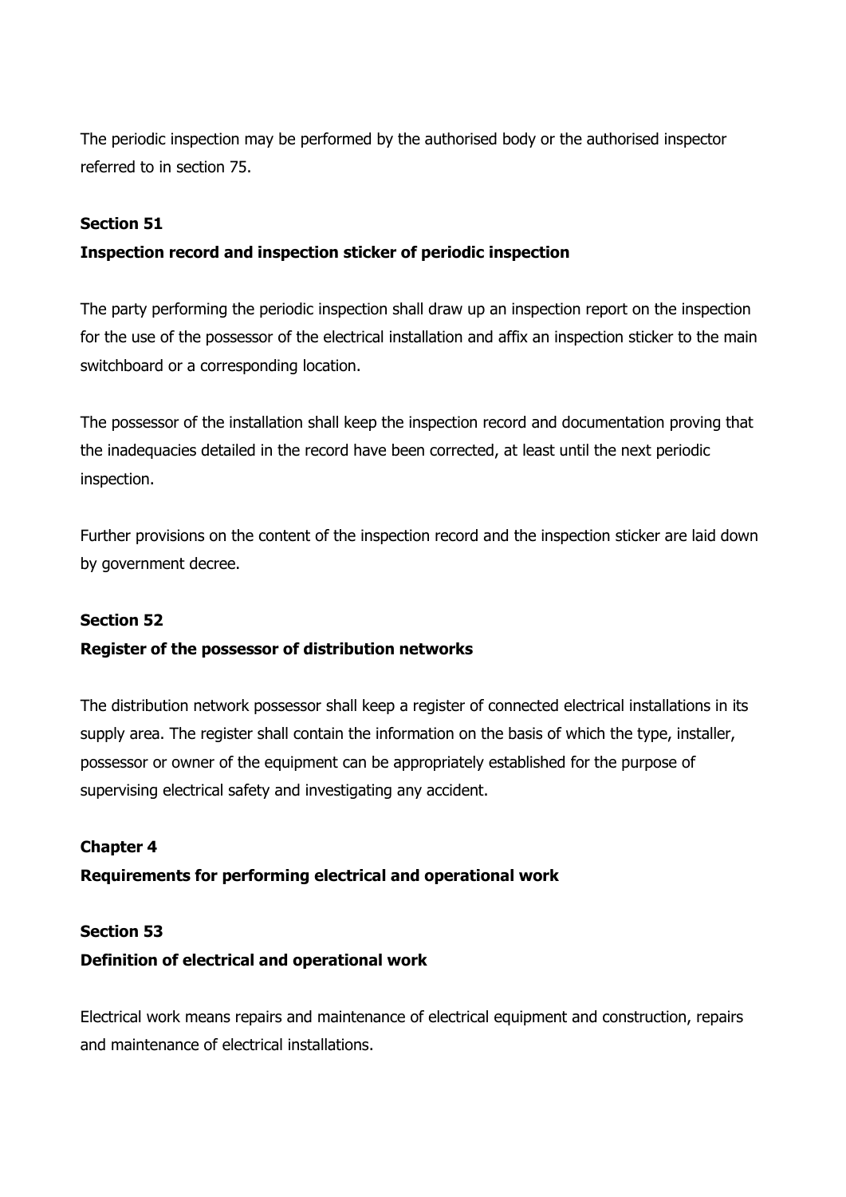The periodic inspection may be performed by the authorised body or the authorised inspector referred to in section 75.

### Section 51

### Inspection record and inspection sticker of periodic inspection

The party performing the periodic inspection shall draw up an inspection report on the inspection for the use of the possessor of the electrical installation and affix an inspection sticker to the main switchboard or a corresponding location.

The possessor of the installation shall keep the inspection record and documentation proving that the inadequacies detailed in the record have been corrected, at least until the next periodic inspection.

Further provisions on the content of the inspection record and the inspection sticker are laid down by government decree.

### Section 52

### Register of the possessor of distribution networks

The distribution network possessor shall keep a register of connected electrical installations in its supply area. The register shall contain the information on the basis of which the type, installer, possessor or owner of the equipment can be appropriately established for the purpose of supervising electrical safety and investigating any accident.

## Chapter 4

## Requirements for performing electrical and operational work

### Section 53

### Definition of electrical and operational work

Electrical work means repairs and maintenance of electrical equipment and construction, repairs and maintenance of electrical installations.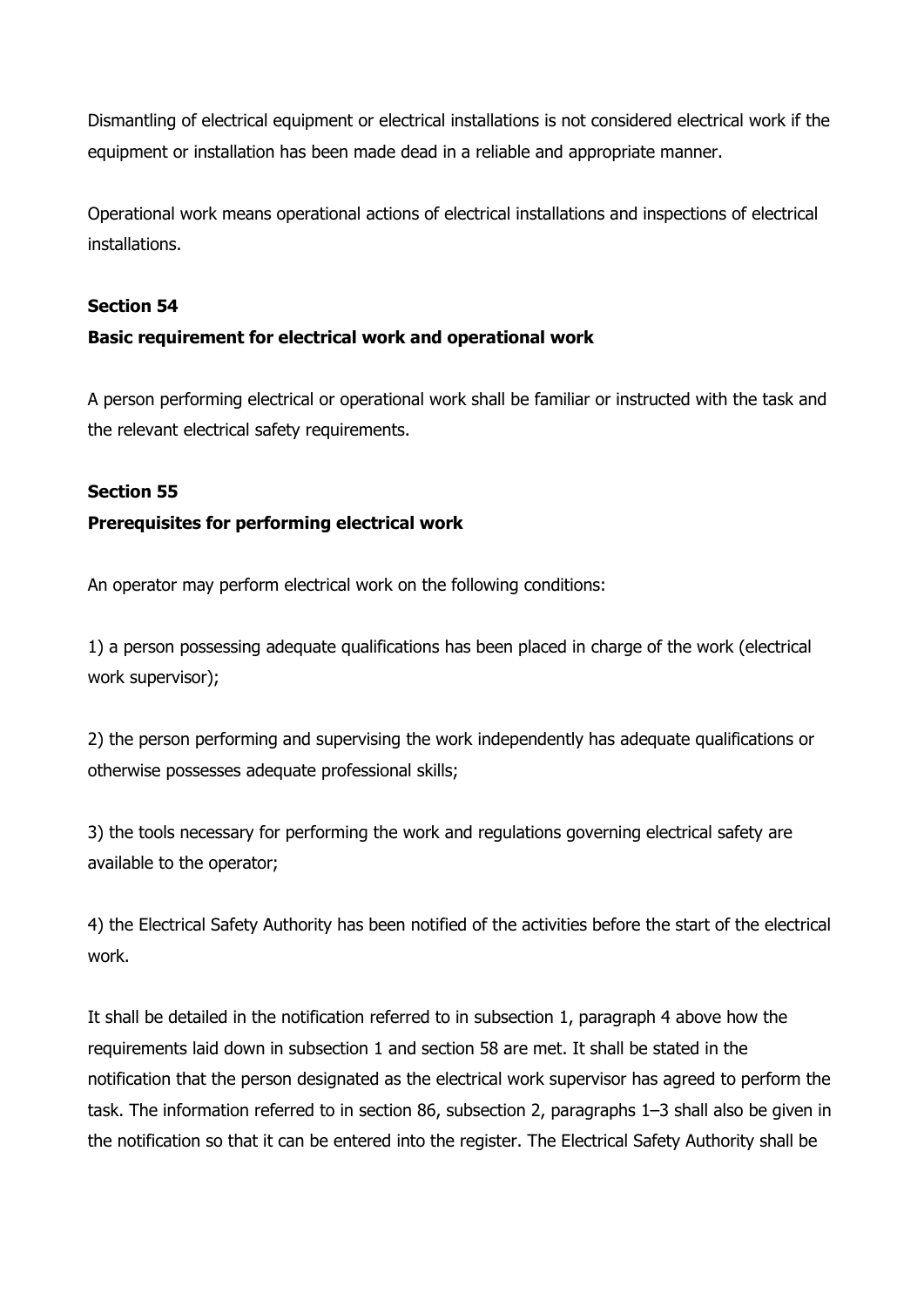Dismantling of electrical equipment or electrical installations is not considered electrical work if the equipment or installation has been made dead in a reliable and appropriate manner.

Operational work means operational actions of electrical installations and inspections of electrical installations.

### Section 54

### Basic requirement for electrical work and operational work

A person performing electrical or operational work shall be familiar or instructed with the task and the relevant electrical safety requirements.

### Section 55

### Prerequisites for performing electrical work

An operator may perform electrical work on the following conditions:

1) a person possessing adequate qualifications has been placed in charge of the work (electrical work supervisor);

2) the person performing and supervising the work independently has adequate qualifications or otherwise possesses adequate professional skills;

3) the tools necessary for performing the work and regulations governing electrical safety are available to the operator;

4) the Electrical Safety Authority has been notified of the activities before the start of the electrical work.

It shall be detailed in the notification referred to in subsection 1, paragraph 4 above how the requirements laid down in subsection 1 and section 58 are met. It shall be stated in the notification that the person designated as the electrical work supervisor has agreed to perform the task. The information referred to in section 86, subsection 2, paragraphs 1–3 shall also be given in the notification so that it can be entered into the register. The Electrical Safety Authority shall be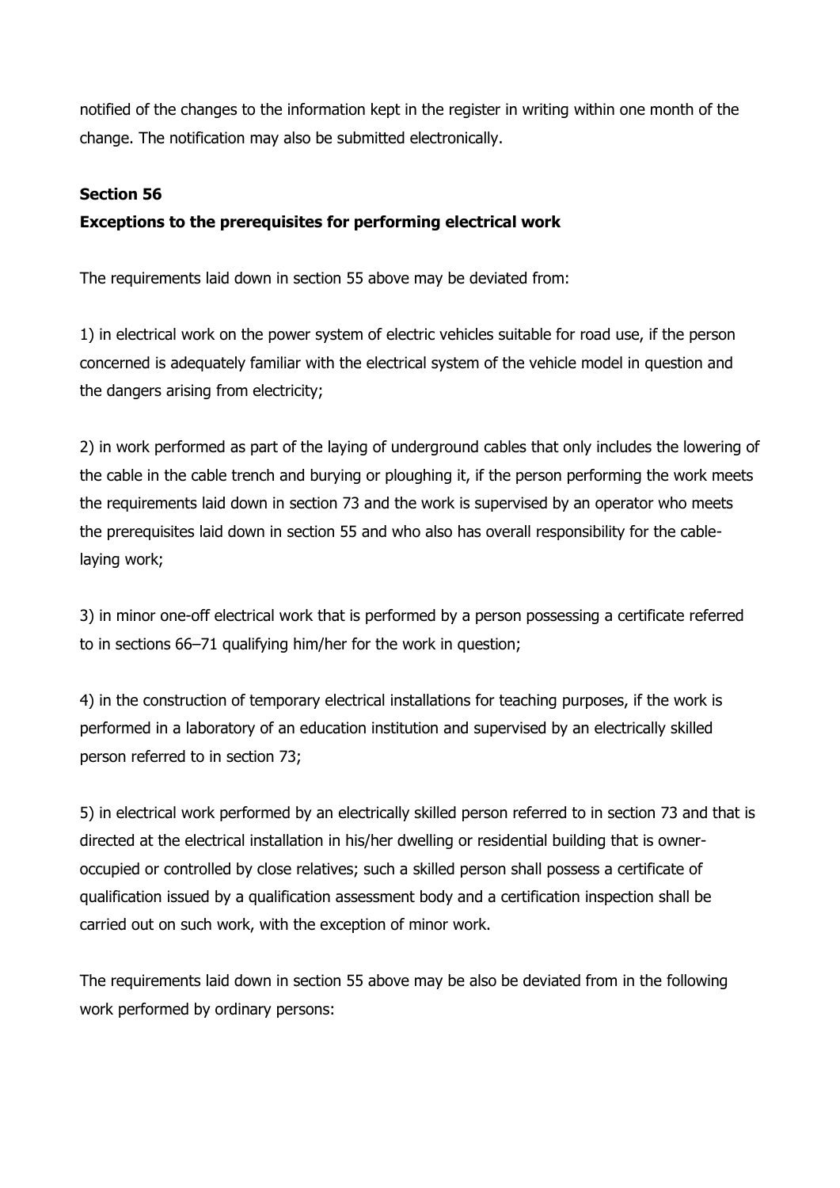notified of the changes to the information kept in the register in writing within one month of the change. The notification may also be submitted electronically.

**Section 56**
**Exceptions to the prerequisites for performing electrical work**

The requirements laid down in section 55 above may be deviated from:

1) in electrical work on the power system of electric vehicles suitable for road use, if the person concerned is adequately familiar with the electrical system of the vehicle model in question and the dangers arising from electricity;

2) in work performed as part of the laying of underground cables that only includes the lowering of the cable in the cable trench and burying or ploughing it, if the person performing the work meets the requirements laid down in section 73 and the work is supervised by an operator who meets the prerequisites laid down in section 55 and who also has overall responsibility for the cable-laying work;

3) in minor one-off electrical work that is performed by a person possessing a certificate referred to in sections 66–71 qualifying him/her for the work in question;

4) in the construction of temporary electrical installations for teaching purposes, if the work is performed in a laboratory of an education institution and supervised by an electrically skilled person referred to in section 73;

5) in electrical work performed by an electrically skilled person referred to in section 73 and that is directed at the electrical installation in his/her dwelling or residential building that is owner-occupied or controlled by close relatives; such a skilled person shall possess a certificate of qualification issued by a qualification assessment body and a certification inspection shall be carried out on such work, with the exception of minor work.

The requirements laid down in section 55 above may be also be deviated from in the following work performed by ordinary persons: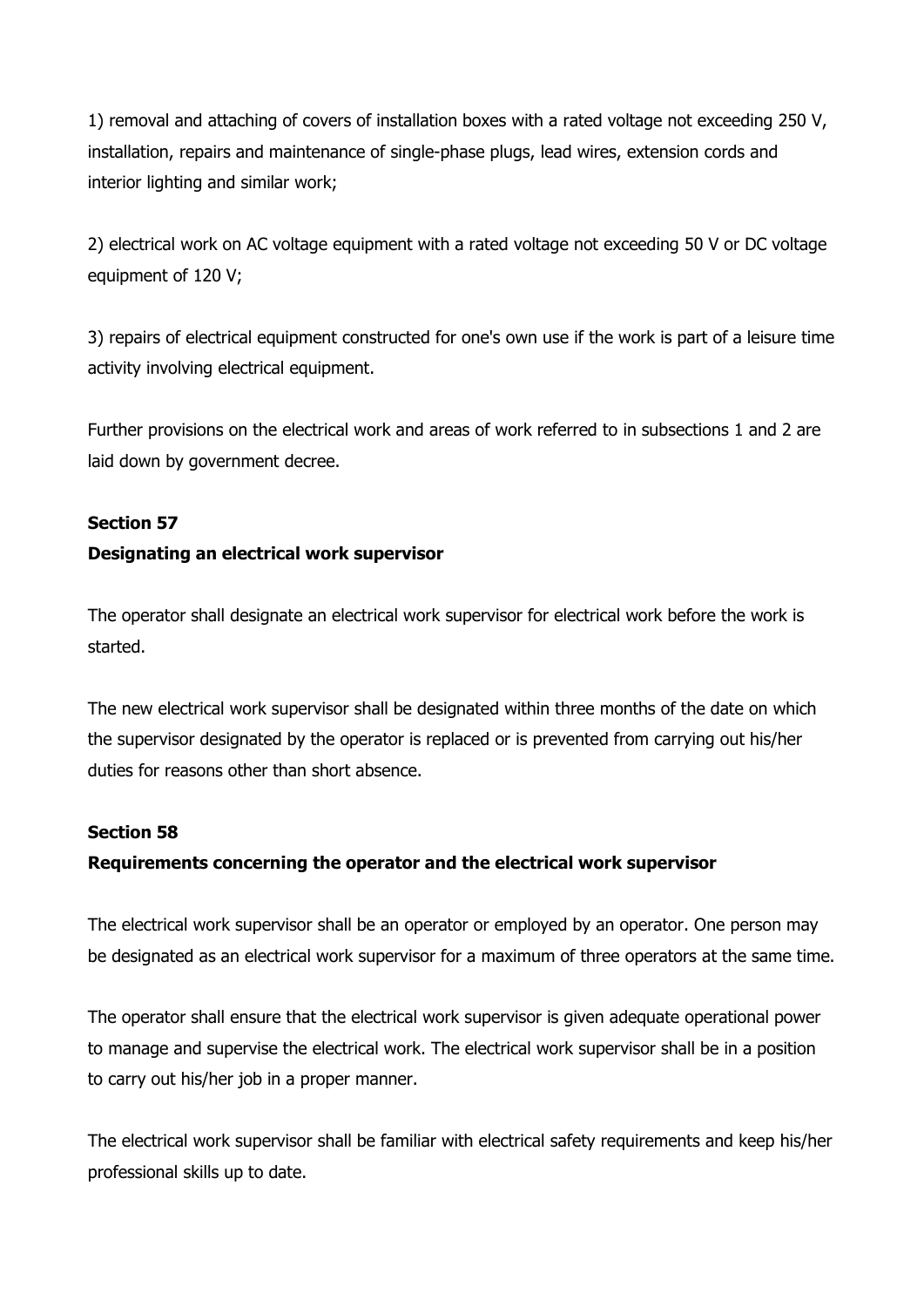1) removal and attaching of covers of installation boxes with a rated voltage not exceeding 250 V, installation, repairs and maintenance of single-phase plugs, lead wires, extension cords and interior lighting and similar work;

2) electrical work on AC voltage equipment with a rated voltage not exceeding 50 V or DC voltage equipment of 120 V;

3) repairs of electrical equipment constructed for one's own use if the work is part of a leisure time activity involving electrical equipment.

Further provisions on the electrical work and areas of work referred to in subsections 1 and 2 are laid down by government decree.

### Section 57
### Designating an electrical work supervisor

The operator shall designate an electrical work supervisor for electrical work before the work is started.

The new electrical work supervisor shall be designated within three months of the date on which the supervisor designated by the operator is replaced or is prevented from carrying out his/her duties for reasons other than short absence.

### Section 58
### Requirements concerning the operator and the electrical work supervisor

The electrical work supervisor shall be an operator or employed by an operator. One person may be designated as an electrical work supervisor for a maximum of three operators at the same time.

The operator shall ensure that the electrical work supervisor is given adequate operational power to manage and supervise the electrical work. The electrical work supervisor shall be in a position to carry out his/her job in a proper manner.

The electrical work supervisor shall be familiar with electrical safety requirements and keep his/her professional skills up to date.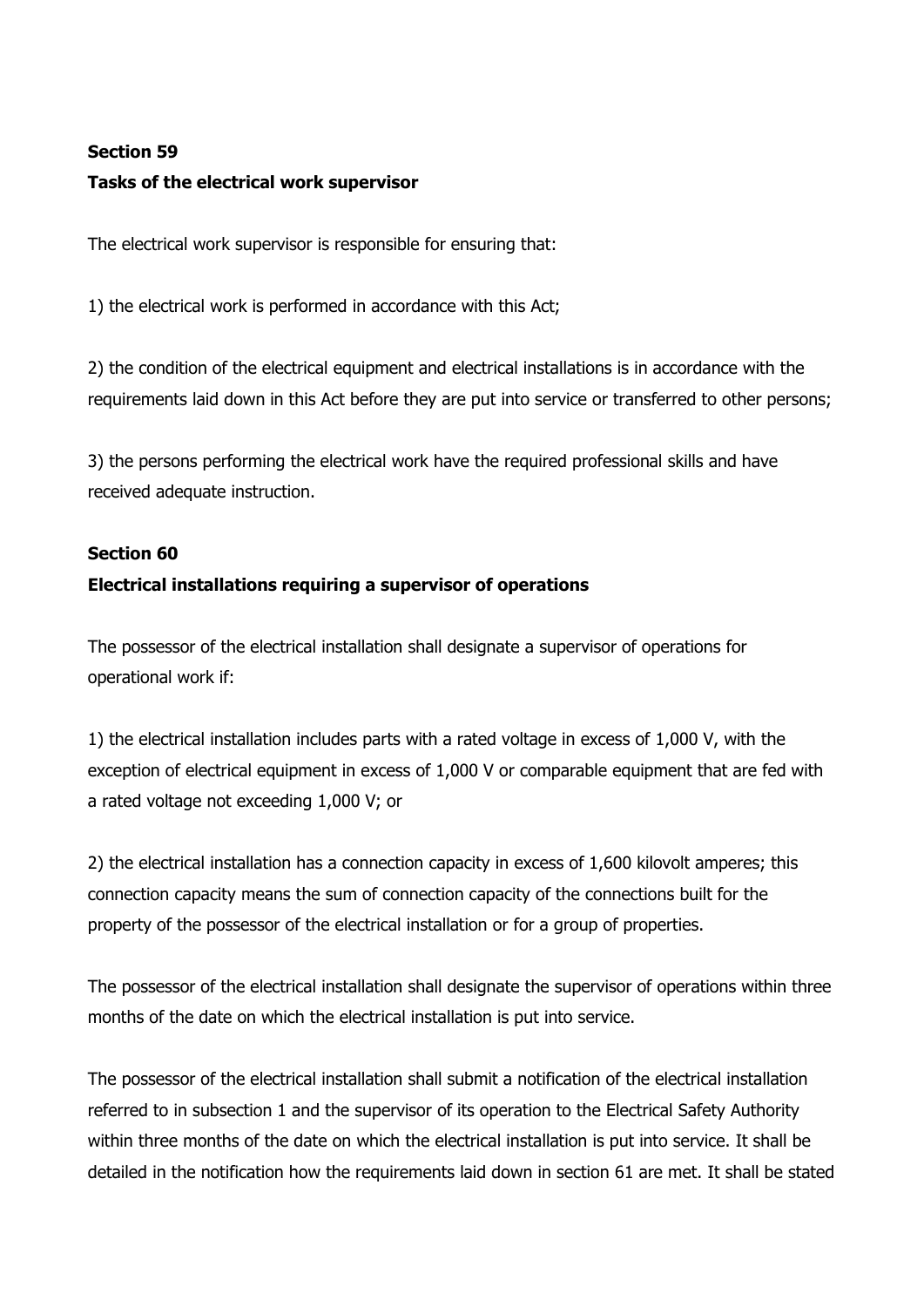**Section 59**

**Tasks of the electrical work supervisor**

The electrical work supervisor is responsible for ensuring that:

1) the electrical work is performed in accordance with this Act;

2) the condition of the electrical equipment and electrical installations is in accordance with the requirements laid down in this Act before they are put into service or transferred to other persons;

3) the persons performing the electrical work have the required professional skills and have received adequate instruction.

**Section 60**

**Electrical installations requiring a supervisor of operations**

The possessor of the electrical installation shall designate a supervisor of operations for operational work if:

1) the electrical installation includes parts with a rated voltage in excess of 1,000 V, with the exception of electrical equipment in excess of 1,000 V or comparable equipment that are fed with a rated voltage not exceeding 1,000 V; or

2) the electrical installation has a connection capacity in excess of 1,600 kilovolt amperes; this connection capacity means the sum of connection capacity of the connections built for the property of the possessor of the electrical installation or for a group of properties.

The possessor of the electrical installation shall designate the supervisor of operations within three months of the date on which the electrical installation is put into service.

The possessor of the electrical installation shall submit a notification of the electrical installation referred to in subsection 1 and the supervisor of its operation to the Electrical Safety Authority within three months of the date on which the electrical installation is put into service. It shall be detailed in the notification how the requirements laid down in section 61 are met. It shall be stated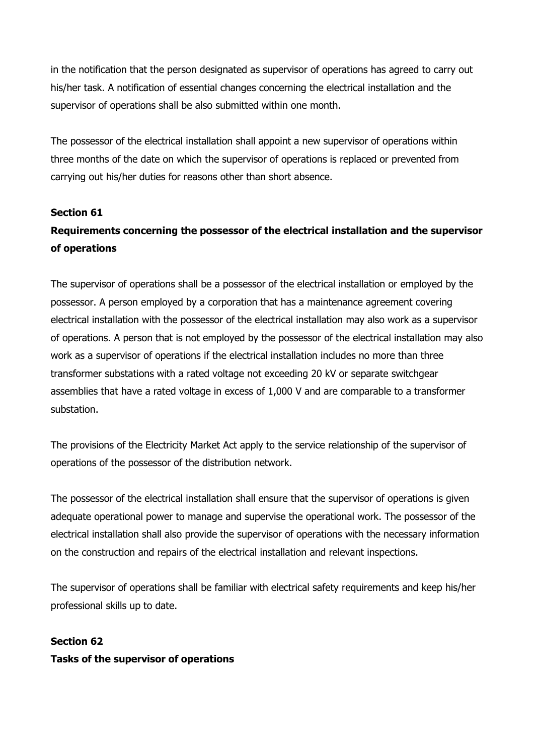in the notification that the person designated as supervisor of operations has agreed to carry out his/her task. A notification of essential changes concerning the electrical installation and the supervisor of operations shall be also submitted within one month.

The possessor of the electrical installation shall appoint a new supervisor of operations within three months of the date on which the supervisor of operations is replaced or prevented from carrying out his/her duties for reasons other than short absence.

**Section 61**

**Requirements concerning the possessor of the electrical installation and the supervisor of operations**

The supervisor of operations shall be a possessor of the electrical installation or employed by the possessor. A person employed by a corporation that has a maintenance agreement covering electrical installation with the possessor of the electrical installation may also work as a supervisor of operations. A person that is not employed by the possessor of the electrical installation may also work as a supervisor of operations if the electrical installation includes no more than three transformer substations with a rated voltage not exceeding 20 kV or separate switchgear assemblies that have a rated voltage in excess of 1,000 V and are comparable to a transformer substation.

The provisions of the Electricity Market Act apply to the service relationship of the supervisor of operations of the possessor of the distribution network.

The possessor of the electrical installation shall ensure that the supervisor of operations is given adequate operational power to manage and supervise the operational work. The possessor of the electrical installation shall also provide the supervisor of operations with the necessary information on the construction and repairs of the electrical installation and relevant inspections.

The supervisor of operations shall be familiar with electrical safety requirements and keep his/her professional skills up to date.

**Section 62**

**Tasks of the supervisor of operations**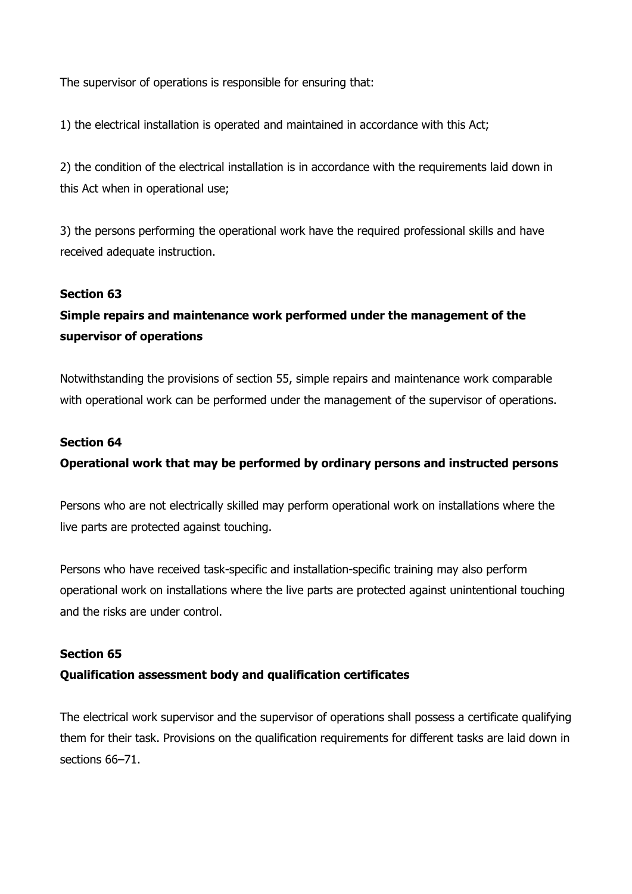The supervisor of operations is responsible for ensuring that:

1) the electrical installation is operated and maintained in accordance with this Act;

2) the condition of the electrical installation is in accordance with the requirements laid down in this Act when in operational use;

3) the persons performing the operational work have the required professional skills and have received adequate instruction.

### Section 63

### Simple repairs and maintenance work performed under the management of the supervisor of operations

Notwithstanding the provisions of section 55, simple repairs and maintenance work comparable with operational work can be performed under the management of the supervisor of operations.

### Section 64

### Operational work that may be performed by ordinary persons and instructed persons

Persons who are not electrically skilled may perform operational work on installations where the live parts are protected against touching.

Persons who have received task-specific and installation-specific training may also perform operational work on installations where the live parts are protected against unintentional touching and the risks are under control.

### Section 65

### Qualification assessment body and qualification certificates

The electrical work supervisor and the supervisor of operations shall possess a certificate qualifying them for their task. Provisions on the qualification requirements for different tasks are laid down in sections 66–71.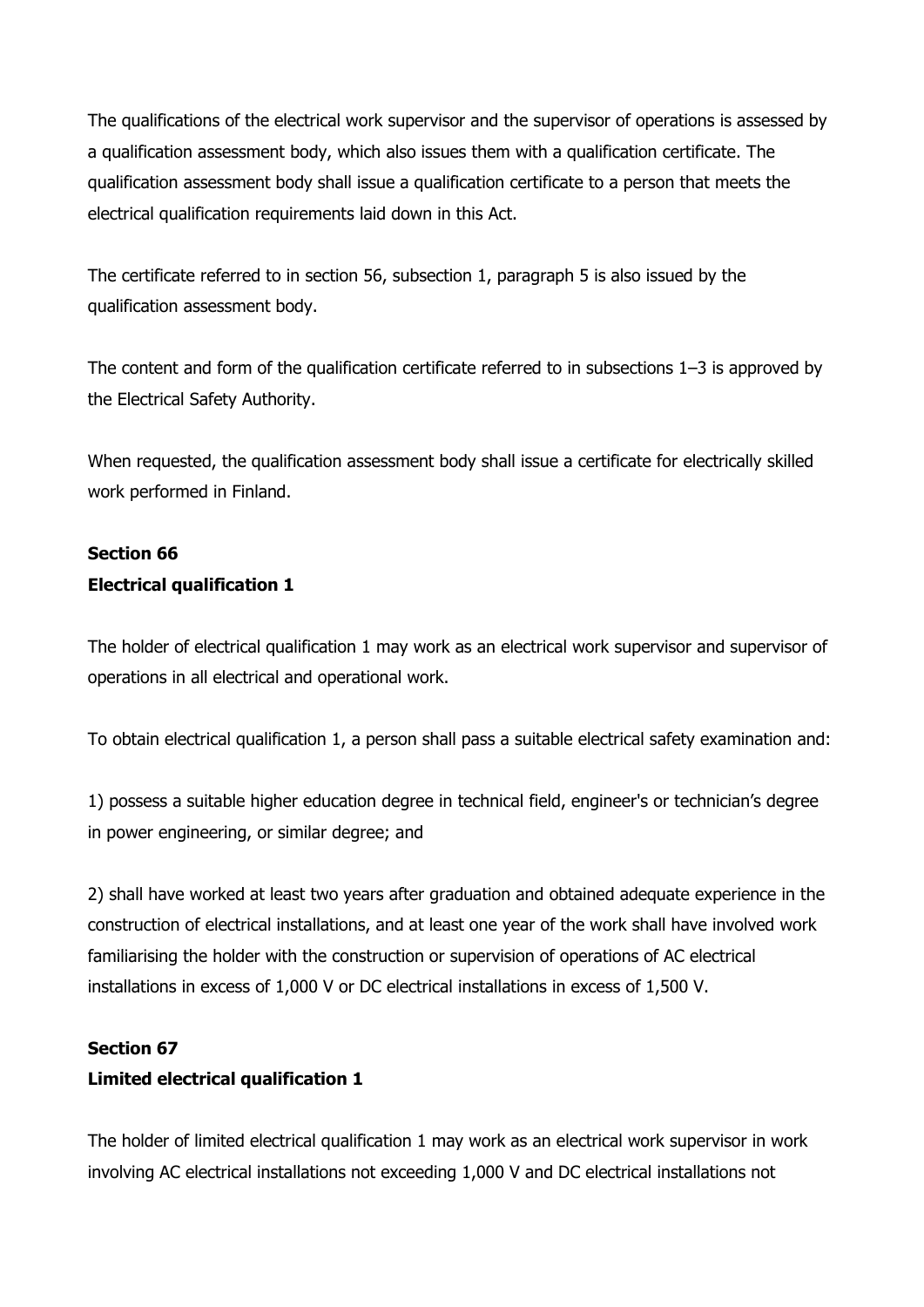The qualifications of the electrical work supervisor and the supervisor of operations is assessed by a qualification assessment body, which also issues them with a qualification certificate. The qualification assessment body shall issue a qualification certificate to a person that meets the electrical qualification requirements laid down in this Act.

The certificate referred to in section 56, subsection 1, paragraph 5 is also issued by the qualification assessment body.

The content and form of the qualification certificate referred to in subsections 1–3 is approved by the Electrical Safety Authority.

When requested, the qualification assessment body shall issue a certificate for electrically skilled work performed in Finland.

**Section 66**
**Electrical qualification 1**

The holder of electrical qualification 1 may work as an electrical work supervisor and supervisor of operations in all electrical and operational work.

To obtain electrical qualification 1, a person shall pass a suitable electrical safety examination and:

1) possess a suitable higher education degree in technical field, engineer's or technician's degree in power engineering, or similar degree; and

2) shall have worked at least two years after graduation and obtained adequate experience in the construction of electrical installations, and at least one year of the work shall have involved work familiarising the holder with the construction or supervision of operations of AC electrical installations in excess of 1,000 V or DC electrical installations in excess of 1,500 V.

**Section 67**
**Limited electrical qualification 1**

The holder of limited electrical qualification 1 may work as an electrical work supervisor in work involving AC electrical installations not exceeding 1,000 V and DC electrical installations not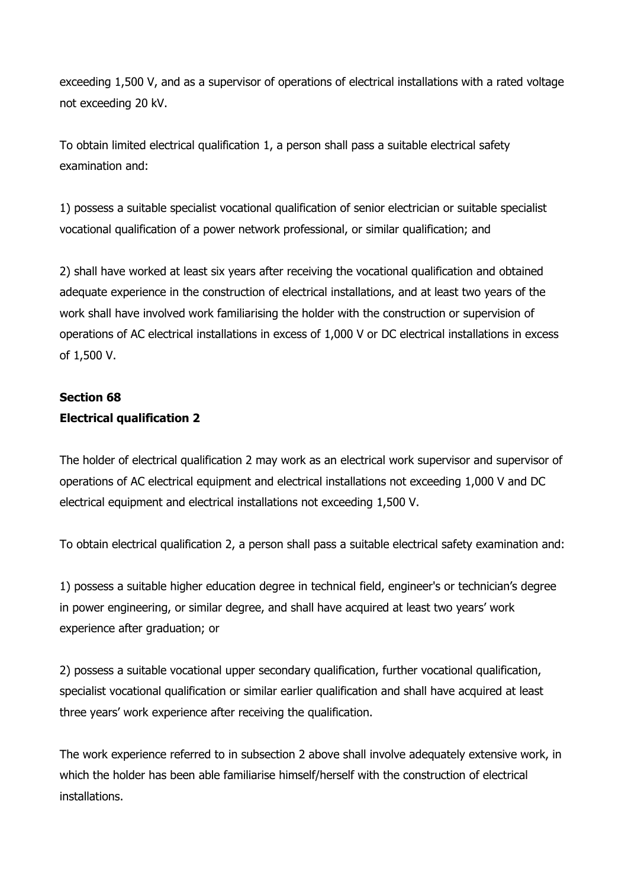exceeding 1,500 V, and as a supervisor of operations of electrical installations with a rated voltage not exceeding 20 kV.

To obtain limited electrical qualification 1, a person shall pass a suitable electrical safety examination and:

1) possess a suitable specialist vocational qualification of senior electrician or suitable specialist vocational qualification of a power network professional, or similar qualification; and

2) shall have worked at least six years after receiving the vocational qualification and obtained adequate experience in the construction of electrical installations, and at least two years of the work shall have involved work familiarising the holder with the construction or supervision of operations of AC electrical installations in excess of 1,000 V or DC electrical installations in excess of 1,500 V.

**Section 68**
**Electrical qualification 2**

The holder of electrical qualification 2 may work as an electrical work supervisor and supervisor of operations of AC electrical equipment and electrical installations not exceeding 1,000 V and DC electrical equipment and electrical installations not exceeding 1,500 V.

To obtain electrical qualification 2, a person shall pass a suitable electrical safety examination and:

1) possess a suitable higher education degree in technical field, engineer's or technician's degree in power engineering, or similar degree, and shall have acquired at least two years' work experience after graduation; or

2) possess a suitable vocational upper secondary qualification, further vocational qualification, specialist vocational qualification or similar earlier qualification and shall have acquired at least three years' work experience after receiving the qualification.

The work experience referred to in subsection 2 above shall involve adequately extensive work, in which the holder has been able familiarise himself/herself with the construction of electrical installations.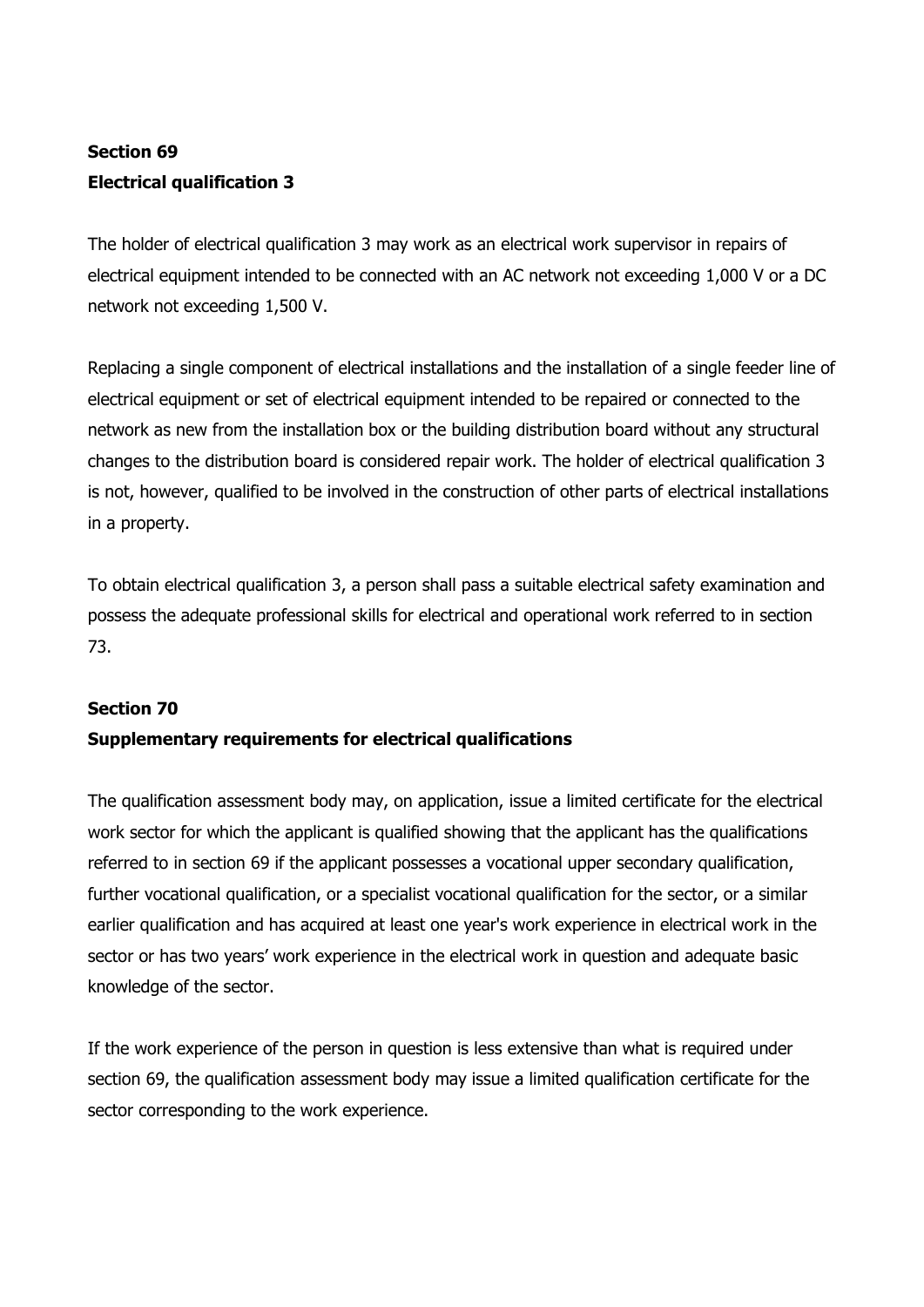## Section 69
## Electrical qualification 3

The holder of electrical qualification 3 may work as an electrical work supervisor in repairs of electrical equipment intended to be connected with an AC network not exceeding 1,000 V or a DC network not exceeding 1,500 V.

Replacing a single component of electrical installations and the installation of a single feeder line of electrical equipment or set of electrical equipment intended to be repaired or connected to the network as new from the installation box or the building distribution board without any structural changes to the distribution board is considered repair work. The holder of electrical qualification 3 is not, however, qualified to be involved in the construction of other parts of electrical installations in a property.

To obtain electrical qualification 3, a person shall pass a suitable electrical safety examination and possess the adequate professional skills for electrical and operational work referred to in section 73.

## Section 70
## Supplementary requirements for electrical qualifications

The qualification assessment body may, on application, issue a limited certificate for the electrical work sector for which the applicant is qualified showing that the applicant has the qualifications referred to in section 69 if the applicant possesses a vocational upper secondary qualification, further vocational qualification, or a specialist vocational qualification for the sector, or a similar earlier qualification and has acquired at least one year's work experience in electrical work in the sector or has two years' work experience in the electrical work in question and adequate basic knowledge of the sector.

If the work experience of the person in question is less extensive than what is required under section 69, the qualification assessment body may issue a limited qualification certificate for the sector corresponding to the work experience.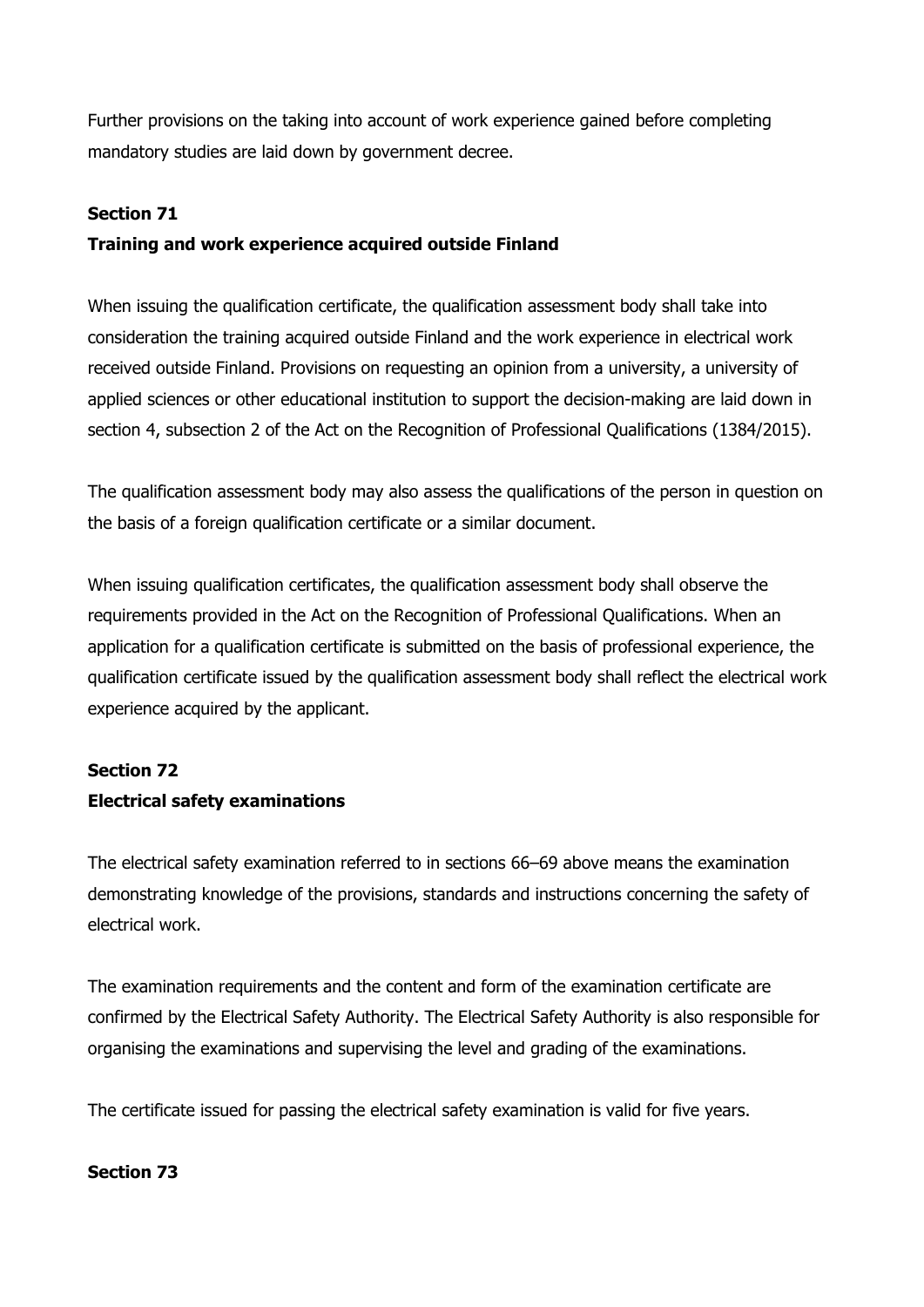Further provisions on the taking into account of work experience gained before completing mandatory studies are laid down by government decree.

**Section 71**

**Training and work experience acquired outside Finland**

When issuing the qualification certificate, the qualification assessment body shall take into consideration the training acquired outside Finland and the work experience in electrical work received outside Finland. Provisions on requesting an opinion from a university, a university of applied sciences or other educational institution to support the decision-making are laid down in section 4, subsection 2 of the Act on the Recognition of Professional Qualifications (1384/2015).

The qualification assessment body may also assess the qualifications of the person in question on the basis of a foreign qualification certificate or a similar document.

When issuing qualification certificates, the qualification assessment body shall observe the requirements provided in the Act on the Recognition of Professional Qualifications. When an application for a qualification certificate is submitted on the basis of professional experience, the qualification certificate issued by the qualification assessment body shall reflect the electrical work experience acquired by the applicant.

**Section 72**

**Electrical safety examinations**

The electrical safety examination referred to in sections 66–69 above means the examination demonstrating knowledge of the provisions, standards and instructions concerning the safety of electrical work.

The examination requirements and the content and form of the examination certificate are confirmed by the Electrical Safety Authority. The Electrical Safety Authority is also responsible for organising the examinations and supervising the level and grading of the examinations.

The certificate issued for passing the electrical safety examination is valid for five years.

**Section 73**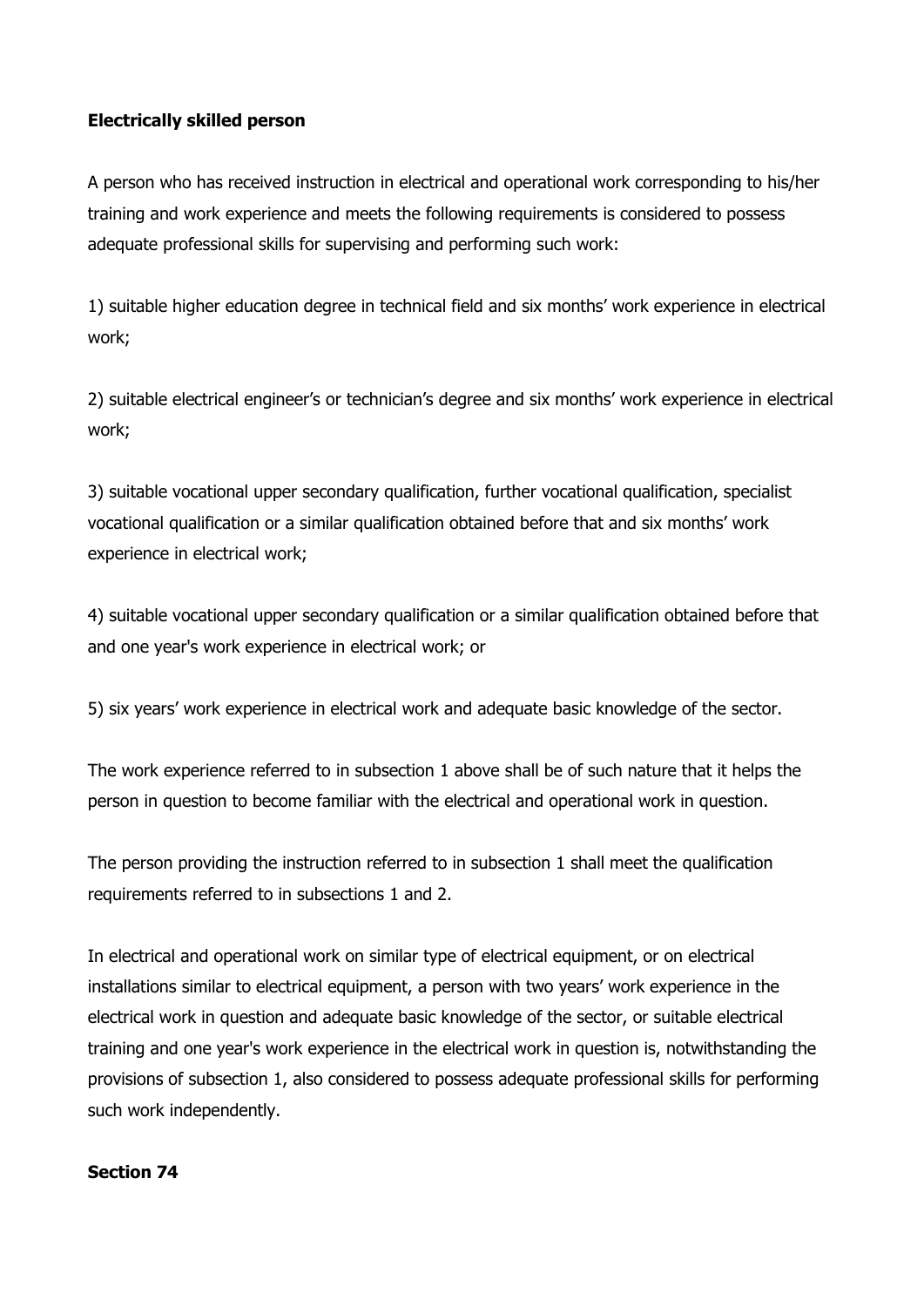**Electrically skilled person**

A person who has received instruction in electrical and operational work corresponding to his/her training and work experience and meets the following requirements is considered to possess adequate professional skills for supervising and performing such work:

1) suitable higher education degree in technical field and six months' work experience in electrical work;

2) suitable electrical engineer's or technician's degree and six months' work experience in electrical work;

3) suitable vocational upper secondary qualification, further vocational qualification, specialist vocational qualification or a similar qualification obtained before that and six months' work experience in electrical work;

4) suitable vocational upper secondary qualification or a similar qualification obtained before that and one year's work experience in electrical work; or

5) six years' work experience in electrical work and adequate basic knowledge of the sector.

The work experience referred to in subsection 1 above shall be of such nature that it helps the person in question to become familiar with the electrical and operational work in question.

The person providing the instruction referred to in subsection 1 shall meet the qualification requirements referred to in subsections 1 and 2.

In electrical and operational work on similar type of electrical equipment, or on electrical installations similar to electrical equipment, a person with two years' work experience in the electrical work in question and adequate basic knowledge of the sector, or suitable electrical training and one year's work experience in the electrical work in question is, notwithstanding the provisions of subsection 1, also considered to possess adequate professional skills for performing such work independently.

**Section 74**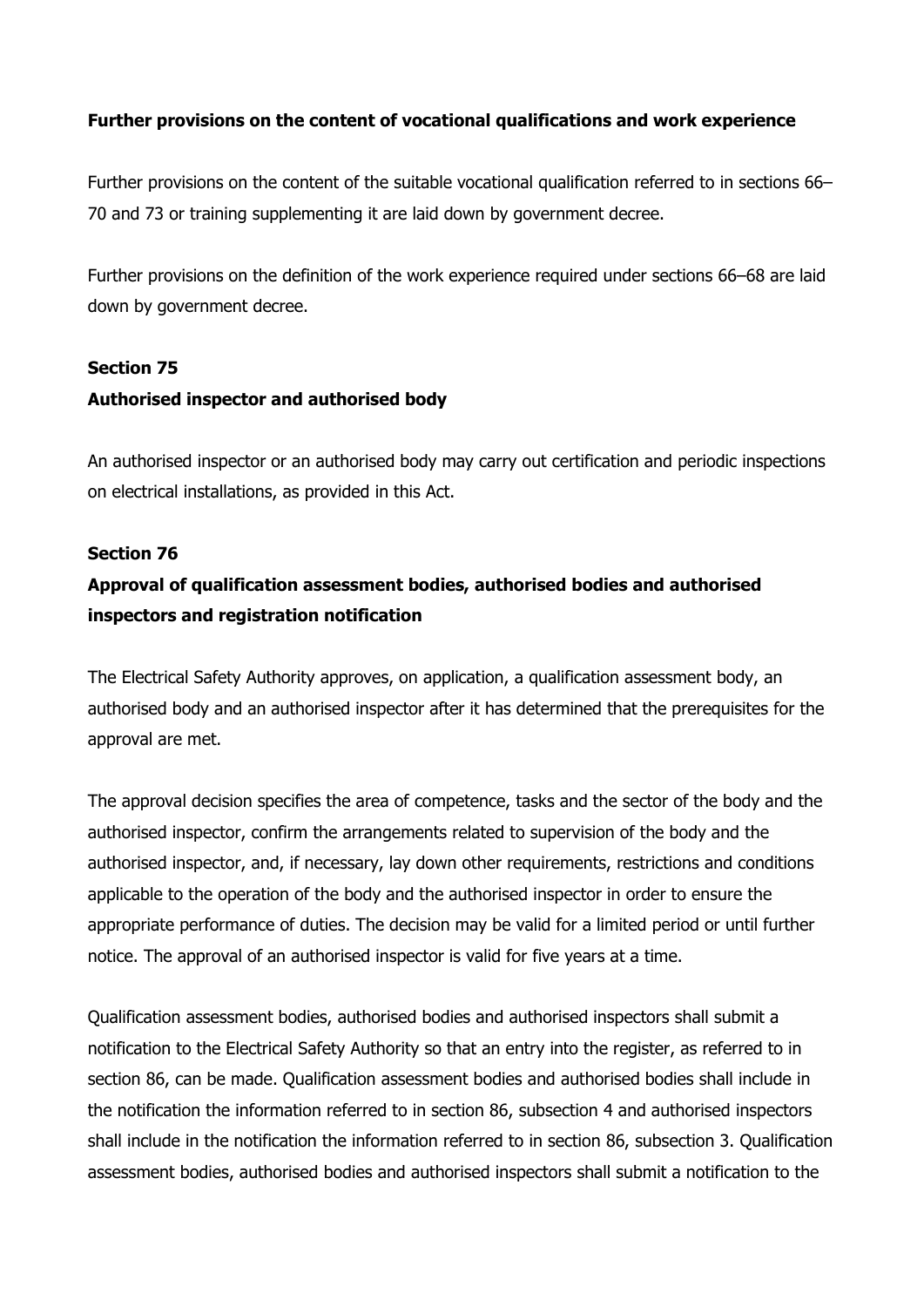**Further provisions on the content of vocational qualifications and work experience**

Further provisions on the content of the suitable vocational qualification referred to in sections 66–70 and 73 or training supplementing it are laid down by government decree.

Further provisions on the definition of the work experience required under sections 66–68 are laid down by government decree.

**Section 75**

**Authorised inspector and authorised body**

An authorised inspector or an authorised body may carry out certification and periodic inspections on electrical installations, as provided in this Act.

**Section 76**

**Approval of qualification assessment bodies, authorised bodies and authorised inspectors and registration notification**

The Electrical Safety Authority approves, on application, a qualification assessment body, an authorised body and an authorised inspector after it has determined that the prerequisites for the approval are met.

The approval decision specifies the area of competence, tasks and the sector of the body and the authorised inspector, confirm the arrangements related to supervision of the body and the authorised inspector, and, if necessary, lay down other requirements, restrictions and conditions applicable to the operation of the body and the authorised inspector in order to ensure the appropriate performance of duties. The decision may be valid for a limited period or until further notice. The approval of an authorised inspector is valid for five years at a time.

Qualification assessment bodies, authorised bodies and authorised inspectors shall submit a notification to the Electrical Safety Authority so that an entry into the register, as referred to in section 86, can be made. Qualification assessment bodies and authorised bodies shall include in the notification the information referred to in section 86, subsection 4 and authorised inspectors shall include in the notification the information referred to in section 86, subsection 3. Qualification assessment bodies, authorised bodies and authorised inspectors shall submit a notification to the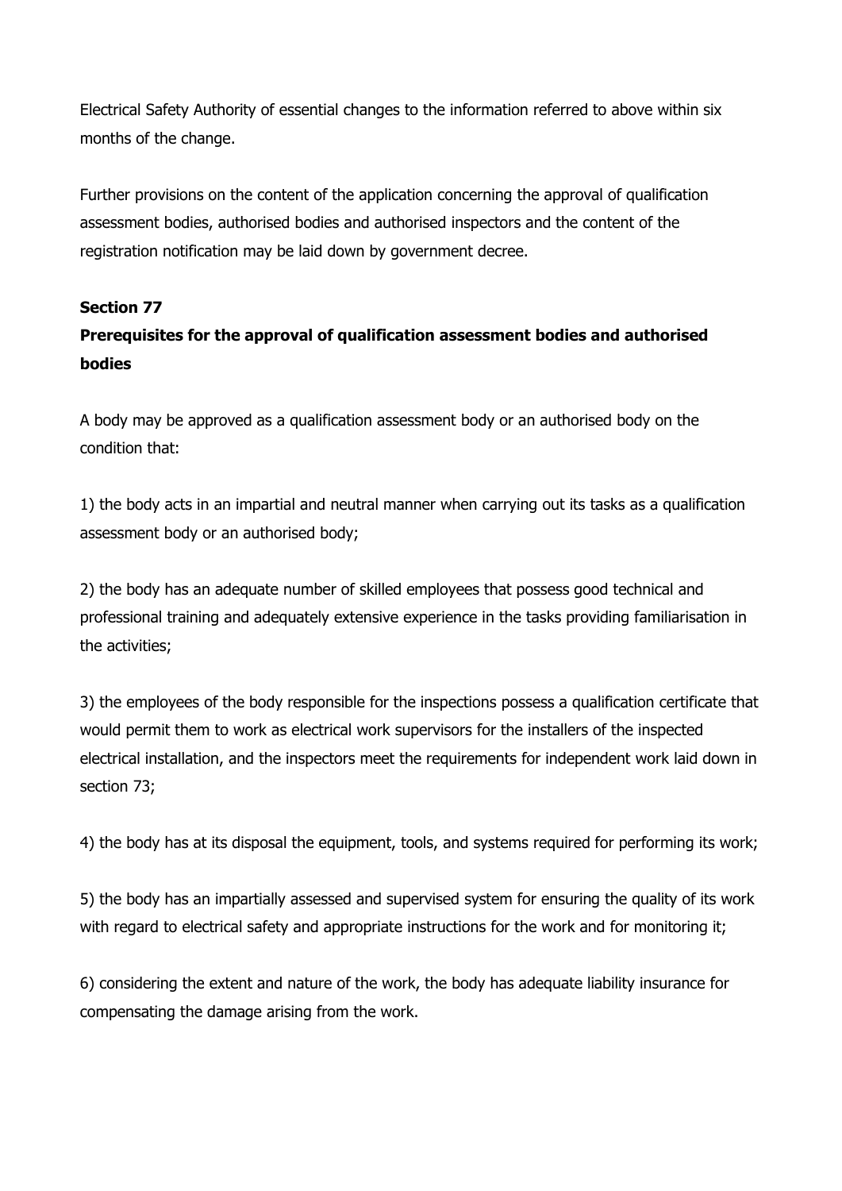Electrical Safety Authority of essential changes to the information referred to above within six months of the change.

Further provisions on the content of the application concerning the approval of qualification assessment bodies, authorised bodies and authorised inspectors and the content of the registration notification may be laid down by government decree.

**Section 77**
**Prerequisites for the approval of qualification assessment bodies and authorised bodies**

A body may be approved as a qualification assessment body or an authorised body on the condition that:

1) the body acts in an impartial and neutral manner when carrying out its tasks as a qualification assessment body or an authorised body;

2) the body has an adequate number of skilled employees that possess good technical and professional training and adequately extensive experience in the tasks providing familiarisation in the activities;

3) the employees of the body responsible for the inspections possess a qualification certificate that would permit them to work as electrical work supervisors for the installers of the inspected electrical installation, and the inspectors meet the requirements for independent work laid down in section 73;

4) the body has at its disposal the equipment, tools, and systems required for performing its work;

5) the body has an impartially assessed and supervised system for ensuring the quality of its work with regard to electrical safety and appropriate instructions for the work and for monitoring it;

6) considering the extent and nature of the work, the body has adequate liability insurance for compensating the damage arising from the work.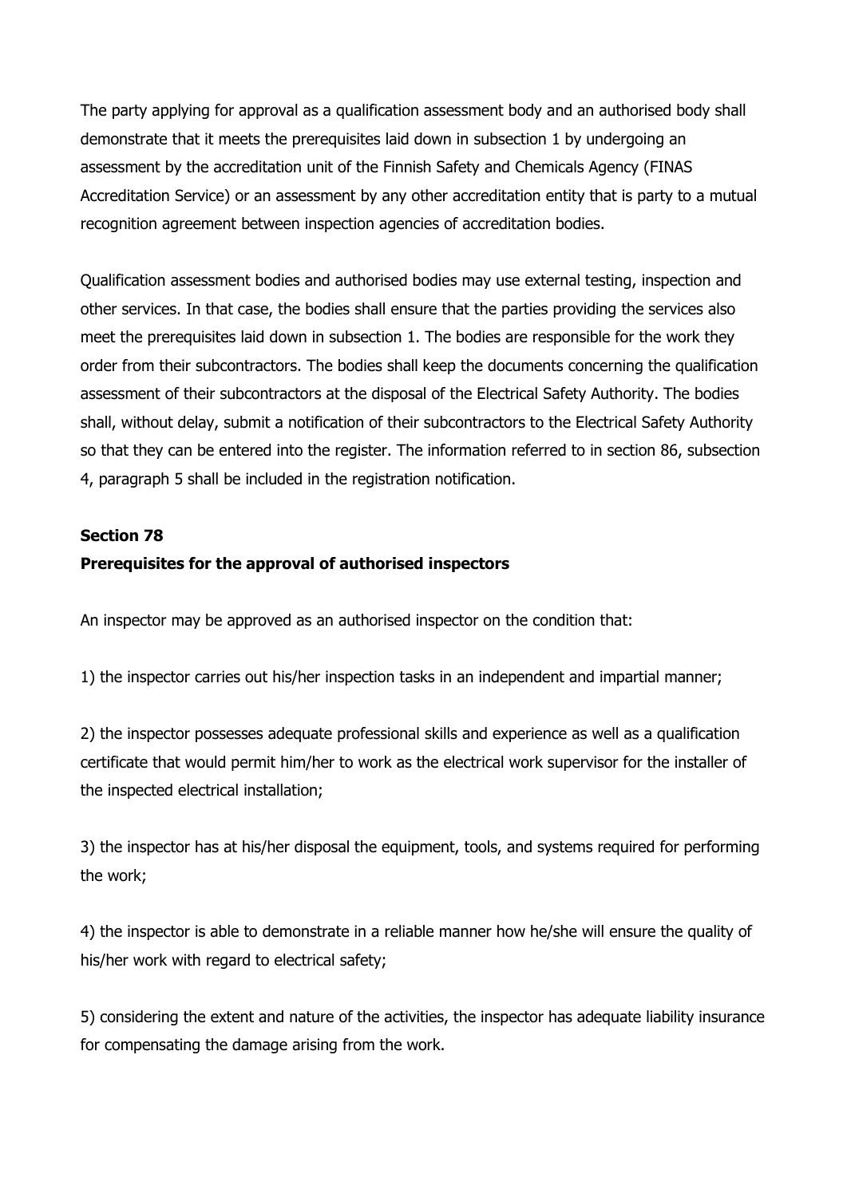The party applying for approval as a qualification assessment body and an authorised body shall demonstrate that it meets the prerequisites laid down in subsection 1 by undergoing an assessment by the accreditation unit of the Finnish Safety and Chemicals Agency (FINAS Accreditation Service) or an assessment by any other accreditation entity that is party to a mutual recognition agreement between inspection agencies of accreditation bodies.

Qualification assessment bodies and authorised bodies may use external testing, inspection and other services. In that case, the bodies shall ensure that the parties providing the services also meet the prerequisites laid down in subsection 1. The bodies are responsible for the work they order from their subcontractors. The bodies shall keep the documents concerning the qualification assessment of their subcontractors at the disposal of the Electrical Safety Authority. The bodies shall, without delay, submit a notification of their subcontractors to the Electrical Safety Authority so that they can be entered into the register. The information referred to in section 86, subsection 4, paragraph 5 shall be included in the registration notification.

**Section 78**
**Prerequisites for the approval of authorised inspectors**

An inspector may be approved as an authorised inspector on the condition that:

1) the inspector carries out his/her inspection tasks in an independent and impartial manner;

2) the inspector possesses adequate professional skills and experience as well as a qualification certificate that would permit him/her to work as the electrical work supervisor for the installer of the inspected electrical installation;

3) the inspector has at his/her disposal the equipment, tools, and systems required for performing the work;

4) the inspector is able to demonstrate in a reliable manner how he/she will ensure the quality of his/her work with regard to electrical safety;

5) considering the extent and nature of the activities, the inspector has adequate liability insurance for compensating the damage arising from the work.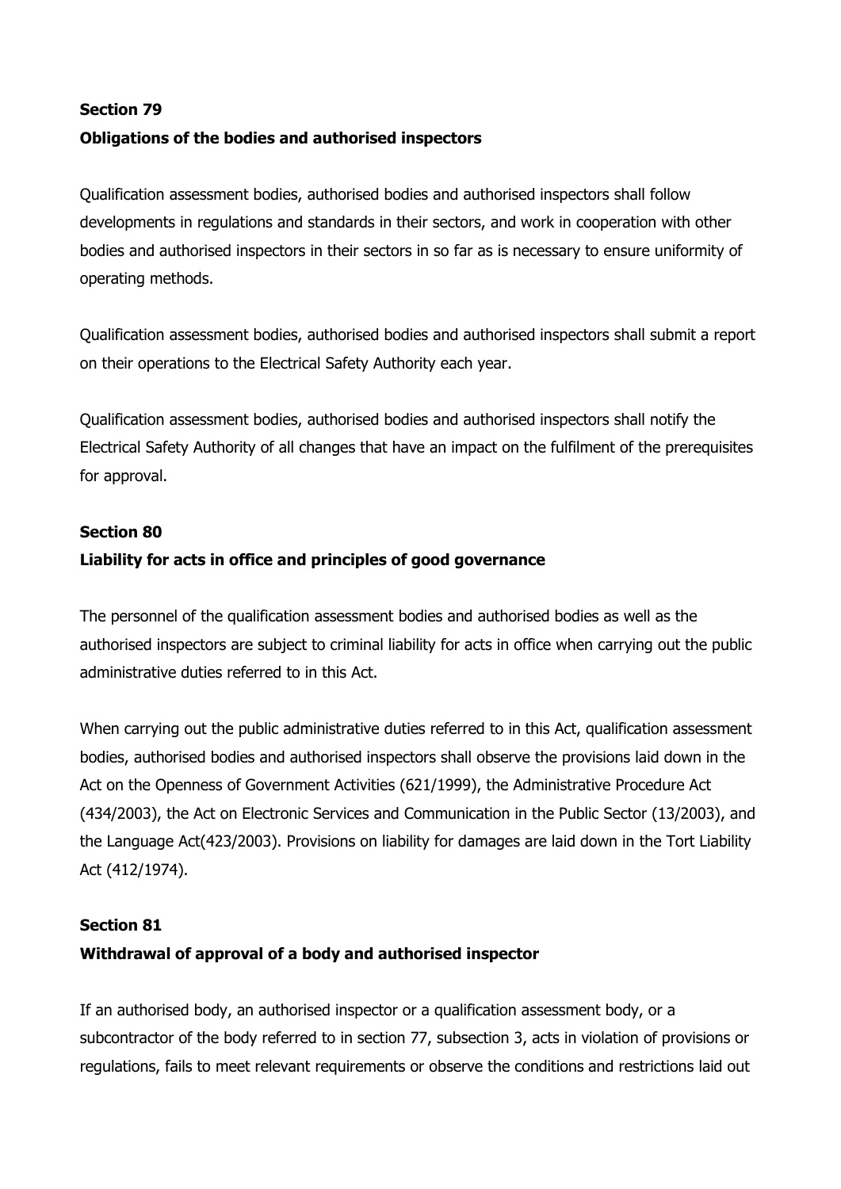## Section 79

### Obligations of the bodies and authorised inspectors

Qualification assessment bodies, authorised bodies and authorised inspectors shall follow developments in regulations and standards in their sectors, and work in cooperation with other bodies and authorised inspectors in their sectors in so far as is necessary to ensure uniformity of operating methods.

Qualification assessment bodies, authorised bodies and authorised inspectors shall submit a report on their operations to the Electrical Safety Authority each year.

Qualification assessment bodies, authorised bodies and authorised inspectors shall notify the Electrical Safety Authority of all changes that have an impact on the fulfilment of the prerequisites for approval.

## Section 80

### Liability for acts in office and principles of good governance

The personnel of the qualification assessment bodies and authorised bodies as well as the authorised inspectors are subject to criminal liability for acts in office when carrying out the public administrative duties referred to in this Act.

When carrying out the public administrative duties referred to in this Act, qualification assessment bodies, authorised bodies and authorised inspectors shall observe the provisions laid down in the Act on the Openness of Government Activities (621/1999), the Administrative Procedure Act (434/2003), the Act on Electronic Services and Communication in the Public Sector (13/2003), and the Language Act(423/2003). Provisions on liability for damages are laid down in the Tort Liability Act (412/1974).

## Section 81

### Withdrawal of approval of a body and authorised inspector

If an authorised body, an authorised inspector or a qualification assessment body, or a subcontractor of the body referred to in section 77, subsection 3, acts in violation of provisions or regulations, fails to meet relevant requirements or observe the conditions and restrictions laid out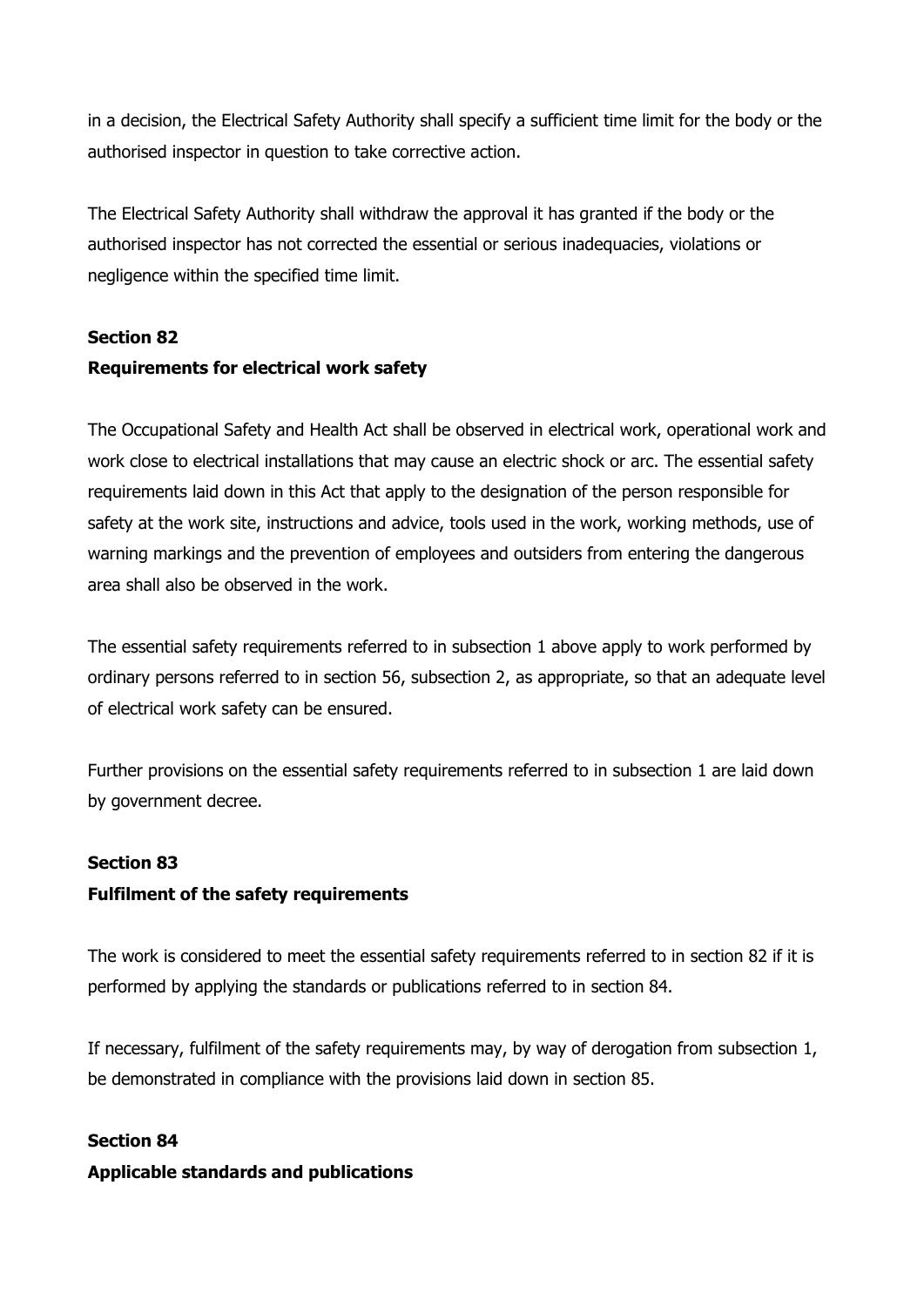in a decision, the Electrical Safety Authority shall specify a sufficient time limit for the body or the authorised inspector in question to take corrective action.

The Electrical Safety Authority shall withdraw the approval it has granted if the body or the authorised inspector has not corrected the essential or serious inadequacies, violations or negligence within the specified time limit.

**Section 82**
**Requirements for electrical work safety**

The Occupational Safety and Health Act shall be observed in electrical work, operational work and work close to electrical installations that may cause an electric shock or arc. The essential safety requirements laid down in this Act that apply to the designation of the person responsible for safety at the work site, instructions and advice, tools used in the work, working methods, use of warning markings and the prevention of employees and outsiders from entering the dangerous area shall also be observed in the work.

The essential safety requirements referred to in subsection 1 above apply to work performed by ordinary persons referred to in section 56, subsection 2, as appropriate, so that an adequate level of electrical work safety can be ensured.

Further provisions on the essential safety requirements referred to in subsection 1 are laid down by government decree.

**Section 83**
**Fulfilment of the safety requirements**

The work is considered to meet the essential safety requirements referred to in section 82 if it is performed by applying the standards or publications referred to in section 84.

If necessary, fulfilment of the safety requirements may, by way of derogation from subsection 1, be demonstrated in compliance with the provisions laid down in section 85.

**Section 84**
**Applicable standards and publications**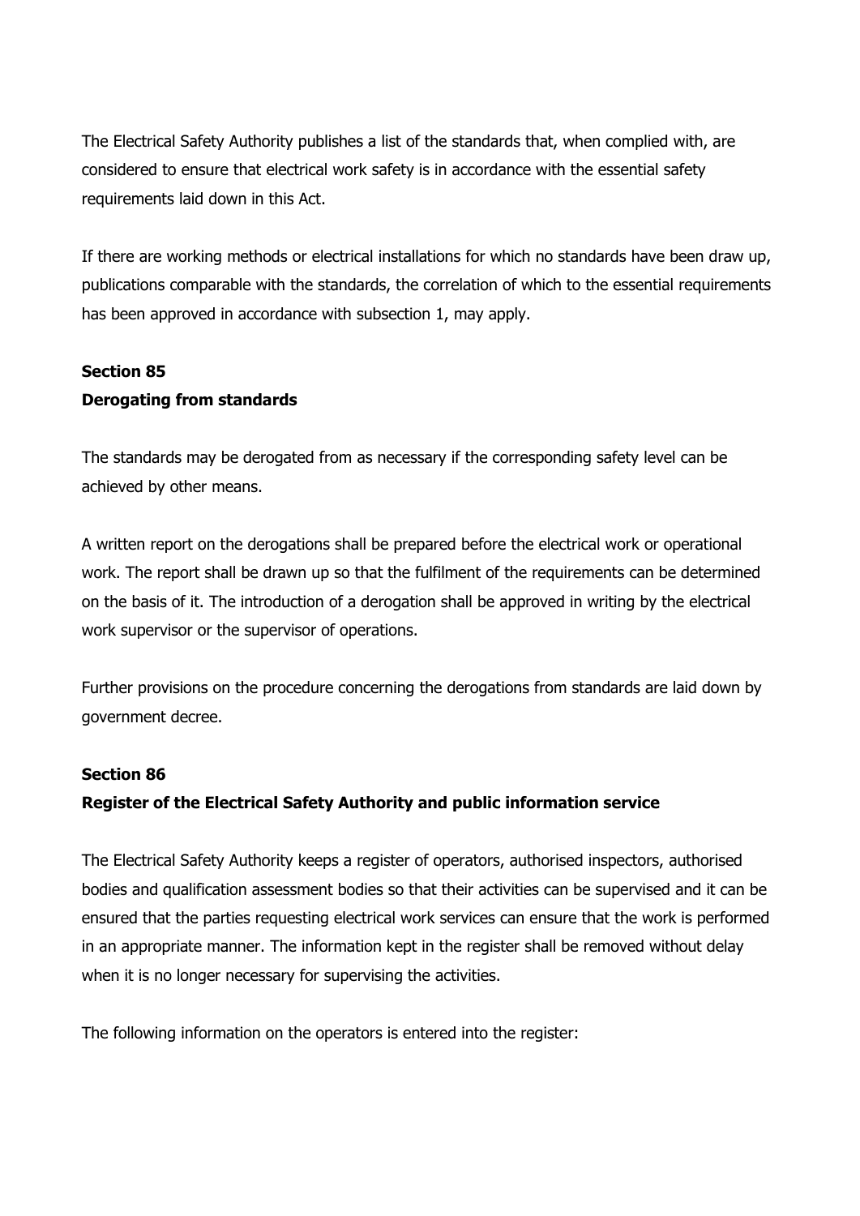The Electrical Safety Authority publishes a list of the standards that, when complied with, are considered to ensure that electrical work safety is in accordance with the essential safety requirements laid down in this Act.

If there are working methods or electrical installations for which no standards have been draw up, publications comparable with the standards, the correlation of which to the essential requirements has been approved in accordance with subsection 1, may apply.

**Section 85**
**Derogating from standards**

The standards may be derogated from as necessary if the corresponding safety level can be achieved by other means.

A written report on the derogations shall be prepared before the electrical work or operational work. The report shall be drawn up so that the fulfilment of the requirements can be determined on the basis of it. The introduction of a derogation shall be approved in writing by the electrical work supervisor or the supervisor of operations.

Further provisions on the procedure concerning the derogations from standards are laid down by government decree.

**Section 86**
**Register of the Electrical Safety Authority and public information service**

The Electrical Safety Authority keeps a register of operators, authorised inspectors, authorised bodies and qualification assessment bodies so that their activities can be supervised and it can be ensured that the parties requesting electrical work services can ensure that the work is performed in an appropriate manner. The information kept in the register shall be removed without delay when it is no longer necessary for supervising the activities.

The following information on the operators is entered into the register: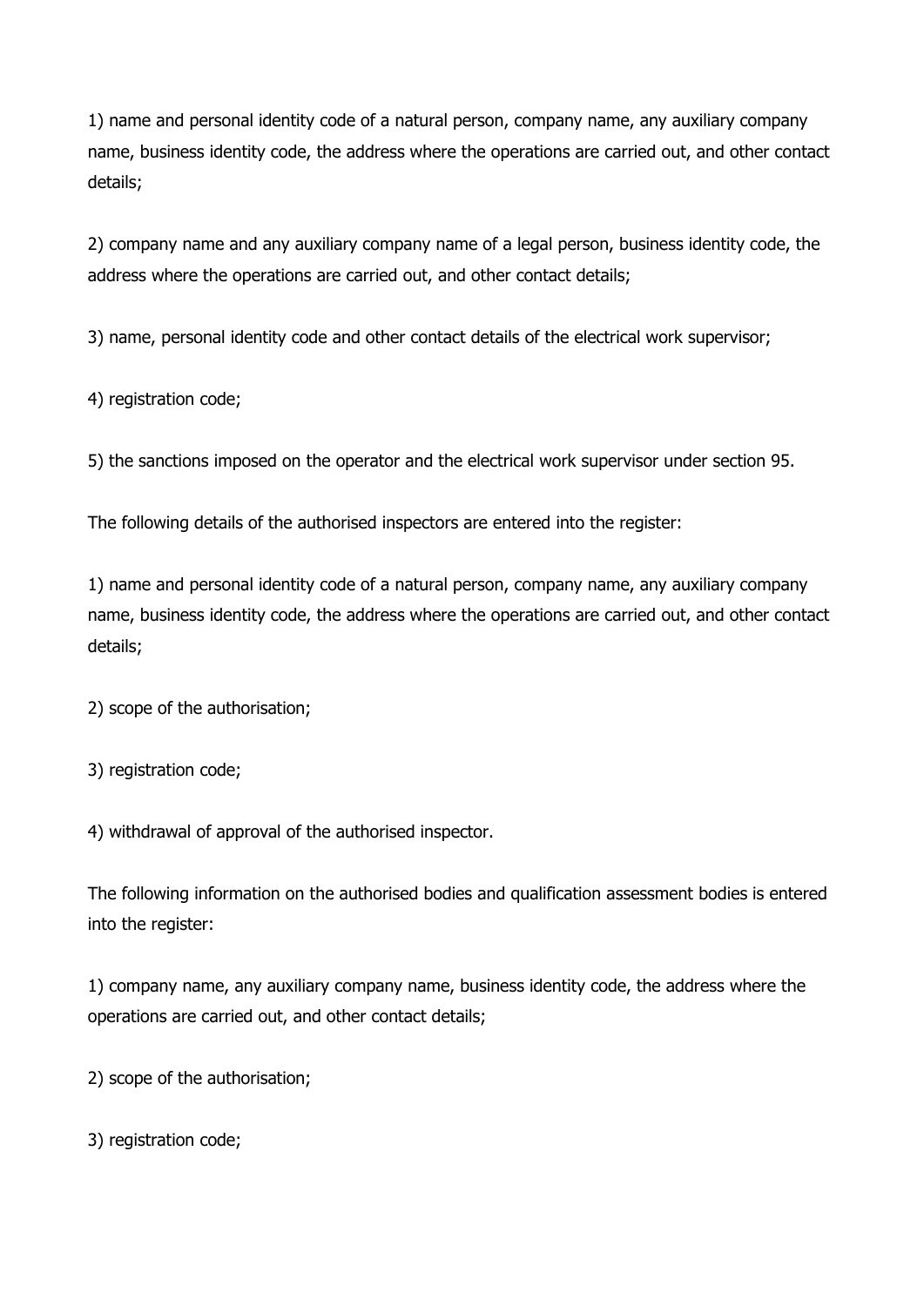1) name and personal identity code of a natural person, company name, any auxiliary company name, business identity code, the address where the operations are carried out, and other contact details;

2) company name and any auxiliary company name of a legal person, business identity code, the address where the operations are carried out, and other contact details;

3) name, personal identity code and other contact details of the electrical work supervisor;

4) registration code;

5) the sanctions imposed on the operator and the electrical work supervisor under section 95.

The following details of the authorised inspectors are entered into the register:

1) name and personal identity code of a natural person, company name, any auxiliary company name, business identity code, the address where the operations are carried out, and other contact details;

2) scope of the authorisation;

3) registration code;

4) withdrawal of approval of the authorised inspector.

The following information on the authorised bodies and qualification assessment bodies is entered into the register:

1) company name, any auxiliary company name, business identity code, the address where the operations are carried out, and other contact details;

2) scope of the authorisation;

3) registration code;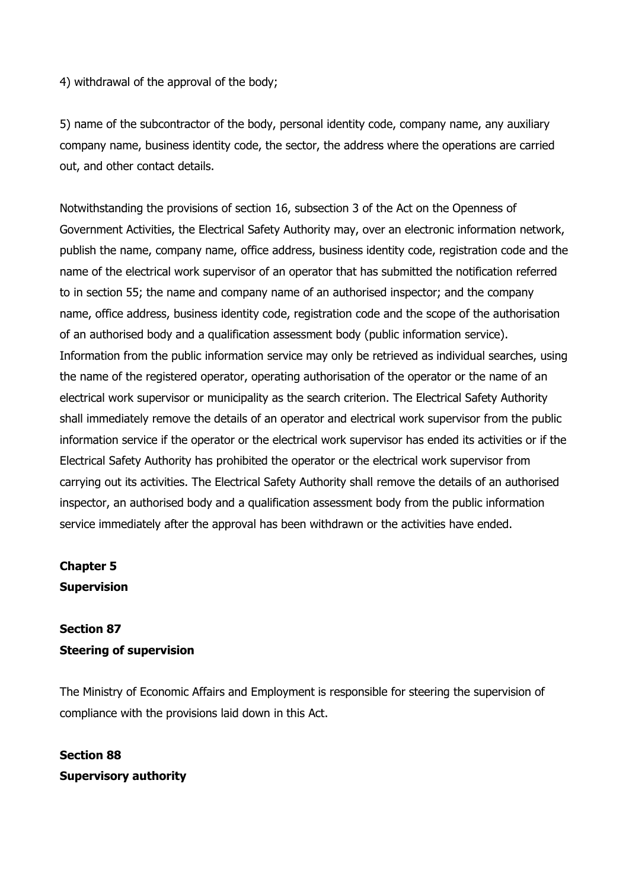4) withdrawal of the approval of the body;

5) name of the subcontractor of the body, personal identity code, company name, any auxiliary company name, business identity code, the sector, the address where the operations are carried out, and other contact details.

Notwithstanding the provisions of section 16, subsection 3 of the Act on the Openness of Government Activities, the Electrical Safety Authority may, over an electronic information network, publish the name, company name, office address, business identity code, registration code and the name of the electrical work supervisor of an operator that has submitted the notification referred to in section 55; the name and company name of an authorised inspector; and the company name, office address, business identity code, registration code and the scope of the authorisation of an authorised body and a qualification assessment body (public information service). Information from the public information service may only be retrieved as individual searches, using the name of the registered operator, operating authorisation of the operator or the name of an electrical work supervisor or municipality as the search criterion. The Electrical Safety Authority shall immediately remove the details of an operator and electrical work supervisor from the public information service if the operator or the electrical work supervisor has ended its activities or if the Electrical Safety Authority has prohibited the operator or the electrical work supervisor from carrying out its activities. The Electrical Safety Authority shall remove the details of an authorised inspector, an authorised body and a qualification assessment body from the public information service immediately after the approval has been withdrawn or the activities have ended.

## Chapter 5
## Supervision

### Section 87
### Steering of supervision

The Ministry of Economic Affairs and Employment is responsible for steering the supervision of compliance with the provisions laid down in this Act.

### Section 88
### Supervisory authority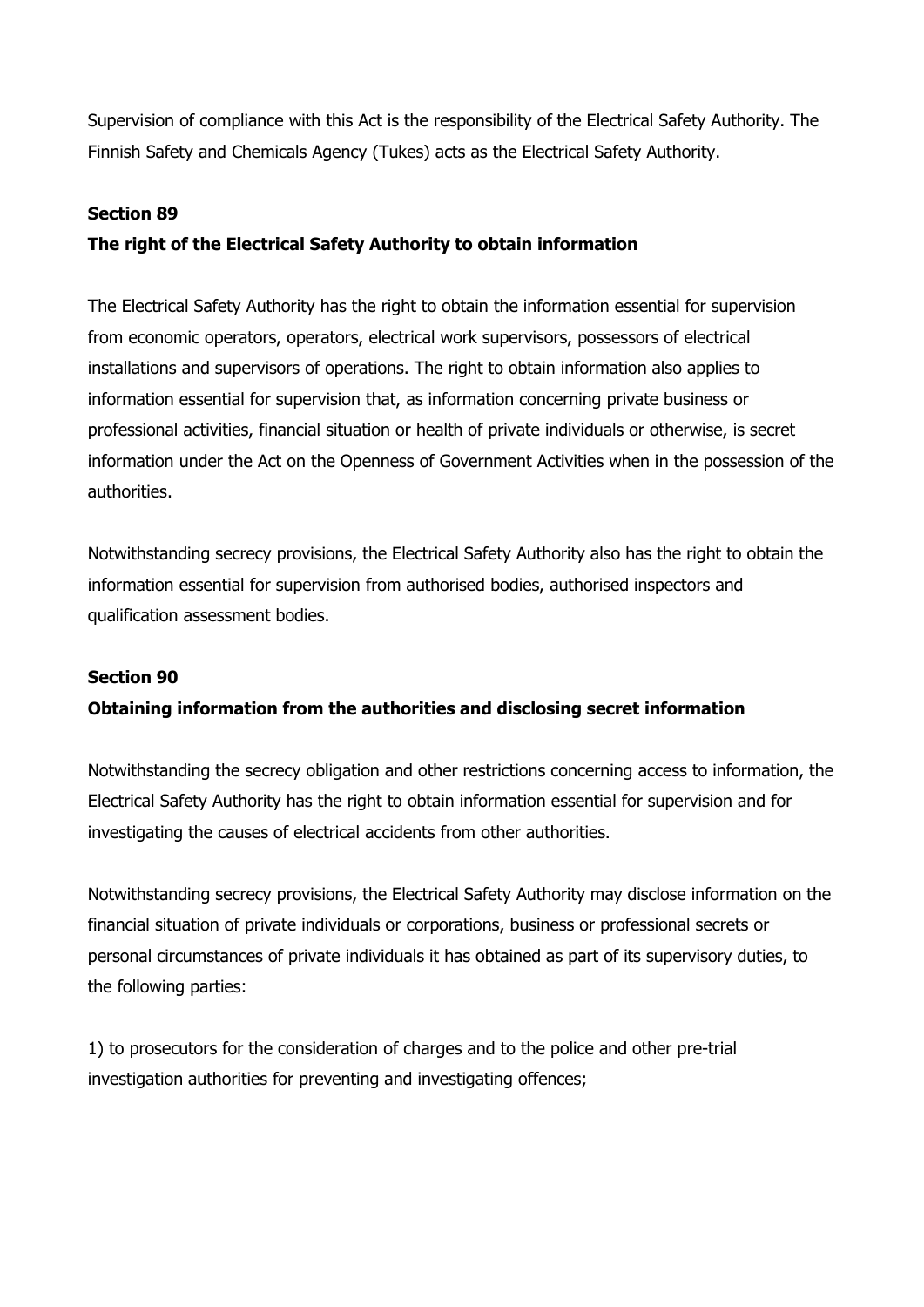Supervision of compliance with this Act is the responsibility of the Electrical Safety Authority. The Finnish Safety and Chemicals Agency (Tukes) acts as the Electrical Safety Authority.

### Section 89

### The right of the Electrical Safety Authority to obtain information

The Electrical Safety Authority has the right to obtain the information essential for supervision from economic operators, operators, electrical work supervisors, possessors of electrical installations and supervisors of operations. The right to obtain information also applies to information essential for supervision that, as information concerning private business or professional activities, financial situation or health of private individuals or otherwise, is secret information under the Act on the Openness of Government Activities when in the possession of the authorities.

Notwithstanding secrecy provisions, the Electrical Safety Authority also has the right to obtain the information essential for supervision from authorised bodies, authorised inspectors and qualification assessment bodies.

### Section 90

### Obtaining information from the authorities and disclosing secret information

Notwithstanding the secrecy obligation and other restrictions concerning access to information, the Electrical Safety Authority has the right to obtain information essential for supervision and for investigating the causes of electrical accidents from other authorities.

Notwithstanding secrecy provisions, the Electrical Safety Authority may disclose information on the financial situation of private individuals or corporations, business or professional secrets or personal circumstances of private individuals it has obtained as part of its supervisory duties, to the following parties:

1) to prosecutors for the consideration of charges and to the police and other pre-trial investigation authorities for preventing and investigating offences;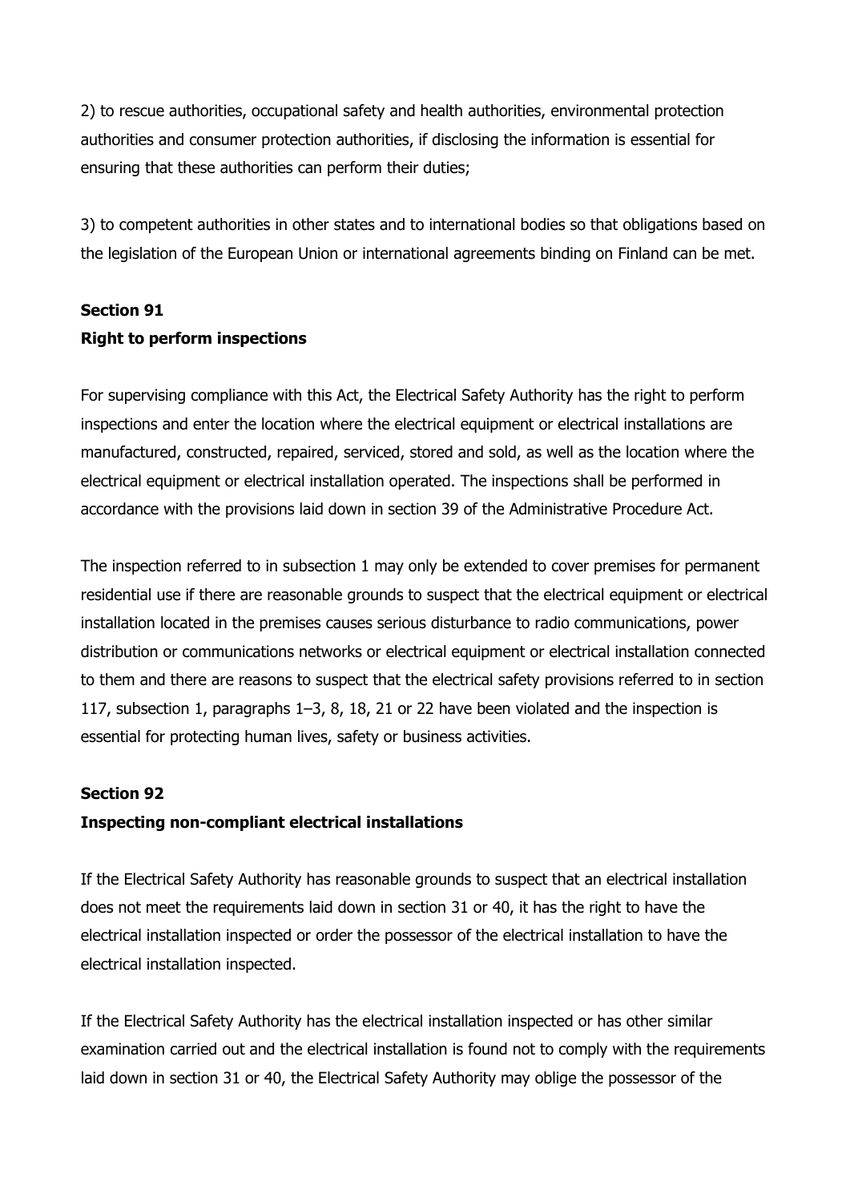2) to rescue authorities, occupational safety and health authorities, environmental protection authorities and consumer protection authorities, if disclosing the information is essential for ensuring that these authorities can perform their duties;

3) to competent authorities in other states and to international bodies so that obligations based on the legislation of the European Union or international agreements binding on Finland can be met.

**Section 91**
**Right to perform inspections**

For supervising compliance with this Act, the Electrical Safety Authority has the right to perform inspections and enter the location where the electrical equipment or electrical installations are manufactured, constructed, repaired, serviced, stored and sold, as well as the location where the electrical equipment or electrical installation operated. The inspections shall be performed in accordance with the provisions laid down in section 39 of the Administrative Procedure Act.

The inspection referred to in subsection 1 may only be extended to cover premises for permanent residential use if there are reasonable grounds to suspect that the electrical equipment or electrical installation located in the premises causes serious disturbance to radio communications, power distribution or communications networks or electrical equipment or electrical installation connected to them and there are reasons to suspect that the electrical safety provisions referred to in section 117, subsection 1, paragraphs 1–3, 8, 18, 21 or 22 have been violated and the inspection is essential for protecting human lives, safety or business activities.

**Section 92**
**Inspecting non-compliant electrical installations**

If the Electrical Safety Authority has reasonable grounds to suspect that an electrical installation does not meet the requirements laid down in section 31 or 40, it has the right to have the electrical installation inspected or order the possessor of the electrical installation to have the electrical installation inspected.

If the Electrical Safety Authority has the electrical installation inspected or has other similar examination carried out and the electrical installation is found not to comply with the requirements laid down in section 31 or 40, the Electrical Safety Authority may oblige the possessor of the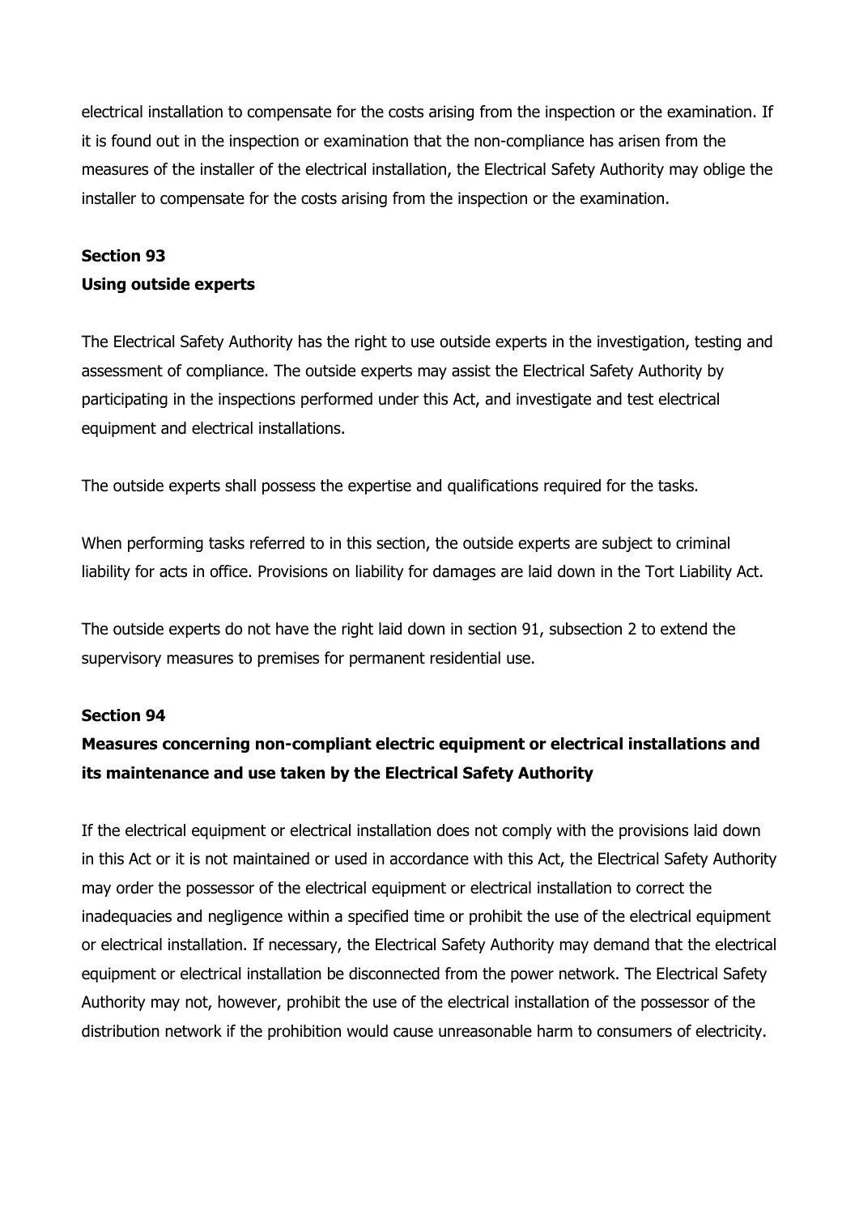electrical installation to compensate for the costs arising from the inspection or the examination. If it is found out in the inspection or examination that the non-compliance has arisen from the measures of the installer of the electrical installation, the Electrical Safety Authority may oblige the installer to compensate for the costs arising from the inspection or the examination.

**Section 93**
**Using outside experts**

The Electrical Safety Authority has the right to use outside experts in the investigation, testing and assessment of compliance. The outside experts may assist the Electrical Safety Authority by participating in the inspections performed under this Act, and investigate and test electrical equipment and electrical installations.

The outside experts shall possess the expertise and qualifications required for the tasks.

When performing tasks referred to in this section, the outside experts are subject to criminal liability for acts in office. Provisions on liability for damages are laid down in the Tort Liability Act.

The outside experts do not have the right laid down in section 91, subsection 2 to extend the supervisory measures to premises for permanent residential use.

**Section 94**
**Measures concerning non-compliant electric equipment or electrical installations and its maintenance and use taken by the Electrical Safety Authority**

If the electrical equipment or electrical installation does not comply with the provisions laid down in this Act or it is not maintained or used in accordance with this Act, the Electrical Safety Authority may order the possessor of the electrical equipment or electrical installation to correct the inadequacies and negligence within a specified time or prohibit the use of the electrical equipment or electrical installation. If necessary, the Electrical Safety Authority may demand that the electrical equipment or electrical installation be disconnected from the power network. The Electrical Safety Authority may not, however, prohibit the use of the electrical installation of the possessor of the distribution network if the prohibition would cause unreasonable harm to consumers of electricity.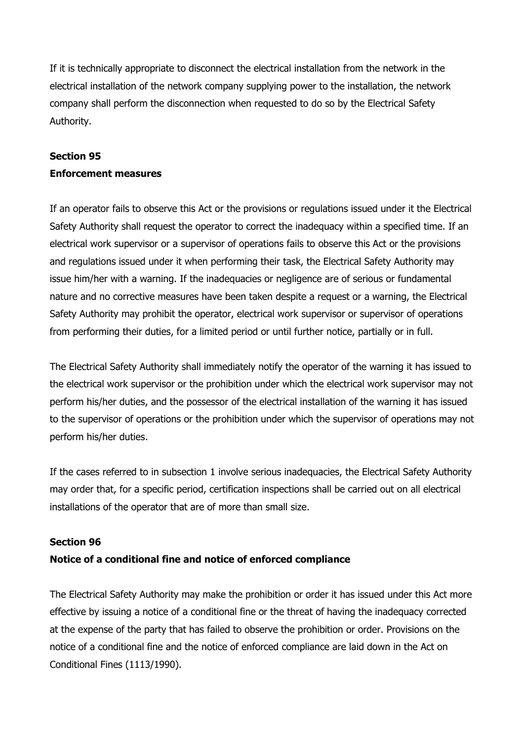If it is technically appropriate to disconnect the electrical installation from the network in the electrical installation of the network company supplying power to the installation, the network company shall perform the disconnection when requested to do so by the Electrical Safety Authority.

### Section 95
### Enforcement measures

If an operator fails to observe this Act or the provisions or regulations issued under it the Electrical Safety Authority shall request the operator to correct the inadequacy within a specified time. If an electrical work supervisor or a supervisor of operations fails to observe this Act or the provisions and regulations issued under it when performing their task, the Electrical Safety Authority may issue him/her with a warning. If the inadequacies or negligence are of serious or fundamental nature and no corrective measures have been taken despite a request or a warning, the Electrical Safety Authority may prohibit the operator, electrical work supervisor or supervisor of operations from performing their duties, for a limited period or until further notice, partially or in full.

The Electrical Safety Authority shall immediately notify the operator of the warning it has issued to the electrical work supervisor or the prohibition under which the electrical work supervisor may not perform his/her duties, and the possessor of the electrical installation of the warning it has issued to the supervisor of operations or the prohibition under which the supervisor of operations may not perform his/her duties.

If the cases referred to in subsection 1 involve serious inadequacies, the Electrical Safety Authority may order that, for a specific period, certification inspections shall be carried out on all electrical installations of the operator that are of more than small size.

### Section 96
### Notice of a conditional fine and notice of enforced compliance

The Electrical Safety Authority may make the prohibition or order it has issued under this Act more effective by issuing a notice of a conditional fine or the threat of having the inadequacy corrected at the expense of the party that has failed to observe the prohibition or order. Provisions on the notice of a conditional fine and the notice of enforced compliance are laid down in the Act on Conditional Fines (1113/1990).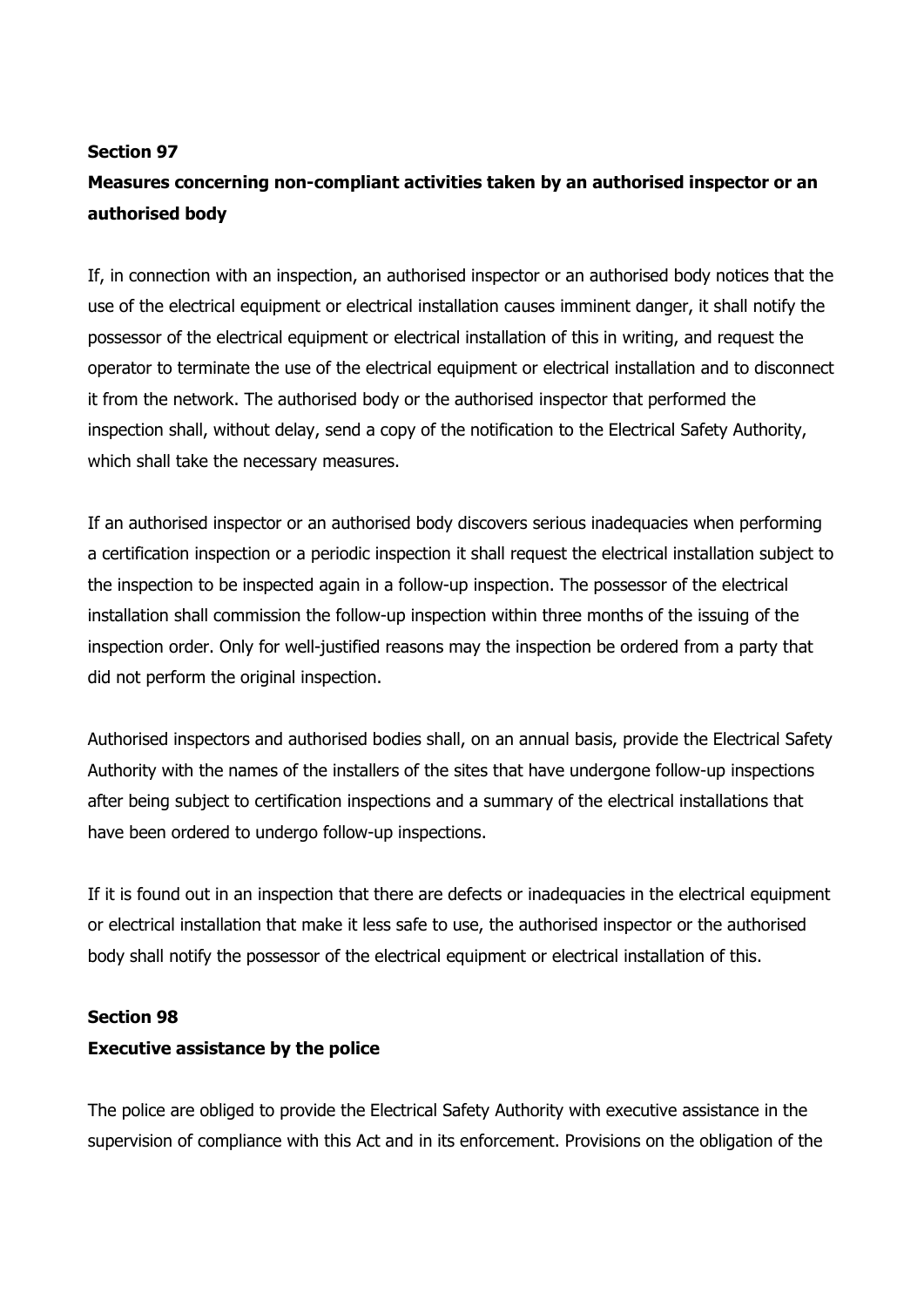**Section 97**

**Measures concerning non-compliant activities taken by an authorised inspector or an authorised body**

If, in connection with an inspection, an authorised inspector or an authorised body notices that the use of the electrical equipment or electrical installation causes imminent danger, it shall notify the possessor of the electrical equipment or electrical installation of this in writing, and request the operator to terminate the use of the electrical equipment or electrical installation and to disconnect it from the network. The authorised body or the authorised inspector that performed the inspection shall, without delay, send a copy of the notification to the Electrical Safety Authority, which shall take the necessary measures.

If an authorised inspector or an authorised body discovers serious inadequacies when performing a certification inspection or a periodic inspection it shall request the electrical installation subject to the inspection to be inspected again in a follow-up inspection. The possessor of the electrical installation shall commission the follow-up inspection within three months of the issuing of the inspection order. Only for well-justified reasons may the inspection be ordered from a party that did not perform the original inspection.

Authorised inspectors and authorised bodies shall, on an annual basis, provide the Electrical Safety Authority with the names of the installers of the sites that have undergone follow-up inspections after being subject to certification inspections and a summary of the electrical installations that have been ordered to undergo follow-up inspections.

If it is found out in an inspection that there are defects or inadequacies in the electrical equipment or electrical installation that make it less safe to use, the authorised inspector or the authorised body shall notify the possessor of the electrical equipment or electrical installation of this.

**Section 98**

**Executive assistance by the police**

The police are obliged to provide the Electrical Safety Authority with executive assistance in the supervision of compliance with this Act and in its enforcement. Provisions on the obligation of the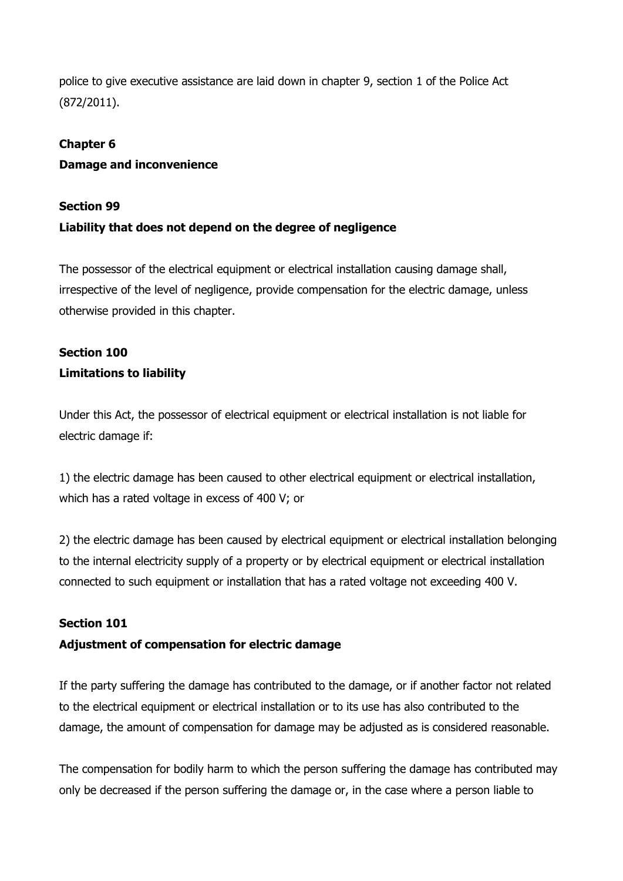police to give executive assistance are laid down in chapter 9, section 1 of the Police Act (872/2011).

## Chapter 6
## Damage and inconvenience

### Section 99
### Liability that does not depend on the degree of negligence

The possessor of the electrical equipment or electrical installation causing damage shall, irrespective of the level of negligence, provide compensation for the electric damage, unless otherwise provided in this chapter.

### Section 100
### Limitations to liability

Under this Act, the possessor of electrical equipment or electrical installation is not liable for electric damage if:

1) the electric damage has been caused to other electrical equipment or electrical installation, which has a rated voltage in excess of 400 V; or

2) the electric damage has been caused by electrical equipment or electrical installation belonging to the internal electricity supply of a property or by electrical equipment or electrical installation connected to such equipment or installation that has a rated voltage not exceeding 400 V.

### Section 101
### Adjustment of compensation for electric damage

If the party suffering the damage has contributed to the damage, or if another factor not related to the electrical equipment or electrical installation or to its use has also contributed to the damage, the amount of compensation for damage may be adjusted as is considered reasonable.

The compensation for bodily harm to which the person suffering the damage has contributed may only be decreased if the person suffering the damage or, in the case where a person liable to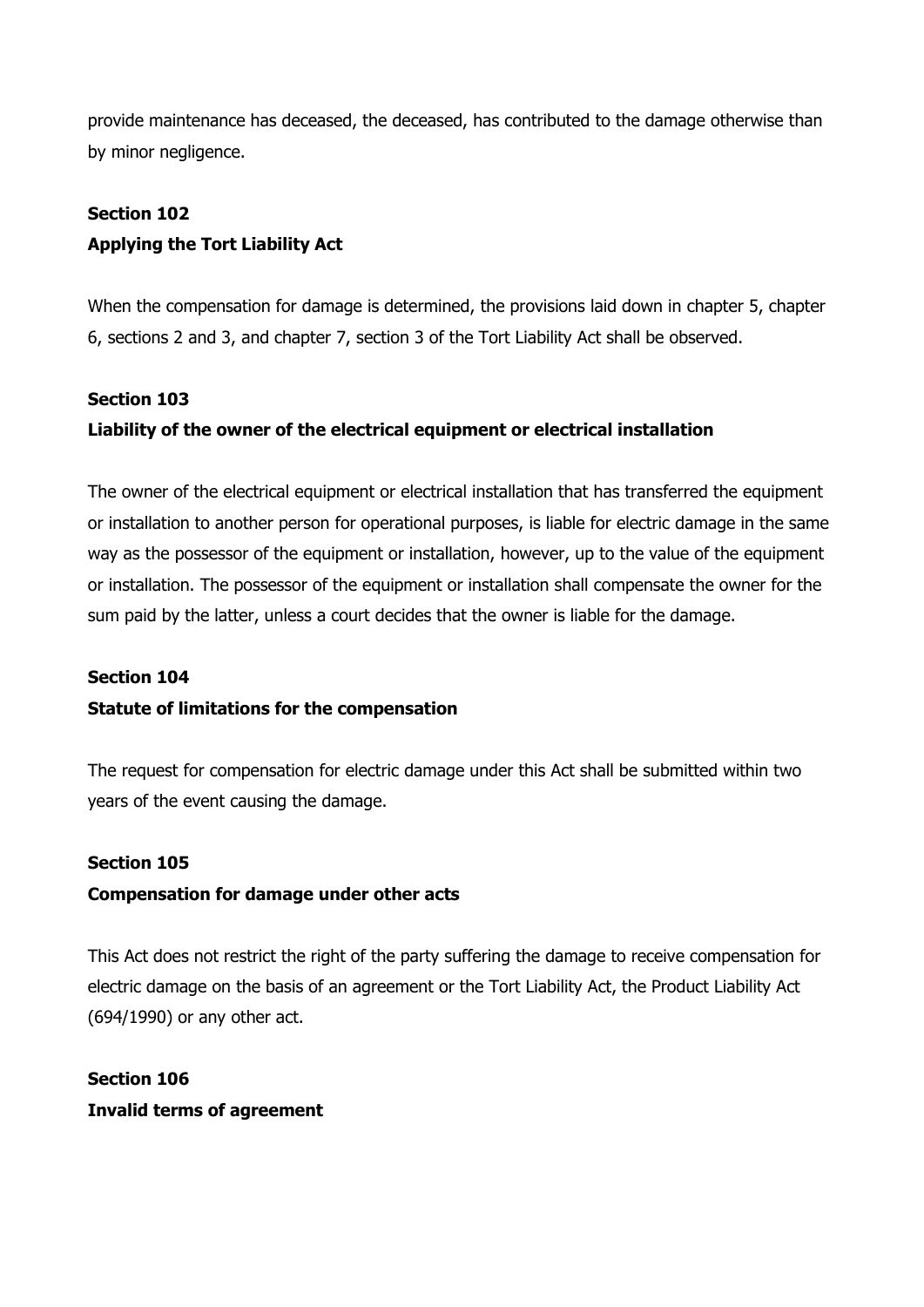provide maintenance has deceased, the deceased, has contributed to the damage otherwise than by minor negligence.

**Section 102**
**Applying the Tort Liability Act**

When the compensation for damage is determined, the provisions laid down in chapter 5, chapter 6, sections 2 and 3, and chapter 7, section 3 of the Tort Liability Act shall be observed.

**Section 103**
**Liability of the owner of the electrical equipment or electrical installation**

The owner of the electrical equipment or electrical installation that has transferred the equipment or installation to another person for operational purposes, is liable for electric damage in the same way as the possessor of the equipment or installation, however, up to the value of the equipment or installation. The possessor of the equipment or installation shall compensate the owner for the sum paid by the latter, unless a court decides that the owner is liable for the damage.

**Section 104**
**Statute of limitations for the compensation**

The request for compensation for electric damage under this Act shall be submitted within two years of the event causing the damage.

**Section 105**
**Compensation for damage under other acts**

This Act does not restrict the right of the party suffering the damage to receive compensation for electric damage on the basis of an agreement or the Tort Liability Act, the Product Liability Act (694/1990) or any other act.

**Section 106**
**Invalid terms of agreement**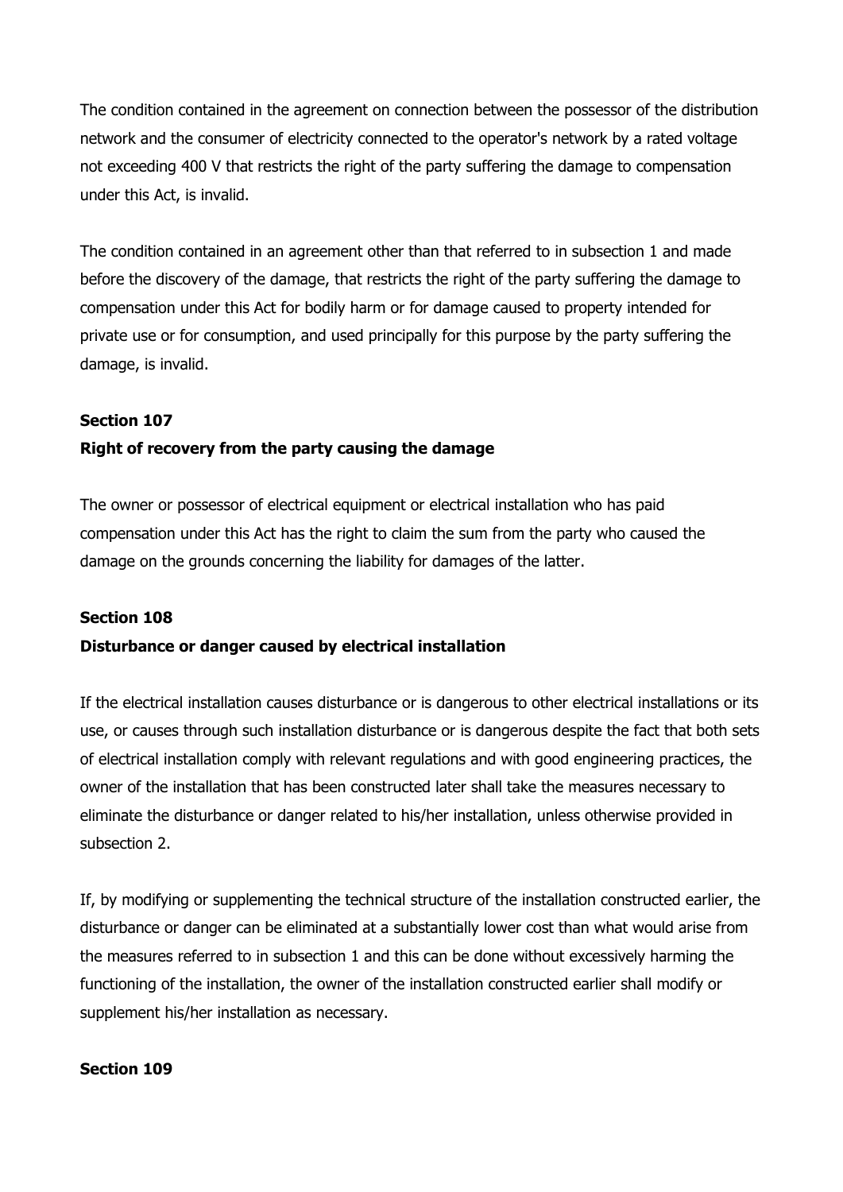The condition contained in the agreement on connection between the possessor of the distribution network and the consumer of electricity connected to the operator's network by a rated voltage not exceeding 400 V that restricts the right of the party suffering the damage to compensation under this Act, is invalid.

The condition contained in an agreement other than that referred to in subsection 1 and made before the discovery of the damage, that restricts the right of the party suffering the damage to compensation under this Act for bodily harm or for damage caused to property intended for private use or for consumption, and used principally for this purpose by the party suffering the damage, is invalid.

**Section 107**
**Right of recovery from the party causing the damage**

The owner or possessor of electrical equipment or electrical installation who has paid compensation under this Act has the right to claim the sum from the party who caused the damage on the grounds concerning the liability for damages of the latter.

**Section 108**
**Disturbance or danger caused by electrical installation**

If the electrical installation causes disturbance or is dangerous to other electrical installations or its use, or causes through such installation disturbance or is dangerous despite the fact that both sets of electrical installation comply with relevant regulations and with good engineering practices, the owner of the installation that has been constructed later shall take the measures necessary to eliminate the disturbance or danger related to his/her installation, unless otherwise provided in subsection 2.

If, by modifying or supplementing the technical structure of the installation constructed earlier, the disturbance or danger can be eliminated at a substantially lower cost than what would arise from the measures referred to in subsection 1 and this can be done without excessively harming the functioning of the installation, the owner of the installation constructed earlier shall modify or supplement his/her installation as necessary.

**Section 109**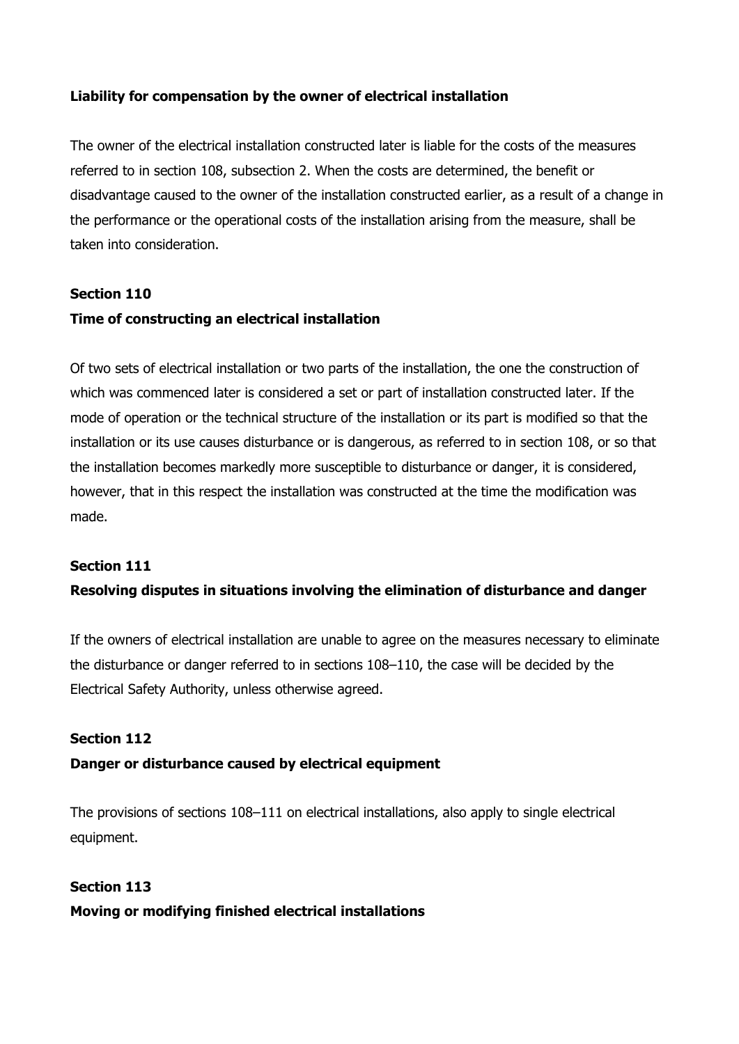**Liability for compensation by the owner of electrical installation**

The owner of the electrical installation constructed later is liable for the costs of the measures referred to in section 108, subsection 2. When the costs are determined, the benefit or disadvantage caused to the owner of the installation constructed earlier, as a result of a change in the performance or the operational costs of the installation arising from the measure, shall be taken into consideration.

### Section 110

### Time of constructing an electrical installation

Of two sets of electrical installation or two parts of the installation, the one the construction of which was commenced later is considered a set or part of installation constructed later. If the mode of operation or the technical structure of the installation or its part is modified so that the installation or its use causes disturbance or is dangerous, as referred to in section 108, or so that the installation becomes markedly more susceptible to disturbance or danger, it is considered, however, that in this respect the installation was constructed at the time the modification was made.

### Section 111

### Resolving disputes in situations involving the elimination of disturbance and danger

If the owners of electrical installation are unable to agree on the measures necessary to eliminate the disturbance or danger referred to in sections 108–110, the case will be decided by the Electrical Safety Authority, unless otherwise agreed.

### Section 112

### Danger or disturbance caused by electrical equipment

The provisions of sections 108–111 on electrical installations, also apply to single electrical equipment.

### Section 113

### Moving or modifying finished electrical installations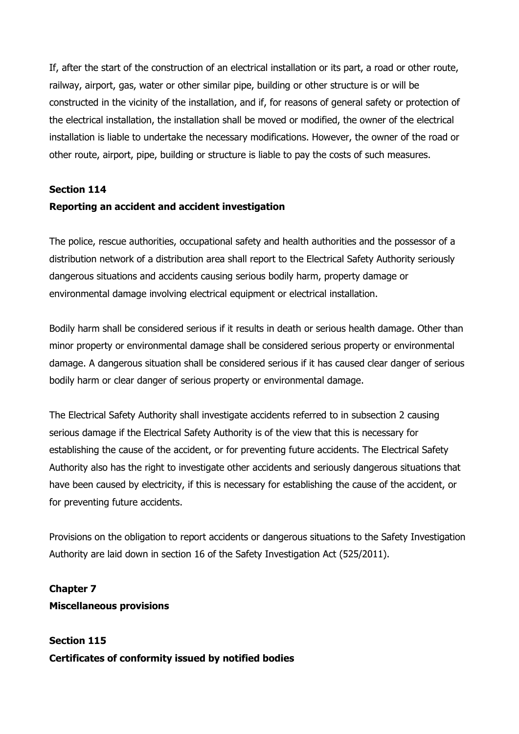If, after the start of the construction of an electrical installation or its part, a road or other route, railway, airport, gas, water or other similar pipe, building or other structure is or will be constructed in the vicinity of the installation, and if, for reasons of general safety or protection of the electrical installation, the installation shall be moved or modified, the owner of the electrical installation is liable to undertake the necessary modifications. However, the owner of the road or other route, airport, pipe, building or structure is liable to pay the costs of such measures.

**Section 114**
**Reporting an accident and accident investigation**

The police, rescue authorities, occupational safety and health authorities and the possessor of a distribution network of a distribution area shall report to the Electrical Safety Authority seriously dangerous situations and accidents causing serious bodily harm, property damage or environmental damage involving electrical equipment or electrical installation.

Bodily harm shall be considered serious if it results in death or serious health damage. Other than minor property or environmental damage shall be considered serious property or environmental damage. A dangerous situation shall be considered serious if it has caused clear danger of serious bodily harm or clear danger of serious property or environmental damage.

The Electrical Safety Authority shall investigate accidents referred to in subsection 2 causing serious damage if the Electrical Safety Authority is of the view that this is necessary for establishing the cause of the accident, or for preventing future accidents. The Electrical Safety Authority also has the right to investigate other accidents and seriously dangerous situations that have been caused by electricity, if this is necessary for establishing the cause of the accident, or for preventing future accidents.

Provisions on the obligation to report accidents or dangerous situations to the Safety Investigation Authority are laid down in section 16 of the Safety Investigation Act (525/2011).

**Chapter 7**
**Miscellaneous provisions**

**Section 115**
**Certificates of conformity issued by notified bodies**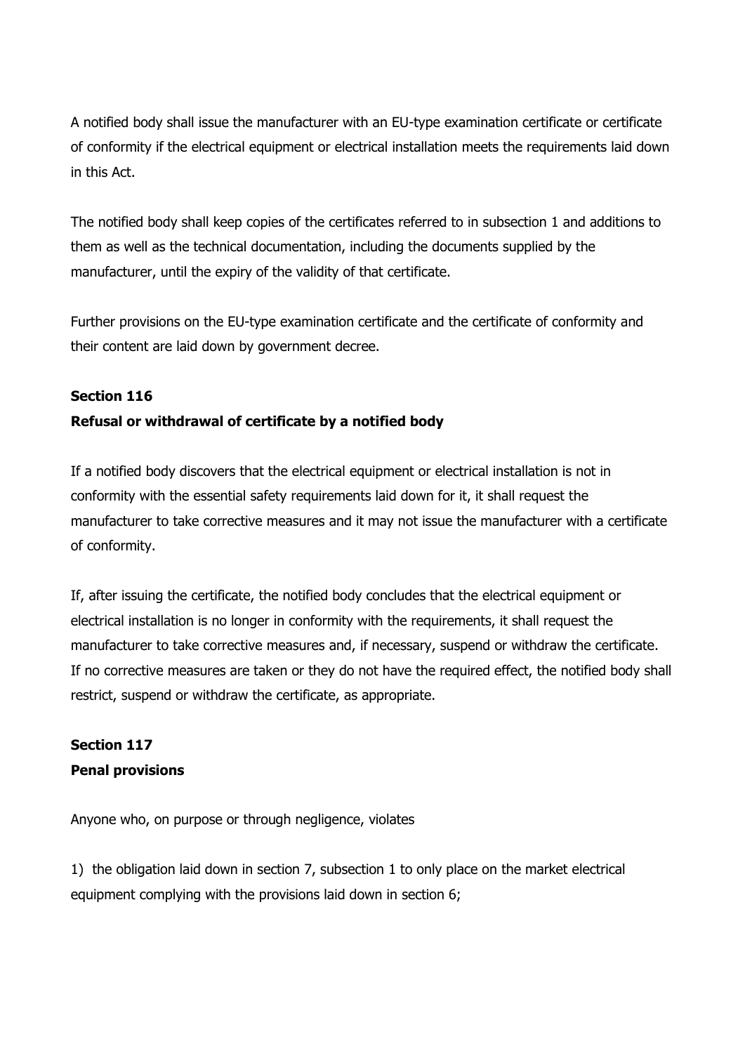A notified body shall issue the manufacturer with an EU-type examination certificate or certificate of conformity if the electrical equipment or electrical installation meets the requirements laid down in this Act.

The notified body shall keep copies of the certificates referred to in subsection 1 and additions to them as well as the technical documentation, including the documents supplied by the manufacturer, until the expiry of the validity of that certificate.

Further provisions on the EU-type examination certificate and the certificate of conformity and their content are laid down by government decree.

**Section 116**
**Refusal or withdrawal of certificate by a notified body**

If a notified body discovers that the electrical equipment or electrical installation is not in conformity with the essential safety requirements laid down for it, it shall request the manufacturer to take corrective measures and it may not issue the manufacturer with a certificate of conformity.

If, after issuing the certificate, the notified body concludes that the electrical equipment or electrical installation is no longer in conformity with the requirements, it shall request the manufacturer to take corrective measures and, if necessary, suspend or withdraw the certificate. If no corrective measures are taken or they do not have the required effect, the notified body shall restrict, suspend or withdraw the certificate, as appropriate.

**Section 117**
**Penal provisions**

Anyone who, on purpose or through negligence, violates

1) the obligation laid down in section 7, subsection 1 to only place on the market electrical equipment complying with the provisions laid down in section 6;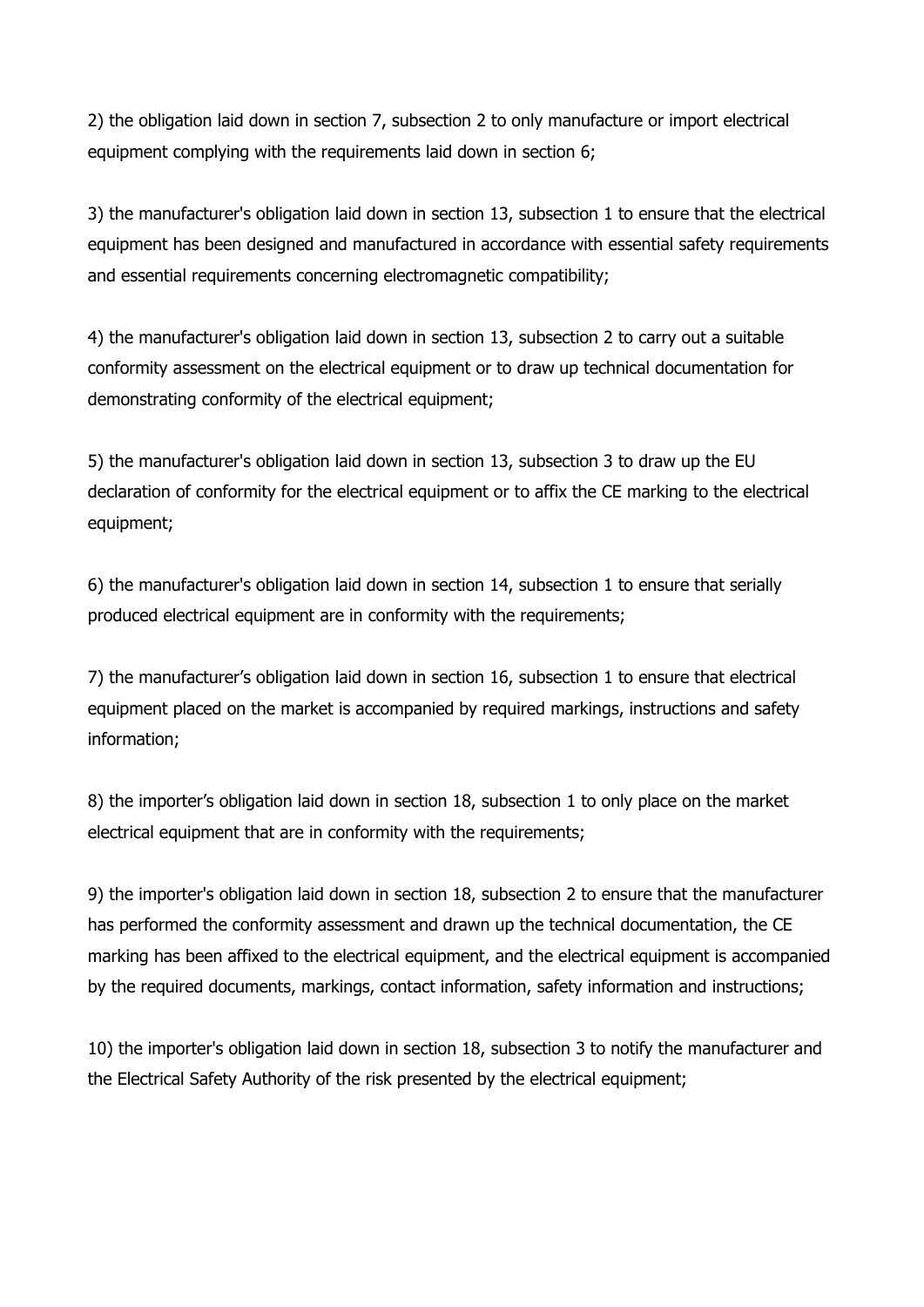2) the obligation laid down in section 7, subsection 2 to only manufacture or import electrical equipment complying with the requirements laid down in section 6;

3) the manufacturer's obligation laid down in section 13, subsection 1 to ensure that the electrical equipment has been designed and manufactured in accordance with essential safety requirements and essential requirements concerning electromagnetic compatibility;

4) the manufacturer's obligation laid down in section 13, subsection 2 to carry out a suitable conformity assessment on the electrical equipment or to draw up technical documentation for demonstrating conformity of the electrical equipment;

5) the manufacturer's obligation laid down in section 13, subsection 3 to draw up the EU declaration of conformity for the electrical equipment or to affix the CE marking to the electrical equipment;

6) the manufacturer's obligation laid down in section 14, subsection 1 to ensure that serially produced electrical equipment are in conformity with the requirements;

7) the manufacturer’s obligation laid down in section 16, subsection 1 to ensure that electrical equipment placed on the market is accompanied by required markings, instructions and safety information;

8) the importer’s obligation laid down in section 18, subsection 1 to only place on the market electrical equipment that are in conformity with the requirements;

9) the importer's obligation laid down in section 18, subsection 2 to ensure that the manufacturer has performed the conformity assessment and drawn up the technical documentation, the CE marking has been affixed to the electrical equipment, and the electrical equipment is accompanied by the required documents, markings, contact information, safety information and instructions;

10) the importer's obligation laid down in section 18, subsection 3 to notify the manufacturer and the Electrical Safety Authority of the risk presented by the electrical equipment;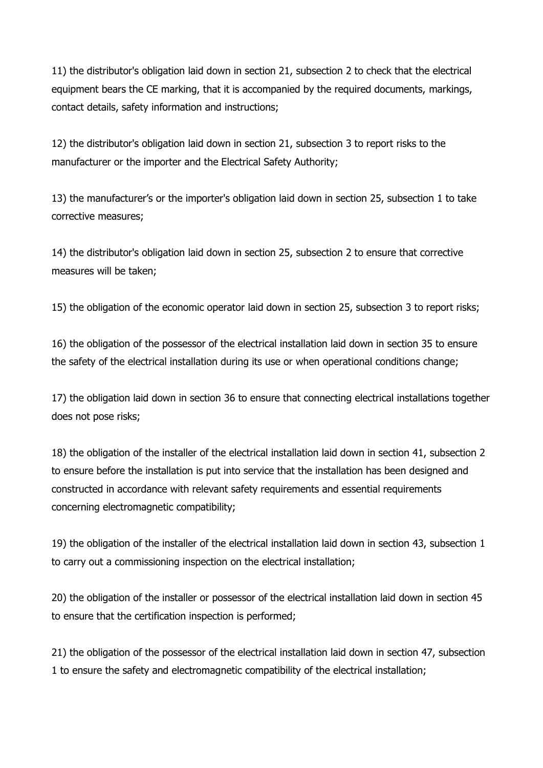11) the distributor's obligation laid down in section 21, subsection 2 to check that the electrical equipment bears the CE marking, that it is accompanied by the required documents, markings, contact details, safety information and instructions;

12) the distributor's obligation laid down in section 21, subsection 3 to report risks to the manufacturer or the importer and the Electrical Safety Authority;

13) the manufacturer's or the importer's obligation laid down in section 25, subsection 1 to take corrective measures;

14) the distributor's obligation laid down in section 25, subsection 2 to ensure that corrective measures will be taken;

15) the obligation of the economic operator laid down in section 25, subsection 3 to report risks;

16) the obligation of the possessor of the electrical installation laid down in section 35 to ensure the safety of the electrical installation during its use or when operational conditions change;

17) the obligation laid down in section 36 to ensure that connecting electrical installations together does not pose risks;

18) the obligation of the installer of the electrical installation laid down in section 41, subsection 2 to ensure before the installation is put into service that the installation has been designed and constructed in accordance with relevant safety requirements and essential requirements concerning electromagnetic compatibility;

19) the obligation of the installer of the electrical installation laid down in section 43, subsection 1 to carry out a commissioning inspection on the electrical installation;

20) the obligation of the installer or possessor of the electrical installation laid down in section 45 to ensure that the certification inspection is performed;

21) the obligation of the possessor of the electrical installation laid down in section 47, subsection 1 to ensure the safety and electromagnetic compatibility of the electrical installation;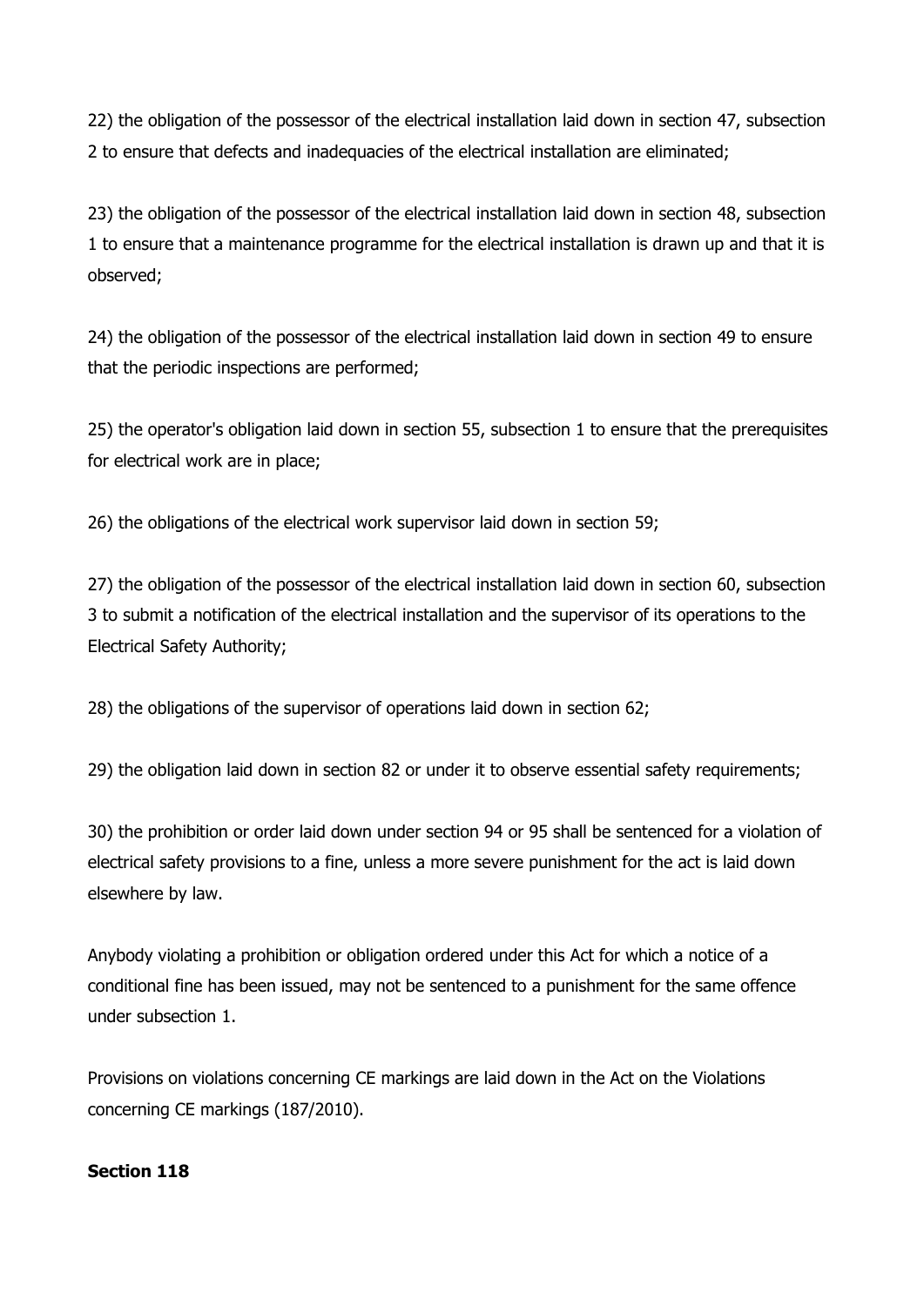22) the obligation of the possessor of the electrical installation laid down in section 47, subsection 2 to ensure that defects and inadequacies of the electrical installation are eliminated;

23) the obligation of the possessor of the electrical installation laid down in section 48, subsection 1 to ensure that a maintenance programme for the electrical installation is drawn up and that it is observed;

24) the obligation of the possessor of the electrical installation laid down in section 49 to ensure that the periodic inspections are performed;

25) the operator's obligation laid down in section 55, subsection 1 to ensure that the prerequisites for electrical work are in place;

26) the obligations of the electrical work supervisor laid down in section 59;

27) the obligation of the possessor of the electrical installation laid down in section 60, subsection 3 to submit a notification of the electrical installation and the supervisor of its operations to the Electrical Safety Authority;

28) the obligations of the supervisor of operations laid down in section 62;

29) the obligation laid down in section 82 or under it to observe essential safety requirements;

30) the prohibition or order laid down under section 94 or 95 shall be sentenced for a violation of electrical safety provisions to a fine, unless a more severe punishment for the act is laid down elsewhere by law.

Anybody violating a prohibition or obligation ordered under this Act for which a notice of a conditional fine has been issued, may not be sentenced to a punishment for the same offence under subsection 1.

Provisions on violations concerning CE markings are laid down in the Act on the Violations concerning CE markings (187/2010).

**Section 118**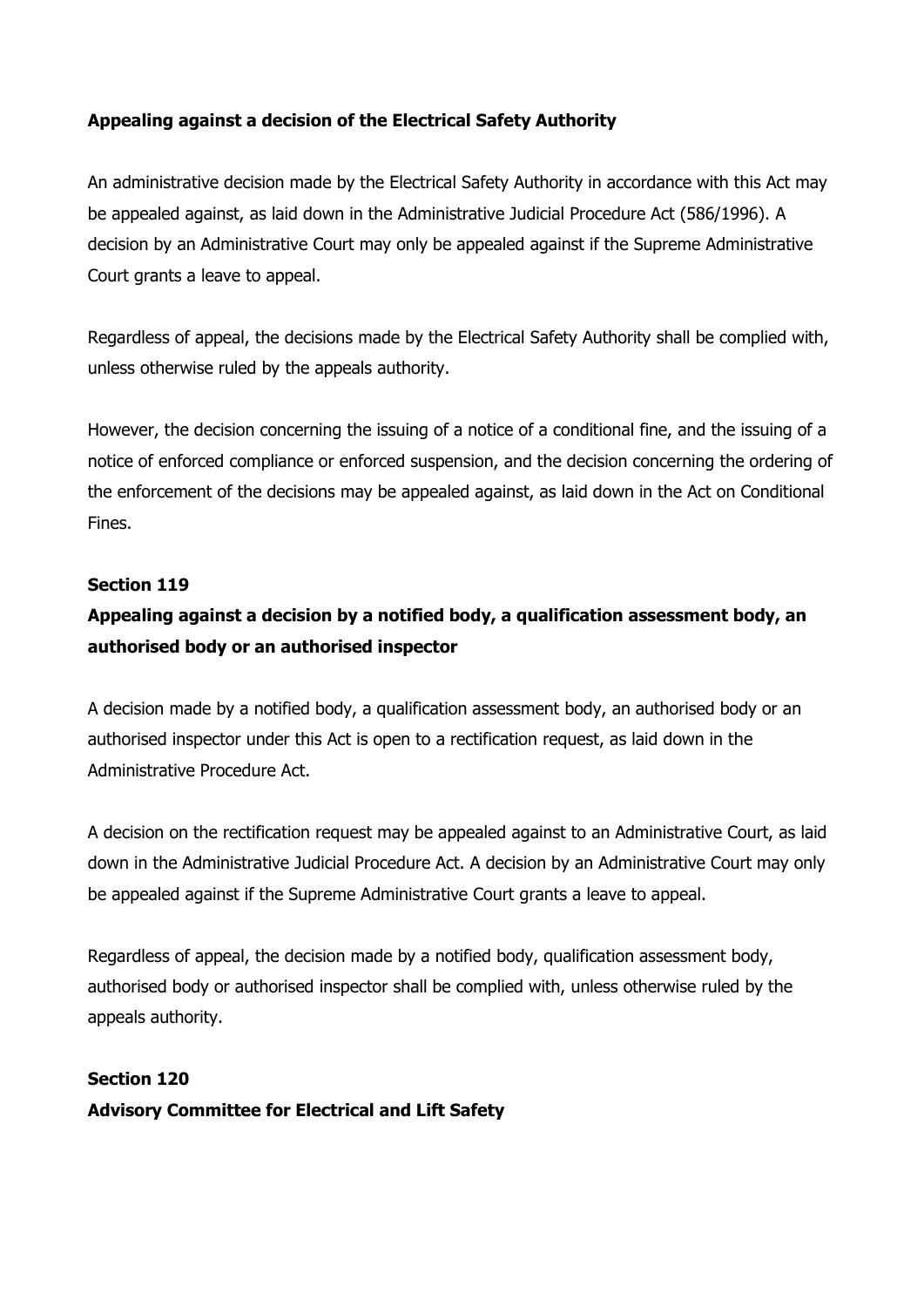**Appealing against a decision of the Electrical Safety Authority**

An administrative decision made by the Electrical Safety Authority in accordance with this Act may be appealed against, as laid down in the Administrative Judicial Procedure Act (586/1996). A decision by an Administrative Court may only be appealed against if the Supreme Administrative Court grants a leave to appeal.

Regardless of appeal, the decisions made by the Electrical Safety Authority shall be complied with, unless otherwise ruled by the appeals authority.

However, the decision concerning the issuing of a notice of a conditional fine, and the issuing of a notice of enforced compliance or enforced suspension, and the decision concerning the ordering of the enforcement of the decisions may be appealed against, as laid down in the Act on Conditional Fines.

**Section 119**

**Appealing against a decision by a notified body, a qualification assessment body, an authorised body or an authorised inspector**

A decision made by a notified body, a qualification assessment body, an authorised body or an authorised inspector under this Act is open to a rectification request, as laid down in the Administrative Procedure Act.

A decision on the rectification request may be appealed against to an Administrative Court, as laid down in the Administrative Judicial Procedure Act. A decision by an Administrative Court may only be appealed against if the Supreme Administrative Court grants a leave to appeal.

Regardless of appeal, the decision made by a notified body, qualification assessment body, authorised body or authorised inspector shall be complied with, unless otherwise ruled by the appeals authority.

**Section 120**

**Advisory Committee for Electrical and Lift Safety**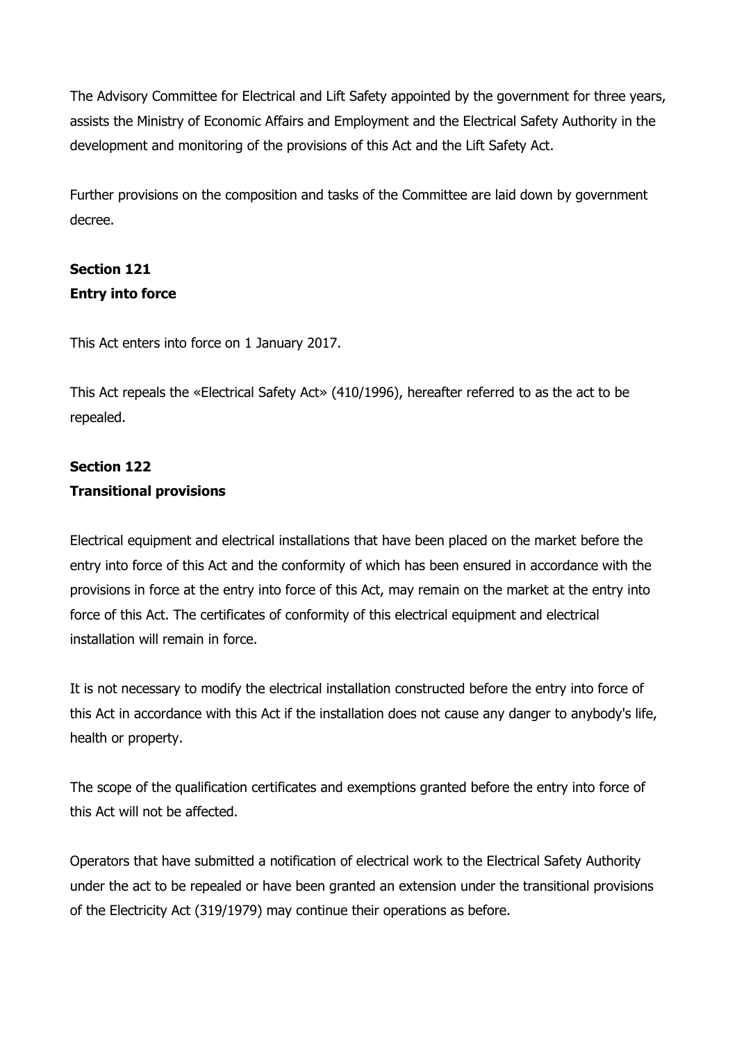The Advisory Committee for Electrical and Lift Safety appointed by the government for three years, assists the Ministry of Economic Affairs and Employment and the Electrical Safety Authority in the development and monitoring of the provisions of this Act and the Lift Safety Act.

Further provisions on the composition and tasks of the Committee are laid down by government decree.

**Section 121**
**Entry into force**

This Act enters into force on 1 January 2017.

This Act repeals the «Electrical Safety Act» (410/1996), hereafter referred to as the act to be repealed.

**Section 122**
**Transitional provisions**

Electrical equipment and electrical installations that have been placed on the market before the entry into force of this Act and the conformity of which has been ensured in accordance with the provisions in force at the entry into force of this Act, may remain on the market at the entry into force of this Act. The certificates of conformity of this electrical equipment and electrical installation will remain in force.

It is not necessary to modify the electrical installation constructed before the entry into force of this Act in accordance with this Act if the installation does not cause any danger to anybody's life, health or property.

The scope of the qualification certificates and exemptions granted before the entry into force of this Act will not be affected.

Operators that have submitted a notification of electrical work to the Electrical Safety Authority under the act to be repealed or have been granted an extension under the transitional provisions of the Electricity Act (319/1979) may continue their operations as before.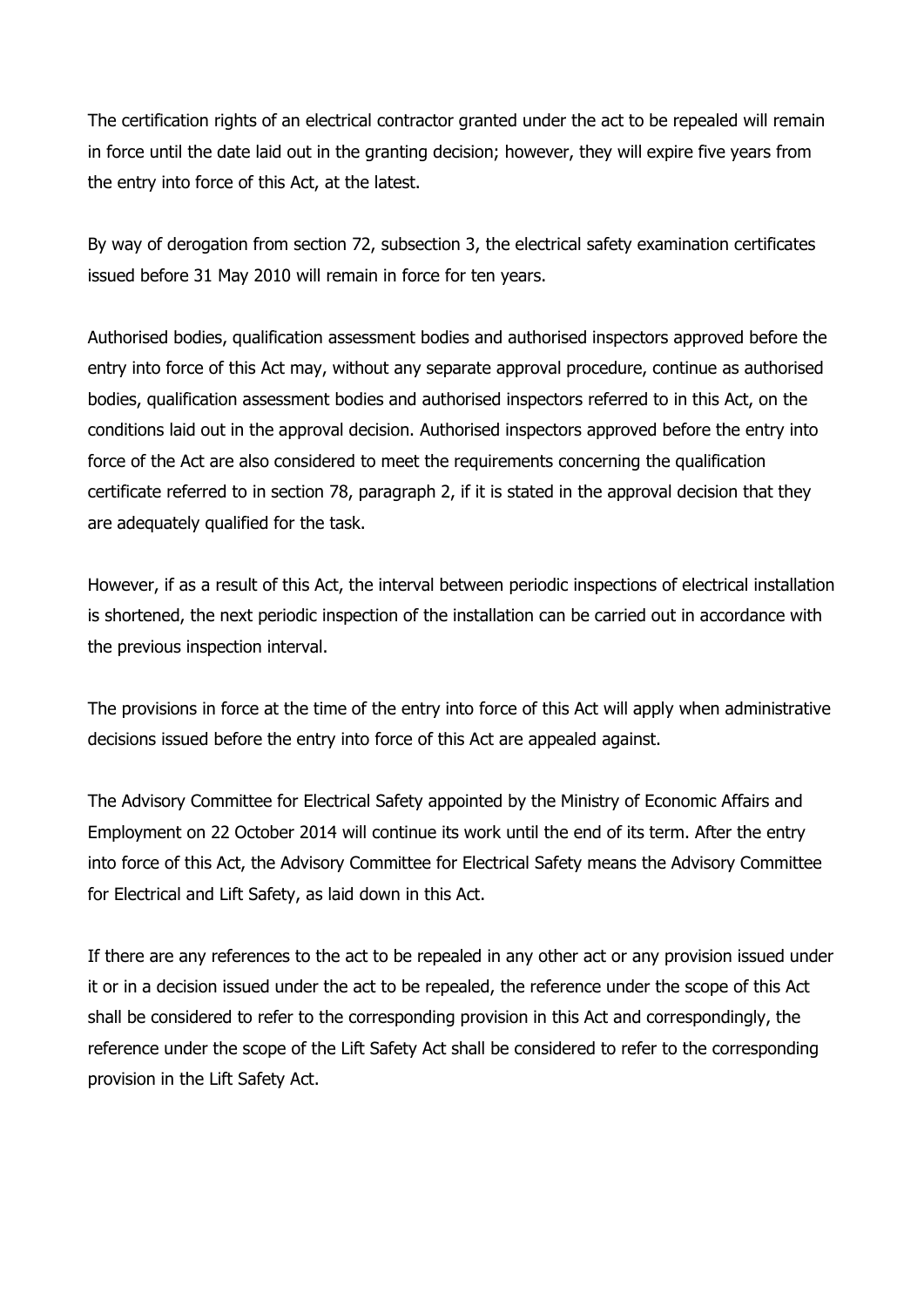The certification rights of an electrical contractor granted under the act to be repealed will remain in force until the date laid out in the granting decision; however, they will expire five years from the entry into force of this Act, at the latest.

By way of derogation from section 72, subsection 3, the electrical safety examination certificates issued before 31 May 2010 will remain in force for ten years.

Authorised bodies, qualification assessment bodies and authorised inspectors approved before the entry into force of this Act may, without any separate approval procedure, continue as authorised bodies, qualification assessment bodies and authorised inspectors referred to in this Act, on the conditions laid out in the approval decision. Authorised inspectors approved before the entry into force of the Act are also considered to meet the requirements concerning the qualification certificate referred to in section 78, paragraph 2, if it is stated in the approval decision that they are adequately qualified for the task.

However, if as a result of this Act, the interval between periodic inspections of electrical installation is shortened, the next periodic inspection of the installation can be carried out in accordance with the previous inspection interval.

The provisions in force at the time of the entry into force of this Act will apply when administrative decisions issued before the entry into force of this Act are appealed against.

The Advisory Committee for Electrical Safety appointed by the Ministry of Economic Affairs and Employment on 22 October 2014 will continue its work until the end of its term. After the entry into force of this Act, the Advisory Committee for Electrical Safety means the Advisory Committee for Electrical and Lift Safety, as laid down in this Act.

If there are any references to the act to be repealed in any other act or any provision issued under it or in a decision issued under the act to be repealed, the reference under the scope of this Act shall be considered to refer to the corresponding provision in this Act and correspondingly, the reference under the scope of the Lift Safety Act shall be considered to refer to the corresponding provision in the Lift Safety Act.